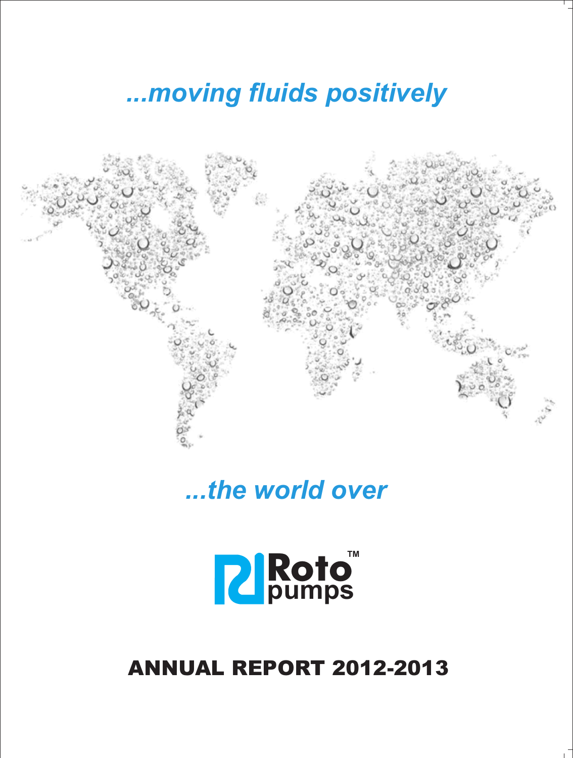*...moving fluids positively*

*...the world over*

**Roto pumps™**

# ANNUAL REPORT 2012-2013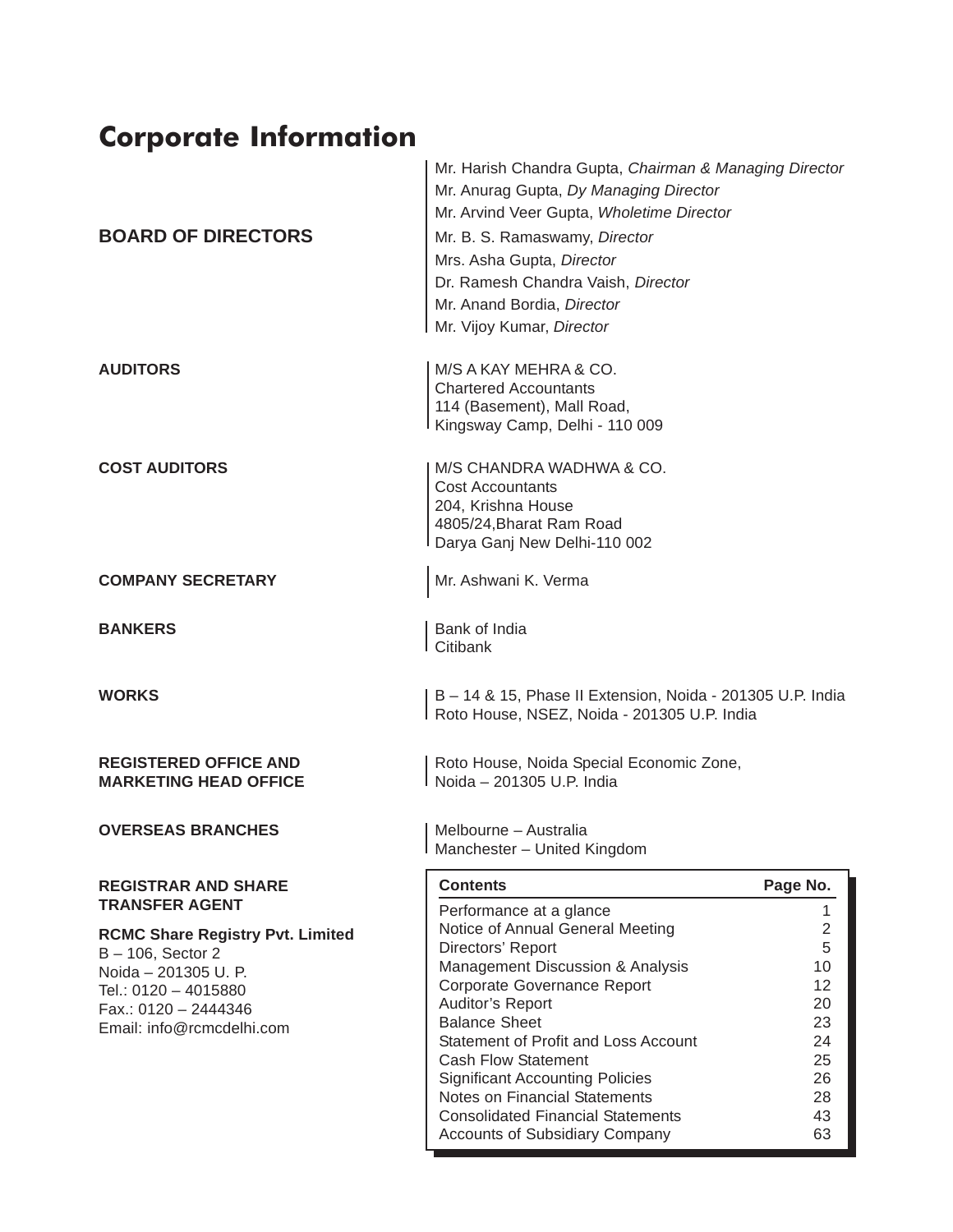# Corporate Information

**BOARD OF DIRECTORS**

Mr. Harish Chandra Gupta, *Chairman & Managing Director*
Mr. Anurag Gupta, *Dy Managing Director*
Mr. Arvind Veer Gupta, *Wholetime Director*
Mr. B. S. Ramaswamy, *Director*
Mrs. Asha Gupta, *Director*
Dr. Ramesh Chandra Vaish, *Director*
Mr. Anand Bordia, *Director*
Mr. Vijoy Kumar, *Director*

**AUDITORS**

M/S A KAY MEHRA & CO.
Chartered Accountants
114 (Basement), Mall Road,
Kingsway Camp, Delhi - 110 009

**COST AUDITORS**

M/S CHANDRA WADHWA & CO.
Cost Accountants
204, Krishna House
4805/24,Bharat Ram Road
Darya Ganj New Delhi-110 002

**COMPANY SECRETARY**

Mr. Ashwani K. Verma

**BANKERS**

Bank of India
Citibank

**WORKS**

B – 14 & 15, Phase II Extension, Noida - 201305 U.P. India
Roto House, NSEZ, Noida - 201305 U.P. India

**REGISTERED OFFICE AND MARKETING HEAD OFFICE**

Roto House, Noida Special Economic Zone,
Noida – 201305 U.P. India

**OVERSEAS BRANCHES**

Melbourne – Australia
Manchester – United Kingdom

**REGISTRAR AND SHARE TRANSFER AGENT**

**RCMC Share Registry Pvt. Limited**
B – 106, Sector 2
Noida – 201305 U. P.
Tel.: 0120 – 4015880
Fax.: 0120 – 2444346
Email: info@rcmcdelhi.com

| Contents | Page No. |
|---|---|
| Performance at a glance | 1 |
| Notice of Annual General Meeting | 2 |
| Directors' Report | 5 |
| Management Discussion & Analysis | 10 |
| Corporate Governance Report | 12 |
| Auditor's Report | 20 |
| Balance Sheet | 23 |
| Statement of Profit and Loss Account | 24 |
| Cash Flow Statement | 25 |
| Significant Accounting Policies | 26 |
| Notes on Financial Statements | 28 |
| Consolidated Financial Statements | 43 |
| Accounts of Subsidiary Company | 63 |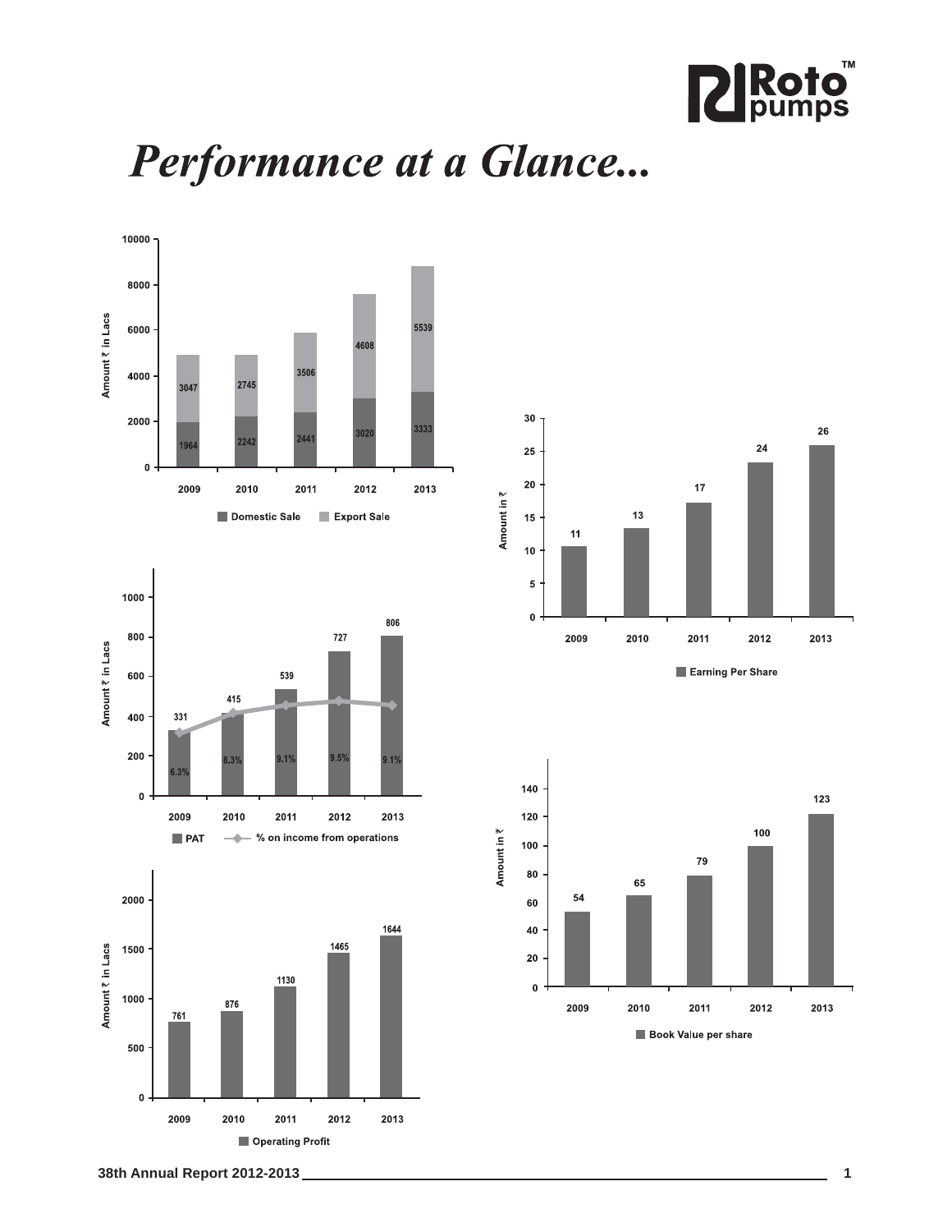# *Performance at a Glance...*

| Year | Domestic Sale (₹ in Lacs) | Export Sale (₹ in Lacs) |
|---|---|---|
| 2009 | 1964 | 3047 |
| 2010 | 2242 | 2745 |
| 2011 | 2441 | 3506 |
| 2012 | 3020 | 4608 |
| 2013 | 3333 | 5539 |

| Year | Earning Per Share (Amount in ₹) |
|---|---|
| 2009 | 11 |
| 2010 | 13 |
| 2011 | 17 |
| 2012 | 24 |
| 2013 | 26 |

| Year | PAT (Amount ₹ in Lacs) | % on income from operations |
|---|---|---|
| 2009 | 331 | 6.3% |
| 2010 | 415 | 8.3% |
| 2011 | 539 | 9.1% |
| 2012 | 727 | 9.5% |
| 2013 | 806 | 9.1% |

| Year | Book Value per share (Amount in ₹) |
|---|---|
| 2009 | 54 |
| 2010 | 65 |
| 2011 | 79 |
| 2012 | 100 |
| 2013 | 123 |

| Year | Operating Profit (Amount ₹ in Lacs) |
|---|---|
| 2009 | 761 |
| 2010 | 876 |
| 2011 | 1130 |
| 2012 | 1465 |
| 2013 | 1644 |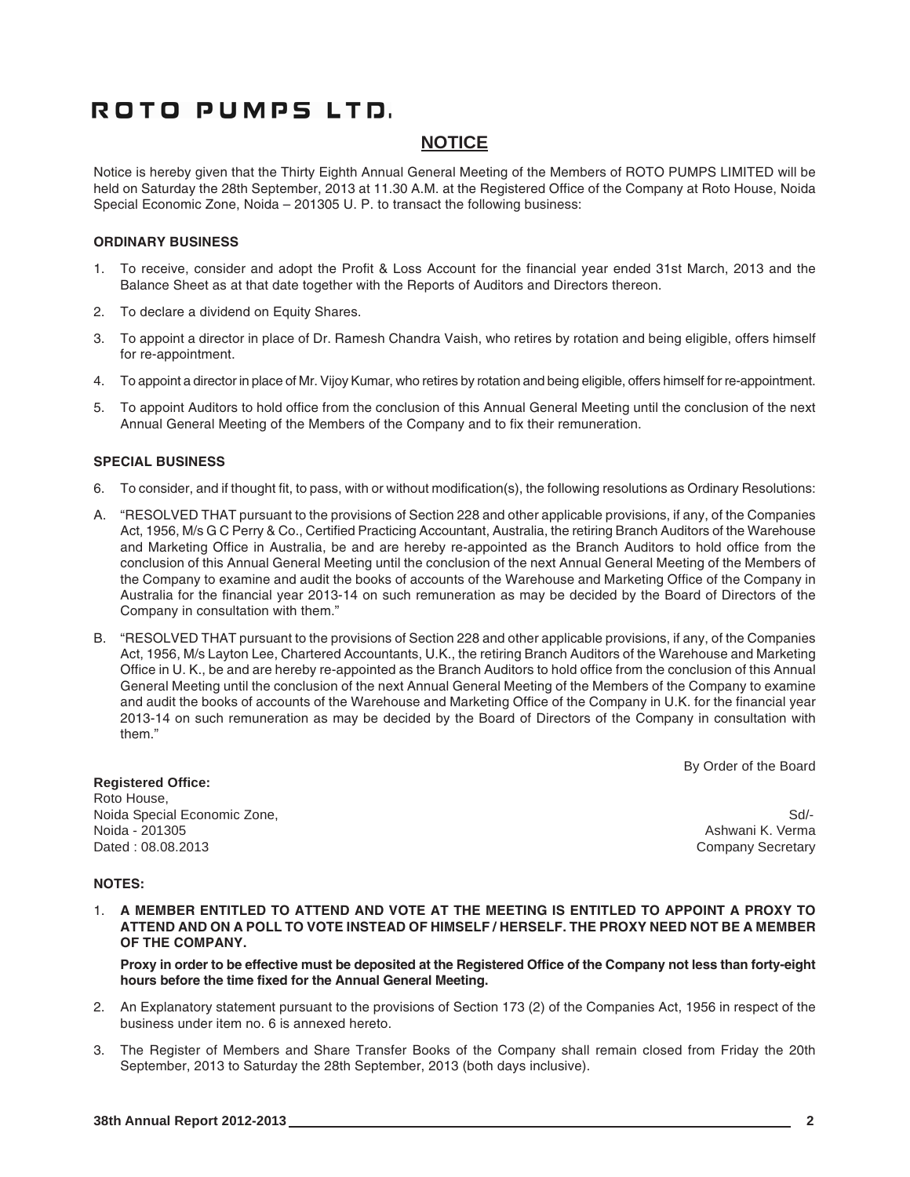# ROTO PUMPS LTD.

## NOTICE

Notice is hereby given that the Thirty Eighth Annual General Meeting of the Members of ROTO PUMPS LIMITED will be held on Saturday the 28th September, 2013 at 11.30 A.M. at the Registered Office of the Company at Roto House, Noida Special Economic Zone, Noida – 201305 U. P. to transact the following business:

**ORDINARY BUSINESS**

1. To receive, consider and adopt the Profit & Loss Account for the financial year ended 31st March, 2013 and the Balance Sheet as at that date together with the Reports of Auditors and Directors thereon.
2. To declare a dividend on Equity Shares.
3. To appoint a director in place of Dr. Ramesh Chandra Vaish, who retires by rotation and being eligible, offers himself for re-appointment.
4. To appoint a director in place of Mr. Vijoy Kumar, who retires by rotation and being eligible, offers himself for re-appointment.
5. To appoint Auditors to hold office from the conclusion of this Annual General Meeting until the conclusion of the next Annual General Meeting of the Members of the Company and to fix their remuneration.

**SPECIAL BUSINESS**

6. To consider, and if thought fit, to pass, with or without modification(s), the following resolutions as Ordinary Resolutions:

A. "RESOLVED THAT pursuant to the provisions of Section 228 and other applicable provisions, if any, of the Companies Act, 1956, M/s G C Perry & Co., Certified Practicing Accountant, Australia, the retiring Branch Auditors of the Warehouse and Marketing Office in Australia, be and are hereby re-appointed as the Branch Auditors to hold office from the conclusion of this Annual General Meeting until the conclusion of the next Annual General Meeting of the Members of the Company to examine and audit the books of accounts of the Warehouse and Marketing Office of the Company in Australia for the financial year 2013-14 on such remuneration as may be decided by the Board of Directors of the Company in consultation with them."

B. "RESOLVED THAT pursuant to the provisions of Section 228 and other applicable provisions, if any, of the Companies Act, 1956, M/s Layton Lee, Chartered Accountants, U.K., the retiring Branch Auditors of the Warehouse and Marketing Office in U. K., be and are hereby re-appointed as the Branch Auditors to hold office from the conclusion of this Annual General Meeting until the conclusion of the next Annual General Meeting of the Members of the Company to examine and audit the books of accounts of the Warehouse and Marketing Office of the Company in U.K. for the financial year 2013-14 on such remuneration as may be decided by the Board of Directors of the Company in consultation with them."

By Order of the Board

**Registered Office:**
Roto House,
Noida Special Economic Zone,
Noida - 201305
Dated : 08.08.2013

Sd/-
Ashwani K. Verma
Company Secretary

**NOTES:**

1. **A MEMBER ENTITLED TO ATTEND AND VOTE AT THE MEETING IS ENTITLED TO APPOINT A PROXY TO ATTEND AND ON A POLL TO VOTE INSTEAD OF HIMSELF / HERSELF. THE PROXY NEED NOT BE A MEMBER OF THE COMPANY.**

   **Proxy in order to be effective must be deposited at the Registered Office of the Company not less than forty-eight hours before the time fixed for the Annual General Meeting.**

2. An Explanatory statement pursuant to the provisions of Section 173 (2) of the Companies Act, 1956 in respect of the business under item no. 6 is annexed hereto.
3. The Register of Members and Share Transfer Books of the Company shall remain closed from Friday the 20th September, 2013 to Saturday the 28th September, 2013 (both days inclusive).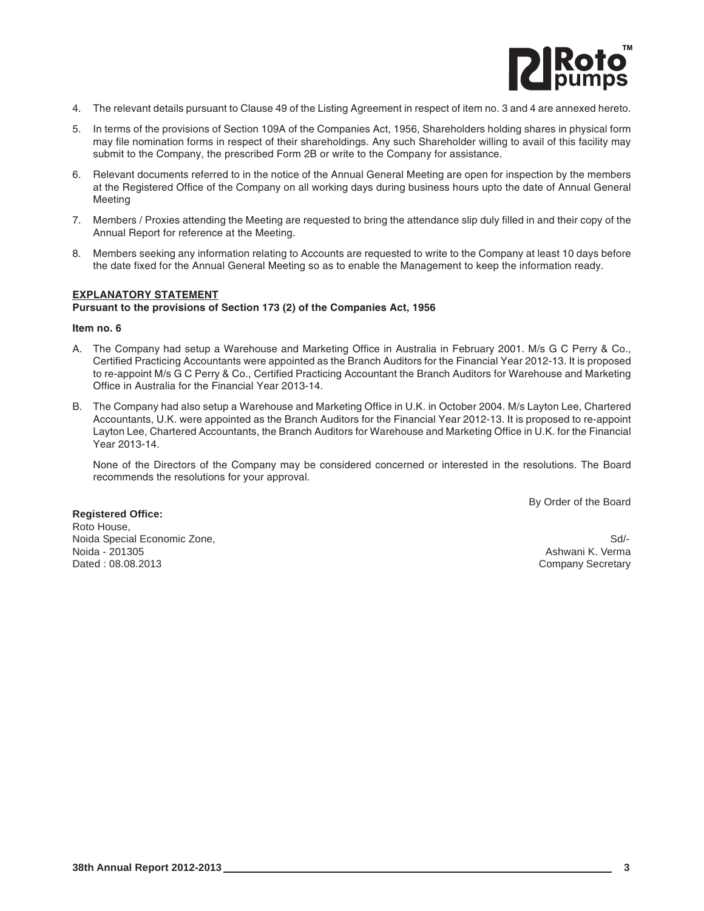4. The relevant details pursuant to Clause 49 of the Listing Agreement in respect of item no. 3 and 4 are annexed hereto.

5. In terms of the provisions of Section 109A of the Companies Act, 1956, Shareholders holding shares in physical form may file nomination forms in respect of their shareholdings. Any such Shareholder willing to avail of this facility may submit to the Company, the prescribed Form 2B or write to the Company for assistance.

6. Relevant documents referred to in the notice of the Annual General Meeting are open for inspection by the members at the Registered Office of the Company on all working days during business hours upto the date of Annual General Meeting

7. Members / Proxies attending the Meeting are requested to bring the attendance slip duly filled in and their copy of the Annual Report for reference at the Meeting.

8. Members seeking any information relating to Accounts are requested to write to the Company at least 10 days before the date fixed for the Annual General Meeting so as to enable the Management to keep the information ready.

**EXPLANATORY STATEMENT**

**Pursuant to the provisions of Section 173 (2) of the Companies Act, 1956**

**Item no. 6**

A. The Company had setup a Warehouse and Marketing Office in Australia in February 2001. M/s G C Perry & Co., Certified Practicing Accountants were appointed as the Branch Auditors for the Financial Year 2012-13. It is proposed to re-appoint M/s G C Perry & Co., Certified Practicing Accountant the Branch Auditors for Warehouse and Marketing Office in Australia for the Financial Year 2013-14.

B. The Company had also setup a Warehouse and Marketing Office in U.K. in October 2004. M/s Layton Lee, Chartered Accountants, U.K. were appointed as the Branch Auditors for the Financial Year 2012-13. It is proposed to re-appoint Layton Lee, Chartered Accountants, the Branch Auditors for Warehouse and Marketing Office in U.K. for the Financial Year 2013-14.

   None of the Directors of the Company may be considered concerned or interested in the resolutions. The Board recommends the resolutions for your approval.

By Order of the Board

**Registered Office:**
Roto House,
Noida Special Economic Zone,
Noida - 201305
Dated : 08.08.2013

Sd/-
Ashwani K. Verma
Company Secretary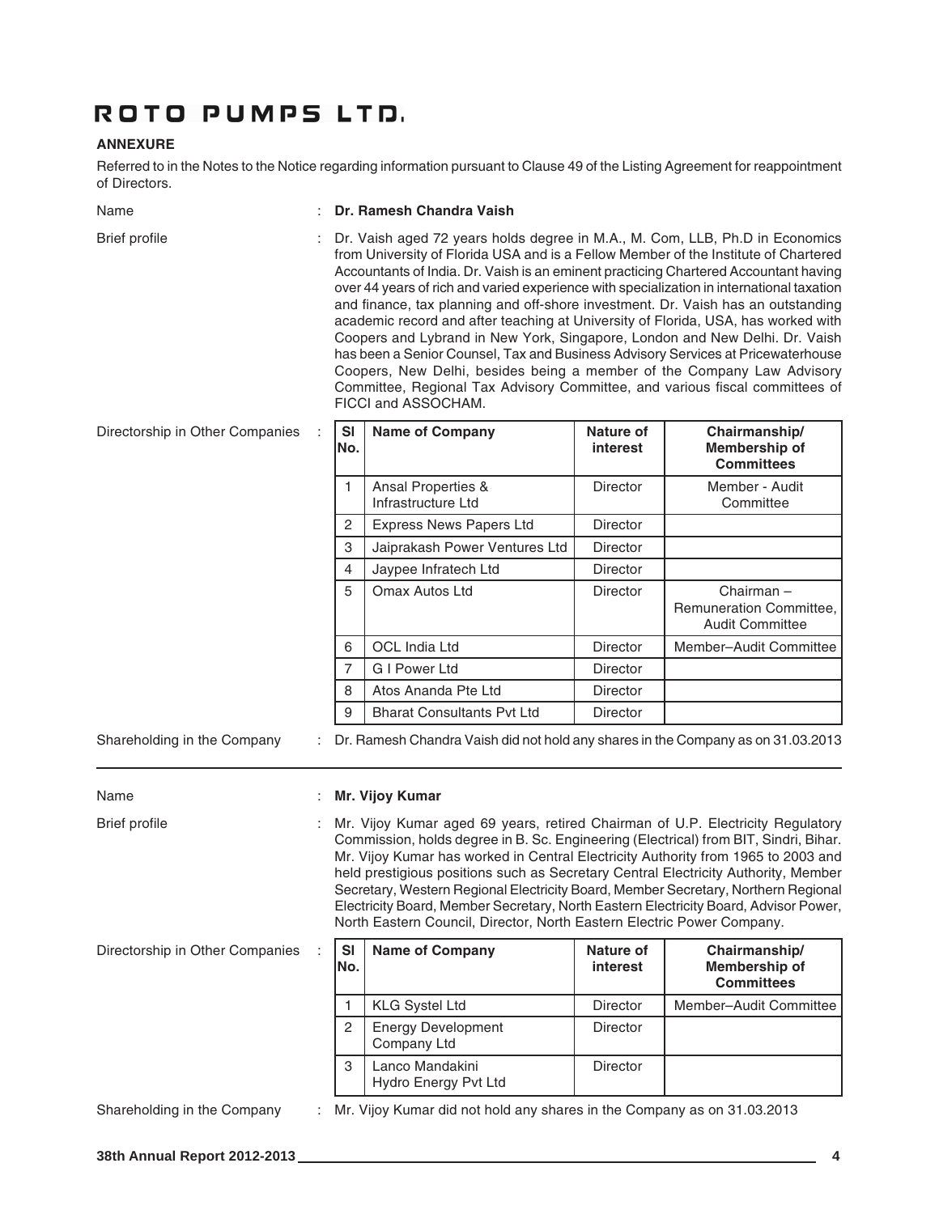## ANNEXURE

Referred to in the Notes to the Notice regarding information pursuant to Clause 49 of the Listing Agreement for reappointment of Directors.

Name : **Dr. Ramesh Chandra Vaish**

Brief profile : Dr. Vaish aged 72 years holds degree in M.A., M. Com, LLB, Ph.D in Economics from University of Florida USA and is a Fellow Member of the Institute of Chartered Accountants of India. Dr. Vaish is an eminent practicing Chartered Accountant having over 44 years of rich and varied experience with specialization in international taxation and finance, tax planning and off-shore investment. Dr. Vaish has an outstanding academic record and after teaching at University of Florida, USA, has worked with Coopers and Lybrand in New York, Singapore, London and New Delhi. Dr. Vaish has been a Senior Counsel, Tax and Business Advisory Services at Pricewaterhouse Coopers, New Delhi, besides being a member of the Company Law Advisory Committee, Regional Tax Advisory Committee, and various fiscal committees of FICCI and ASSOCHAM.

Directorship in Other Companies :

| Sl No. | Name of Company | Nature of interest | Chairmanship/ Membership of Committees |
|---|---|---|---|
| 1 | Ansal Properties & Infrastructure Ltd | Director | Member - Audit Committee |
| 2 | Express News Papers Ltd | Director | |
| 3 | Jaiprakash Power Ventures Ltd | Director | |
| 4 | Jaypee Infratech Ltd | Director | |
| 5 | Omax Autos Ltd | Director | Chairman – Remuneration Committee, Audit Committee |
| 6 | OCL India Ltd | Director | Member–Audit Committee |
| 7 | G I Power Ltd | Director | |
| 8 | Atos Ananda Pte Ltd | Director | |
| 9 | Bharat Consultants Pvt Ltd | Director | |

Shareholding in the Company : Dr. Ramesh Chandra Vaish did not hold any shares in the Company as on 31.03.2013

---

Name : **Mr. Vijoy Kumar**

Brief profile : Mr. Vijoy Kumar aged 69 years, retired Chairman of U.P. Electricity Regulatory Commission, holds degree in B. Sc. Engineering (Electrical) from BIT, Sindri, Bihar. Mr. Vijoy Kumar has worked in Central Electricity Authority from 1965 to 2003 and held prestigious positions such as Secretary Central Electricity Authority, Member Secretary, Western Regional Electricity Board, Member Secretary, Northern Regional Electricity Board, Member Secretary, North Eastern Electricity Board, Advisor Power, North Eastern Council, Director, North Eastern Electric Power Company.

Directorship in Other Companies :

| Sl No. | Name of Company | Nature of interest | Chairmanship/ Membership of Committees |
|---|---|---|---|
| 1 | KLG Systel Ltd | Director | Member–Audit Committee |
| 2 | Energy Development Company Ltd | Director | |
| 3 | Lanco Mandakini Hydro Energy Pvt Ltd | Director | |

Shareholding in the Company : Mr. Vijoy Kumar did not hold any shares in the Company as on 31.03.2013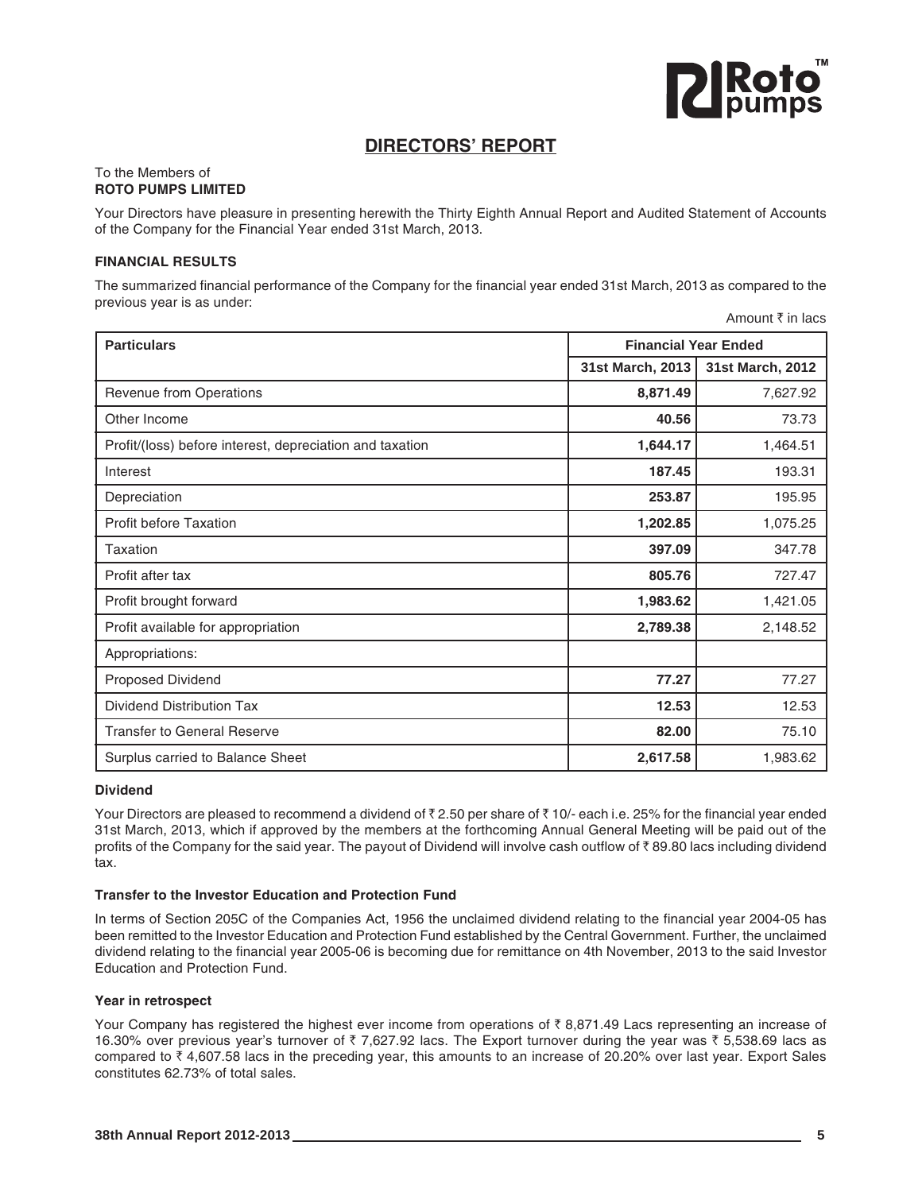## DIRECTORS' REPORT

To the Members of
**ROTO PUMPS LIMITED**

Your Directors have pleasure in presenting herewith the Thirty Eighth Annual Report and Audited Statement of Accounts of the Company for the Financial Year ended 31st March, 2013.

### FINANCIAL RESULTS

The summarized financial performance of the Company for the financial year ended 31st March, 2013 as compared to the previous year is as under:

Amount ₹ in lacs

| Particulars | Financial Year Ended | |
|---|---|---|
| | 31st March, 2013 | 31st March, 2012 |
| Revenue from Operations | **8,871.49** | 7,627.92 |
| Other Income | **40.56** | 73.73 |
| Profit/(loss) before interest, depreciation and taxation | **1,644.17** | 1,464.51 |
| Interest | **187.45** | 193.31 |
| Depreciation | **253.87** | 195.95 |
| Profit before Taxation | **1,202.85** | 1,075.25 |
| Taxation | **397.09** | 347.78 |
| Profit after tax | **805.76** | 727.47 |
| Profit brought forward | **1,983.62** | 1,421.05 |
| Profit available for appropriation | **2,789.38** | 2,148.52 |
| Appropriations: | | |
| Proposed Dividend | **77.27** | 77.27 |
| Dividend Distribution Tax | **12.53** | 12.53 |
| Transfer to General Reserve | **82.00** | 75.10 |
| Surplus carried to Balance Sheet | **2,617.58** | 1,983.62 |

#### Dividend

Your Directors are pleased to recommend a dividend of ₹ 2.50 per share of ₹ 10/- each i.e. 25% for the financial year ended 31st March, 2013, which if approved by the members at the forthcoming Annual General Meeting will be paid out of the profits of the Company for the said year. The payout of Dividend will involve cash outflow of ₹ 89.80 lacs including dividend tax.

#### Transfer to the Investor Education and Protection Fund

In terms of Section 205C of the Companies Act, 1956 the unclaimed dividend relating to the financial year 2004-05 has been remitted to the Investor Education and Protection Fund established by the Central Government. Further, the unclaimed dividend relating to the financial year 2005-06 is becoming due for remittance on 4th November, 2013 to the said Investor Education and Protection Fund.

#### Year in retrospect

Your Company has registered the highest ever income from operations of ₹ 8,871.49 Lacs representing an increase of 16.30% over previous year's turnover of ₹ 7,627.92 lacs. The Export turnover during the year was ₹ 5,538.69 lacs as compared to ₹ 4,607.58 lacs in the preceding year, this amounts to an increase of 20.20% over last year. Export Sales constitutes 62.73% of total sales.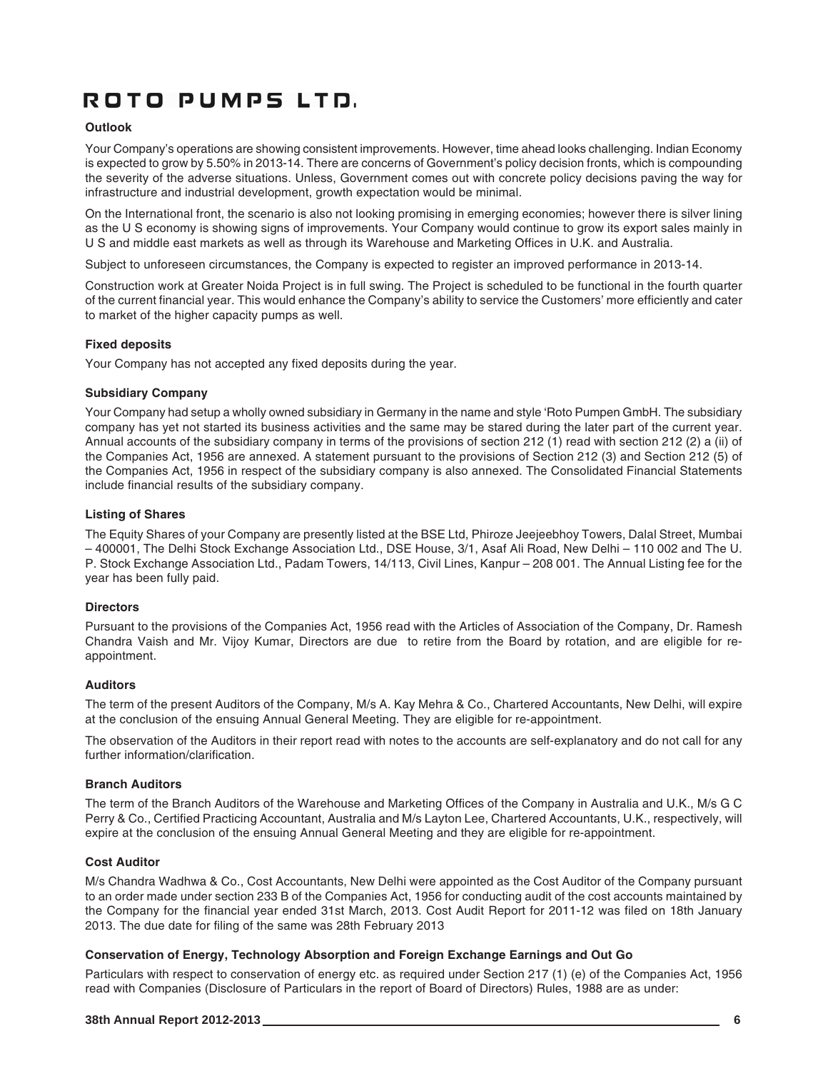# ROTO PUMPS LTD.

### Outlook

Your Company's operations are showing consistent improvements. However, time ahead looks challenging. Indian Economy is expected to grow by 5.50% in 2013-14. There are concerns of Government's policy decision fronts, which is compounding the severity of the adverse situations. Unless, Government comes out with concrete policy decisions paving the way for infrastructure and industrial development, growth expectation would be minimal.

On the International front, the scenario is also not looking promising in emerging economies; however there is silver lining as the U S economy is showing signs of improvements. Your Company would continue to grow its export sales mainly in U S and middle east markets as well as through its Warehouse and Marketing Offices in U.K. and Australia.

Subject to unforeseen circumstances, the Company is expected to register an improved performance in 2013-14.

Construction work at Greater Noida Project is in full swing. The Project is scheduled to be functional in the fourth quarter of the current financial year. This would enhance the Company's ability to service the Customers' more efficiently and cater to market of the higher capacity pumps as well.

### Fixed deposits

Your Company has not accepted any fixed deposits during the year.

### Subsidiary Company

Your Company had setup a wholly owned subsidiary in Germany in the name and style 'Roto Pumpen GmbH. The subsidiary company has yet not started its business activities and the same may be stared during the later part of the current year. Annual accounts of the subsidiary company in terms of the provisions of section 212 (1) read with section 212 (2) a (ii) of the Companies Act, 1956 are annexed. A statement pursuant to the provisions of Section 212 (3) and Section 212 (5) of the Companies Act, 1956 in respect of the subsidiary company is also annexed. The Consolidated Financial Statements include financial results of the subsidiary company.

### Listing of Shares

The Equity Shares of your Company are presently listed at the BSE Ltd, Phiroze Jeejeebhoy Towers, Dalal Street, Mumbai – 400001, The Delhi Stock Exchange Association Ltd., DSE House, 3/1, Asaf Ali Road, New Delhi – 110 002 and The U. P. Stock Exchange Association Ltd., Padam Towers, 14/113, Civil Lines, Kanpur – 208 001. The Annual Listing fee for the year has been fully paid.

### Directors

Pursuant to the provisions of the Companies Act, 1956 read with the Articles of Association of the Company, Dr. Ramesh Chandra Vaish and Mr. Vijoy Kumar, Directors are due to retire from the Board by rotation, and are eligible for re-appointment.

### Auditors

The term of the present Auditors of the Company, M/s A. Kay Mehra & Co., Chartered Accountants, New Delhi, will expire at the conclusion of the ensuing Annual General Meeting. They are eligible for re-appointment.

The observation of the Auditors in their report read with notes to the accounts are self-explanatory and do not call for any further information/clarification.

### Branch Auditors

The term of the Branch Auditors of the Warehouse and Marketing Offices of the Company in Australia and U.K., M/s G C Perry & Co., Certified Practicing Accountant, Australia and M/s Layton Lee, Chartered Accountants, U.K., respectively, will expire at the conclusion of the ensuing Annual General Meeting and they are eligible for re-appointment.

### Cost Auditor

M/s Chandra Wadhwa & Co., Cost Accountants, New Delhi were appointed as the Cost Auditor of the Company pursuant to an order made under section 233 B of the Companies Act, 1956 for conducting audit of the cost accounts maintained by the Company for the financial year ended 31st March, 2013. Cost Audit Report for 2011-12 was filed on 18th January 2013. The due date for filing of the same was 28th February 2013

### Conservation of Energy, Technology Absorption and Foreign Exchange Earnings and Out Go

Particulars with respect to conservation of energy etc. as required under Section 217 (1) (e) of the Companies Act, 1956 read with Companies (Disclosure of Particulars in the report of Board of Directors) Rules, 1988 are as under: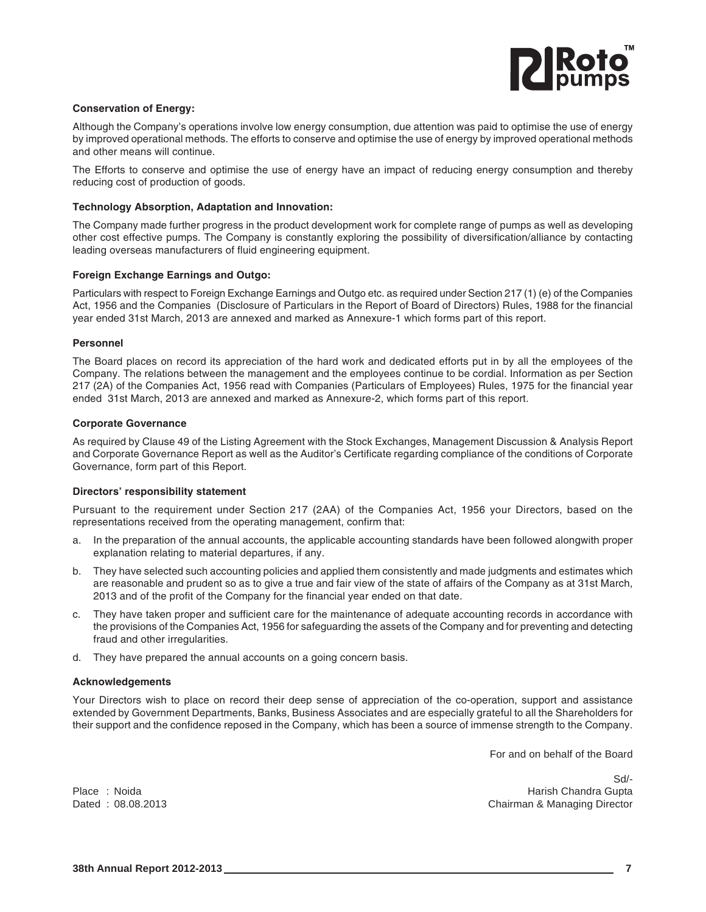**Conservation of Energy:**

Although the Company's operations involve low energy consumption, due attention was paid to optimise the use of energy by improved operational methods. The efforts to conserve and optimise the use of energy by improved operational methods and other means will continue.

The Efforts to conserve and optimise the use of energy have an impact of reducing energy consumption and thereby reducing cost of production of goods.

**Technology Absorption, Adaptation and Innovation:**

The Company made further progress in the product development work for complete range of pumps as well as developing other cost effective pumps. The Company is constantly exploring the possibility of diversification/alliance by contacting leading overseas manufacturers of fluid engineering equipment.

**Foreign Exchange Earnings and Outgo:**

Particulars with respect to Foreign Exchange Earnings and Outgo etc. as required under Section 217 (1) (e) of the Companies Act, 1956 and the Companies (Disclosure of Particulars in the Report of Board of Directors) Rules, 1988 for the financial year ended 31st March, 2013 are annexed and marked as Annexure-1 which forms part of this report.

**Personnel**

The Board places on record its appreciation of the hard work and dedicated efforts put in by all the employees of the Company. The relations between the management and the employees continue to be cordial. Information as per Section 217 (2A) of the Companies Act, 1956 read with Companies (Particulars of Employees) Rules, 1975 for the financial year ended 31st March, 2013 are annexed and marked as Annexure-2, which forms part of this report.

**Corporate Governance**

As required by Clause 49 of the Listing Agreement with the Stock Exchanges, Management Discussion & Analysis Report and Corporate Governance Report as well as the Auditor's Certificate regarding compliance of the conditions of Corporate Governance, form part of this Report.

**Directors' responsibility statement**

Pursuant to the requirement under Section 217 (2AA) of the Companies Act, 1956 your Directors, based on the representations received from the operating management, confirm that:

a. In the preparation of the annual accounts, the applicable accounting standards have been followed alongwith proper explanation relating to material departures, if any.

b. They have selected such accounting policies and applied them consistently and made judgments and estimates which are reasonable and prudent so as to give a true and fair view of the state of affairs of the Company as at 31st March, 2013 and of the profit of the Company for the financial year ended on that date.

c. They have taken proper and sufficient care for the maintenance of adequate accounting records in accordance with the provisions of the Companies Act, 1956 for safeguarding the assets of the Company and for preventing and detecting fraud and other irregularities.

d. They have prepared the annual accounts on a going concern basis.

**Acknowledgements**

Your Directors wish to place on record their deep sense of appreciation of the co-operation, support and assistance extended by Government Departments, Banks, Business Associates and are especially grateful to all the Shareholders for their support and the confidence reposed in the Company, which has been a source of immense strength to the Company.

For and on behalf of the Board

Sd/-
Harish Chandra Gupta
Chairman & Managing Director

Place : Noida
Dated : 08.08.2013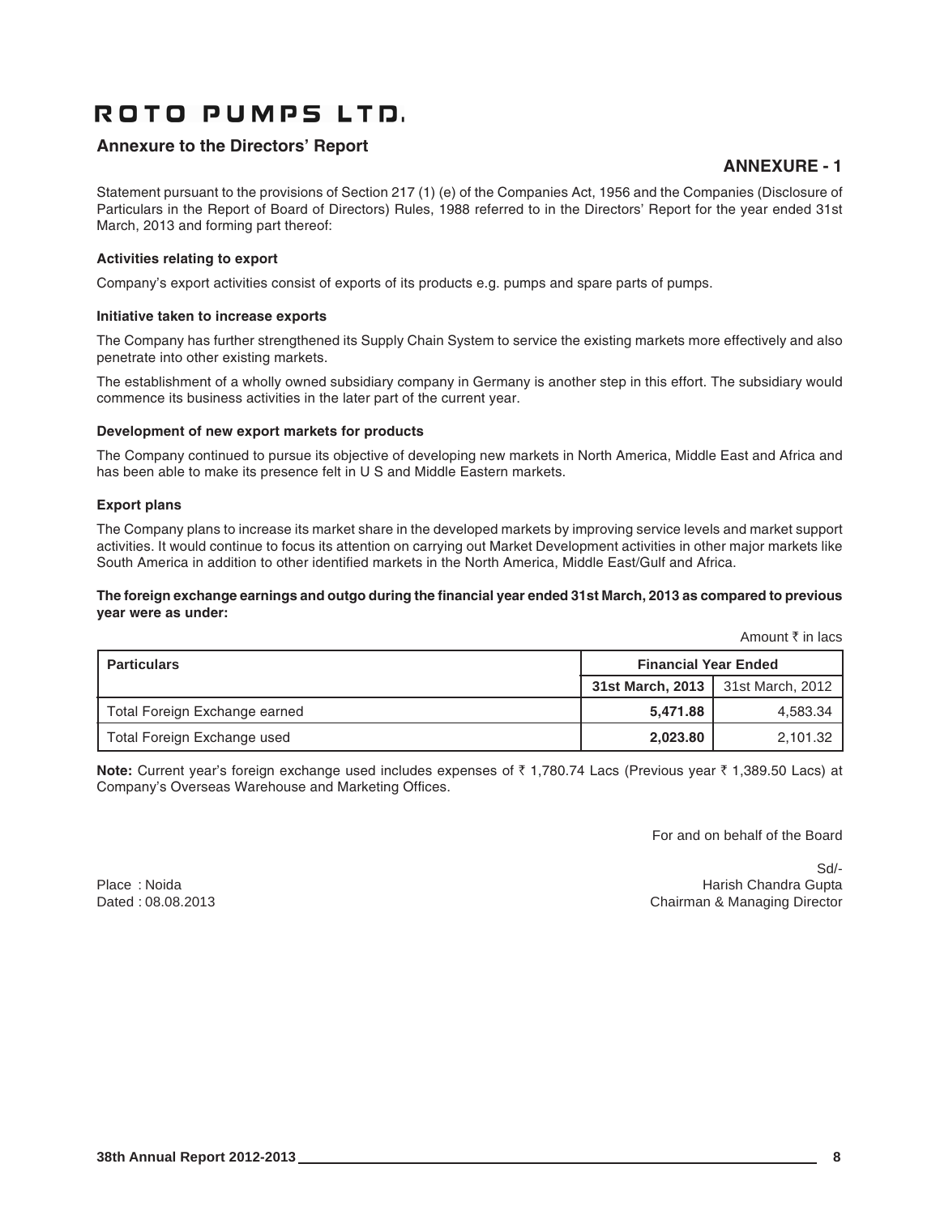# ROTO PUMPS LTD.

## Annexure to the Directors' Report

### ANNEXURE - 1

Statement pursuant to the provisions of Section 217 (1) (e) of the Companies Act, 1956 and the Companies (Disclosure of Particulars in the Report of Board of Directors) Rules, 1988 referred to in the Directors' Report for the year ended 31st March, 2013 and forming part thereof:

**Activities relating to export**

Company's export activities consist of exports of its products e.g. pumps and spare parts of pumps.

**Initiative taken to increase exports**

The Company has further strengthened its Supply Chain System to service the existing markets more effectively and also penetrate into other existing markets.

The establishment of a wholly owned subsidiary company in Germany is another step in this effort. The subsidiary would commence its business activities in the later part of the current year.

**Development of new export markets for products**

The Company continued to pursue its objective of developing new markets in North America, Middle East and Africa and has been able to make its presence felt in U S and Middle Eastern markets.

**Export plans**

The Company plans to increase its market share in the developed markets by improving service levels and market support activities. It would continue to focus its attention on carrying out Market Development activities in other major markets like South America in addition to other identified markets in the North America, Middle East/Gulf and Africa.

**The foreign exchange earnings and outgo during the financial year ended 31st March, 2013 as compared to previous year were as under:**

Amount ₹ in lacs

| Particulars | Financial Year Ended | |
|---|---|---|
| | **31st March, 2013** | 31st March, 2012 |
| Total Foreign Exchange earned | **5,471.88** | 4,583.34 |
| Total Foreign Exchange used | **2,023.80** | 2,101.32 |

**Note:** Current year's foreign exchange used includes expenses of ₹ 1,780.74 Lacs (Previous year ₹ 1,389.50 Lacs) at Company's Overseas Warehouse and Marketing Offices.

For and on behalf of the Board

Sd/-
Harish Chandra Gupta
Chairman & Managing Director

Place : Noida
Dated : 08.08.2013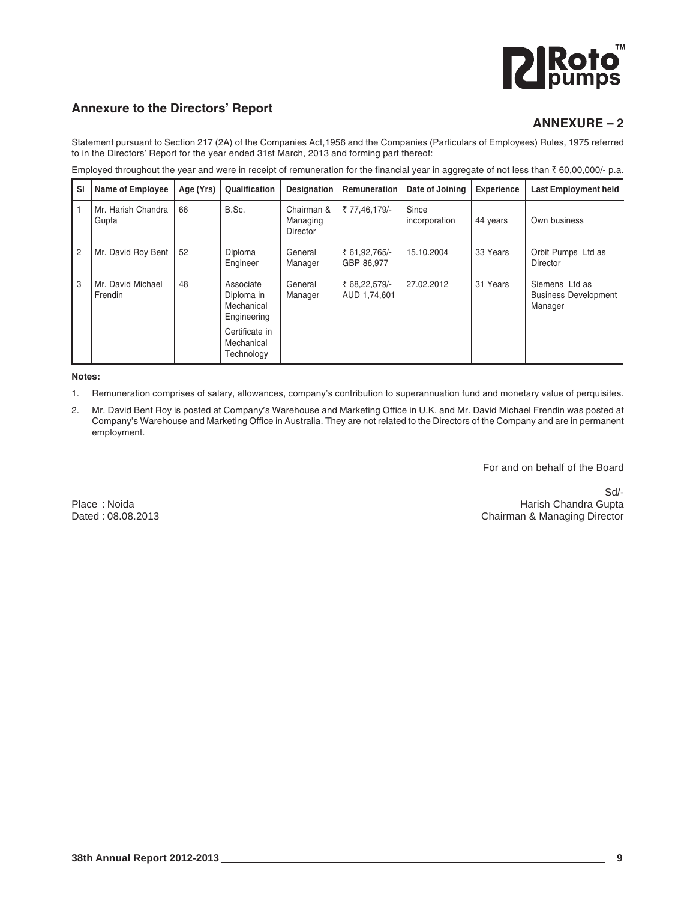## Annexure to the Directors' Report

## ANNEXURE – 2

Statement pursuant to Section 217 (2A) of the Companies Act,1956 and the Companies (Particulars of Employees) Rules, 1975 referred to in the Directors' Report for the year ended 31st March, 2013 and forming part thereof:

Employed throughout the year and were in receipt of remuneration for the financial year in aggregate of not less than ₹ 60,00,000/- p.a.

| Sl | Name of Employee | Age (Yrs) | Qualification | Designation | Remuneration | Date of Joining | Experience | Last Employment held |
|---|---|---|---|---|---|---|---|---|
| 1 | Mr. Harish Chandra Gupta | 66 | B.Sc. | Chairman & Managing Director | ₹ 77,46,179/- | Since incorporation | 44 years | Own business |
| 2 | Mr. David Roy Bent | 52 | Diploma Engineer | General Manager | ₹ 61,92,765/- GBP 86,977 | 15.10.2004 | 33 Years | Orbit Pumps Ltd as Director |
| 3 | Mr. David Michael Frendin | 48 | Associate Diploma in Mechanical Engineering<br>Certificate in Mechanical Technology | General Manager | ₹ 68,22,579/- AUD 1,74,601 | 27.02.2012 | 31 Years | Siemens Ltd as Business Development Manager |

**Notes:**

1. Remuneration comprises of salary, allowances, company's contribution to superannuation fund and monetary value of perquisites.
2. Mr. David Bent Roy is posted at Company's Warehouse and Marketing Office in U.K. and Mr. David Michael Frendin was posted at Company's Warehouse and Marketing Office in Australia. They are not related to the Directors of the Company and are in permanent employment.

For and on behalf of the Board

Sd/-
Harish Chandra Gupta
Chairman & Managing Director

Place : Noida
Dated : 08.08.2013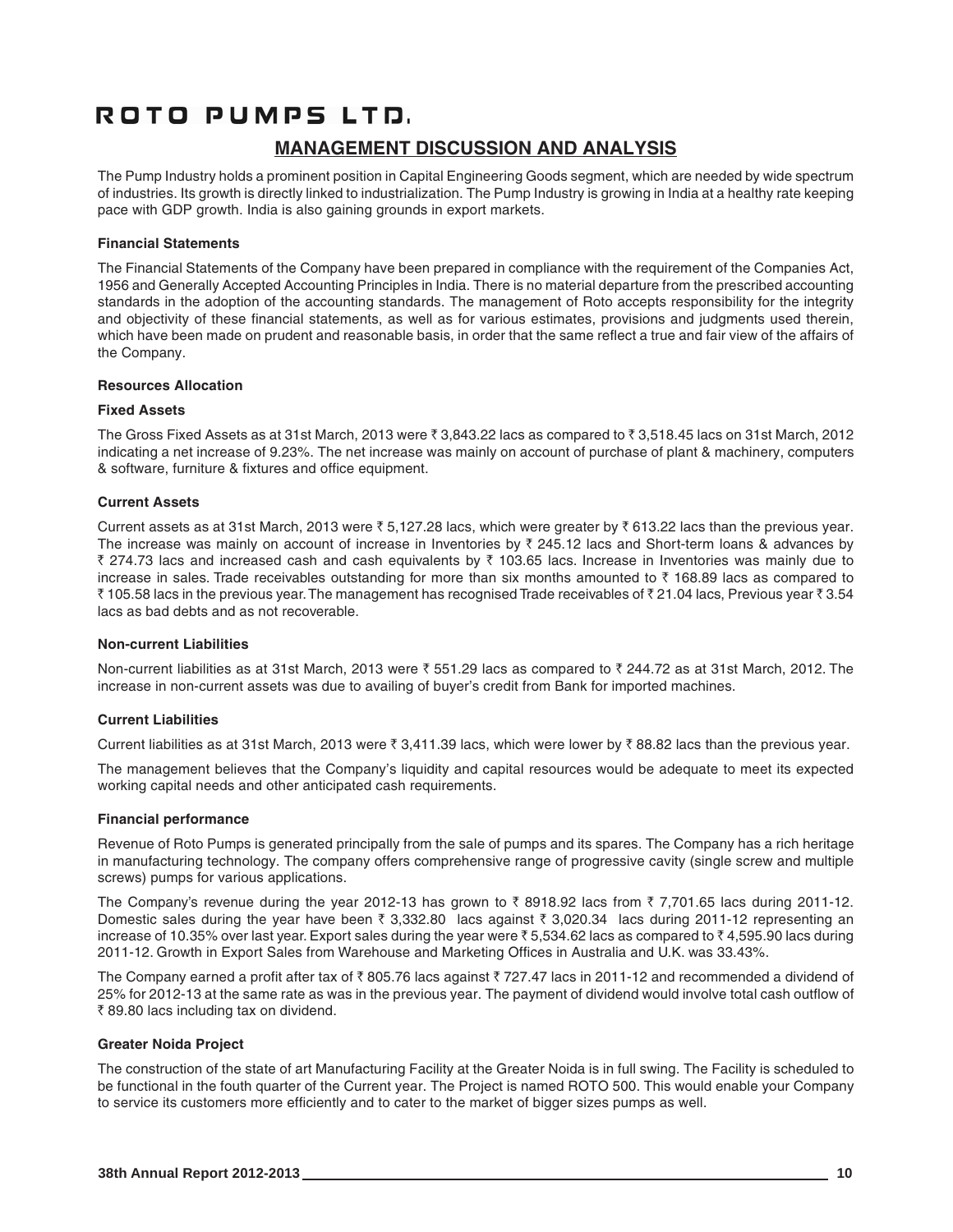# ROTO PUMPS LTD.

## MANAGEMENT DISCUSSION AND ANALYSIS

The Pump Industry holds a prominent position in Capital Engineering Goods segment, which are needed by wide spectrum of industries. Its growth is directly linked to industrialization. The Pump Industry is growing in India at a healthy rate keeping pace with GDP growth. India is also gaining grounds in export markets.

**Financial Statements**

The Financial Statements of the Company have been prepared in compliance with the requirement of the Companies Act, 1956 and Generally Accepted Accounting Principles in India. There is no material departure from the prescribed accounting standards in the adoption of the accounting standards. The management of Roto accepts responsibility for the integrity and objectivity of these financial statements, as well as for various estimates, provisions and judgments used therein, which have been made on prudent and reasonable basis, in order that the same reflect a true and fair view of the affairs of the Company.

**Resources Allocation**

**Fixed Assets**

The Gross Fixed Assets as at 31st March, 2013 were ₹ 3,843.22 lacs as compared to ₹ 3,518.45 lacs on 31st March, 2012 indicating a net increase of 9.23%. The net increase was mainly on account of purchase of plant & machinery, computers & software, furniture & fixtures and office equipment.

**Current Assets**

Current assets as at 31st March, 2013 were ₹ 5,127.28 lacs, which were greater by ₹ 613.22 lacs than the previous year. The increase was mainly on account of increase in Inventories by ₹ 245.12 lacs and Short-term loans & advances by ₹ 274.73 lacs and increased cash and cash equivalents by ₹ 103.65 lacs. Increase in Inventories was mainly due to increase in sales. Trade receivables outstanding for more than six months amounted to ₹ 168.89 lacs as compared to ₹ 105.58 lacs in the previous year. The management has recognised Trade receivables of ₹ 21.04 lacs, Previous year ₹ 3.54 lacs as bad debts and as not recoverable.

**Non-current Liabilities**

Non-current liabilities as at 31st March, 2013 were ₹ 551.29 lacs as compared to ₹ 244.72 as at 31st March, 2012. The increase in non-current assets was due to availing of buyer's credit from Bank for imported machines.

**Current Liabilities**

Current liabilities as at 31st March, 2013 were ₹ 3,411.39 lacs, which were lower by ₹ 88.82 lacs than the previous year.

The management believes that the Company's liquidity and capital resources would be adequate to meet its expected working capital needs and other anticipated cash requirements.

**Financial performance**

Revenue of Roto Pumps is generated principally from the sale of pumps and its spares. The Company has a rich heritage in manufacturing technology. The company offers comprehensive range of progressive cavity (single screw and multiple screws) pumps for various applications.

The Company's revenue during the year 2012-13 has grown to ₹ 8918.92 lacs from ₹ 7,701.65 lacs during 2011-12. Domestic sales during the year have been ₹ 3,332.80 lacs against ₹ 3,020.34 lacs during 2011-12 representing an increase of 10.35% over last year. Export sales during the year were ₹ 5,534.62 lacs as compared to ₹ 4,595.90 lacs during 2011-12. Growth in Export Sales from Warehouse and Marketing Offices in Australia and U.K. was 33.43%.

The Company earned a profit after tax of ₹ 805.76 lacs against ₹ 727.47 lacs in 2011-12 and recommended a dividend of 25% for 2012-13 at the same rate as was in the previous year. The payment of dividend would involve total cash outflow of ₹ 89.80 lacs including tax on dividend.

**Greater Noida Project**

The construction of the state of art Manufacturing Facility at the Greater Noida is in full swing. The Facility is scheduled to be functional in the fouth quarter of the Current year. The Project is named ROTO 500. This would enable your Company to service its customers more efficiently and to cater to the market of bigger sizes pumps as well.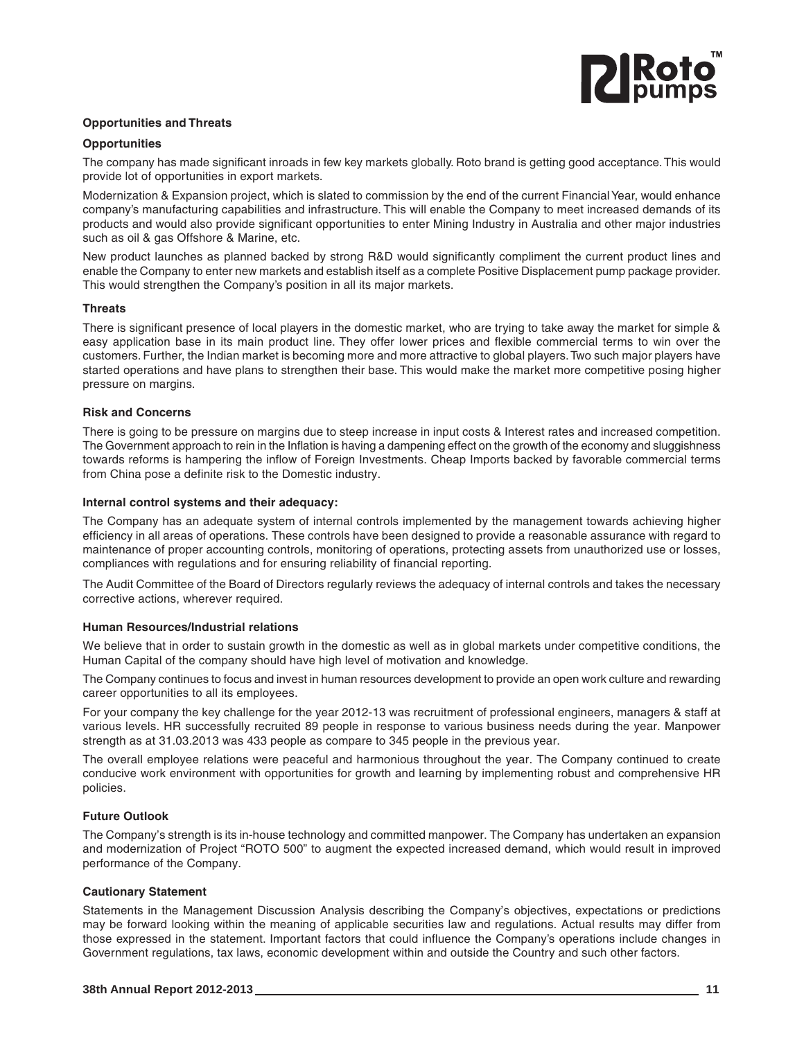### Opportunities and Threats

#### Opportunities

The company has made significant inroads in few key markets globally. Roto brand is getting good acceptance. This would provide lot of opportunities in export markets.

Modernization & Expansion project, which is slated to commission by the end of the current Financial Year, would enhance company's manufacturing capabilities and infrastructure. This will enable the Company to meet increased demands of its products and would also provide significant opportunities to enter Mining Industry in Australia and other major industries such as oil & gas Offshore & Marine, etc.

New product launches as planned backed by strong R&D would significantly compliment the current product lines and enable the Company to enter new markets and establish itself as a complete Positive Displacement pump package provider. This would strengthen the Company's position in all its major markets.

#### Threats

There is significant presence of local players in the domestic market, who are trying to take away the market for simple & easy application base in its main product line. They offer lower prices and flexible commercial terms to win over the customers. Further, the Indian market is becoming more and more attractive to global players. Two such major players have started operations and have plans to strengthen their base. This would make the market more competitive posing higher pressure on margins.

### Risk and Concerns

There is going to be pressure on margins due to steep increase in input costs & Interest rates and increased competition. The Government approach to rein in the Inflation is having a dampening effect on the growth of the economy and sluggishness towards reforms is hampering the inflow of Foreign Investments. Cheap Imports backed by favorable commercial terms from China pose a definite risk to the Domestic industry.

### Internal control systems and their adequacy:

The Company has an adequate system of internal controls implemented by the management towards achieving higher efficiency in all areas of operations. These controls have been designed to provide a reasonable assurance with regard to maintenance of proper accounting controls, monitoring of operations, protecting assets from unauthorized use or losses, compliances with regulations and for ensuring reliability of financial reporting.

The Audit Committee of the Board of Directors regularly reviews the adequacy of internal controls and takes the necessary corrective actions, wherever required.

### Human Resources/Industrial relations

We believe that in order to sustain growth in the domestic as well as in global markets under competitive conditions, the Human Capital of the company should have high level of motivation and knowledge.

The Company continues to focus and invest in human resources development to provide an open work culture and rewarding career opportunities to all its employees.

For your company the key challenge for the year 2012-13 was recruitment of professional engineers, managers & staff at various levels. HR successfully recruited 89 people in response to various business needs during the year. Manpower strength as at 31.03.2013 was 433 people as compare to 345 people in the previous year.

The overall employee relations were peaceful and harmonious throughout the year. The Company continued to create conducive work environment with opportunities for growth and learning by implementing robust and comprehensive HR policies.

### Future Outlook

The Company's strength is its in-house technology and committed manpower. The Company has undertaken an expansion and modernization of Project "ROTO 500" to augment the expected increased demand, which would result in improved performance of the Company.

### Cautionary Statement

Statements in the Management Discussion Analysis describing the Company's objectives, expectations or predictions may be forward looking within the meaning of applicable securities law and regulations. Actual results may differ from those expressed in the statement. Important factors that could influence the Company's operations include changes in Government regulations, tax laws, economic development within and outside the Country and such other factors.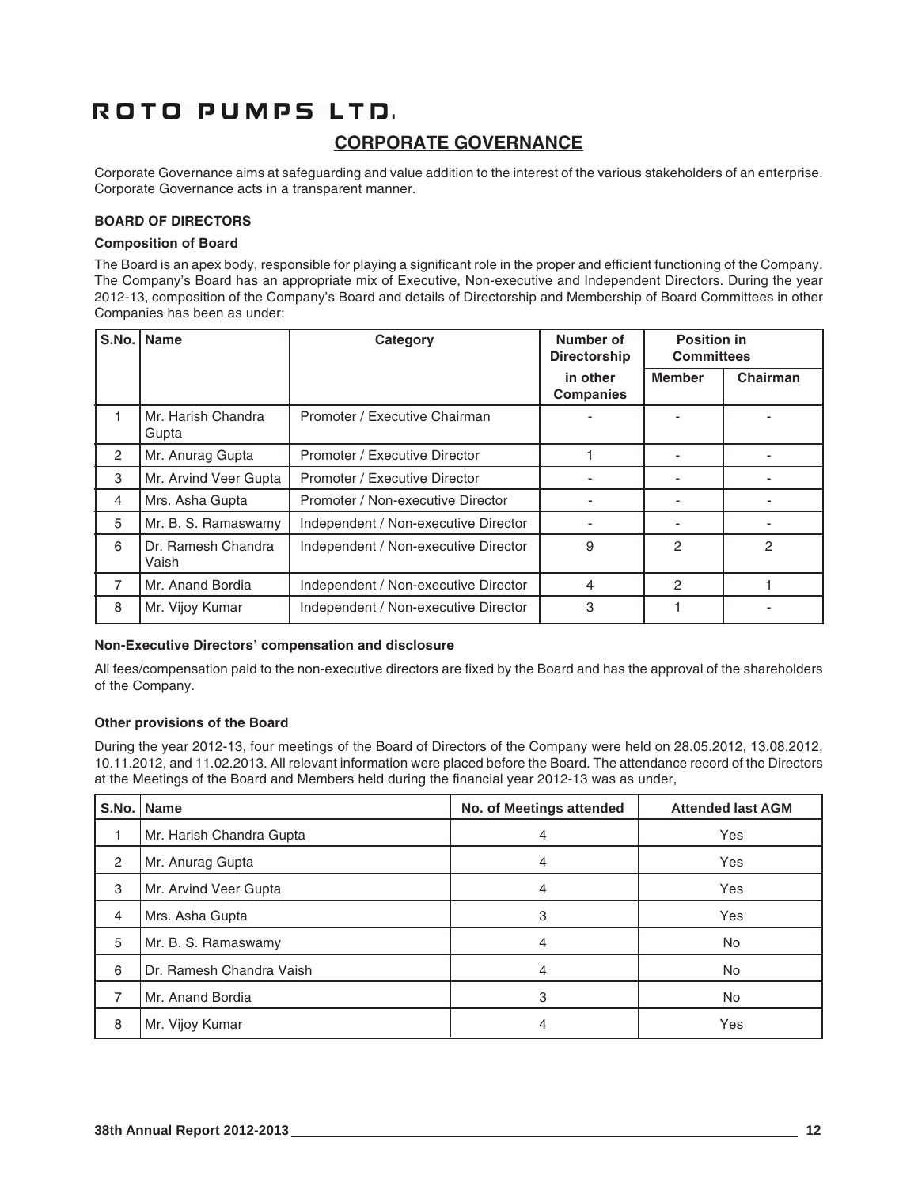# ROTO PUMPS LTD.

## CORPORATE GOVERNANCE

Corporate Governance aims at safeguarding and value addition to the interest of the various stakeholders of an enterprise. Corporate Governance acts in a transparent manner.

### BOARD OF DIRECTORS

#### Composition of Board

The Board is an apex body, responsible for playing a significant role in the proper and efficient functioning of the Company. The Company's Board has an appropriate mix of Executive, Non-executive and Independent Directors. During the year 2012-13, composition of the Company's Board and details of Directorship and Membership of Board Committees in other Companies has been as under:

| S.No. | Name | Category | Number of Directorship in other Companies | Position in Committees | |
|---|---|---|---|---|---|
| | | | | Member | Chairman |
| 1 | Mr. Harish Chandra Gupta | Promoter / Executive Chairman | - | - | - |
| 2 | Mr. Anurag Gupta | Promoter / Executive Director | 1 | - | - |
| 3 | Mr. Arvind Veer Gupta | Promoter / Executive Director | - | - | - |
| 4 | Mrs. Asha Gupta | Promoter / Non-executive Director | - | - | - |
| 5 | Mr. B. S. Ramaswamy | Independent / Non-executive Director | - | - | - |
| 6 | Dr. Ramesh Chandra Vaish | Independent / Non-executive Director | 9 | 2 | 2 |
| 7 | Mr. Anand Bordia | Independent / Non-executive Director | 4 | 2 | 1 |
| 8 | Mr. Vijoy Kumar | Independent / Non-executive Director | 3 | 1 | - |

#### Non-Executive Directors' compensation and disclosure

All fees/compensation paid to the non-executive directors are fixed by the Board and has the approval of the shareholders of the Company.

#### Other provisions of the Board

During the year 2012-13, four meetings of the Board of Directors of the Company were held on 28.05.2012, 13.08.2012, 10.11.2012, and 11.02.2013. All relevant information were placed before the Board. The attendance record of the Directors at the Meetings of the Board and Members held during the financial year 2012-13 was as under,

| S.No. | Name | No. of Meetings attended | Attended last AGM |
|---|---|---|---|
| 1 | Mr. Harish Chandra Gupta | 4 | Yes |
| 2 | Mr. Anurag Gupta | 4 | Yes |
| 3 | Mr. Arvind Veer Gupta | 4 | Yes |
| 4 | Mrs. Asha Gupta | 3 | Yes |
| 5 | Mr. B. S. Ramaswamy | 4 | No |
| 6 | Dr. Ramesh Chandra Vaish | 4 | No |
| 7 | Mr. Anand Bordia | 3 | No |
| 8 | Mr. Vijoy Kumar | 4 | Yes |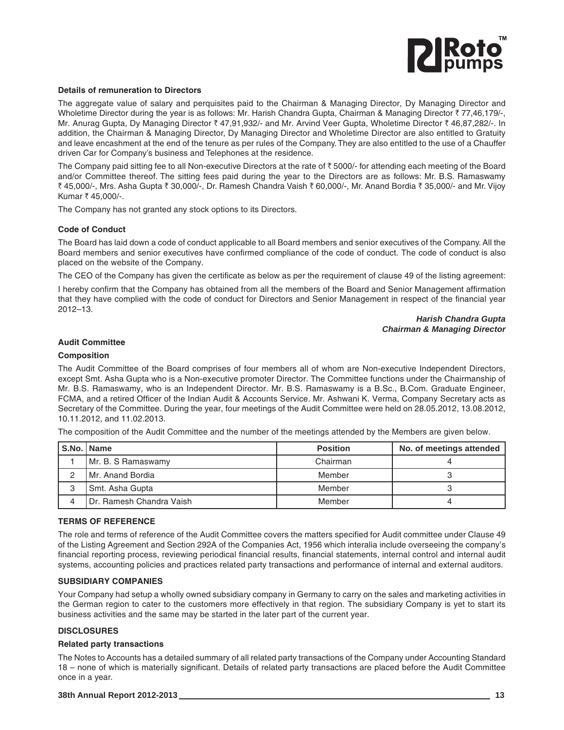### Details of remuneration to Directors

The aggregate value of salary and perquisites paid to the Chairman & Managing Director, Dy Managing Director and Wholetime Director during the year is as follows: Mr. Harish Chandra Gupta, Chairman & Managing Director ₹ 77,46,179/-, Mr. Anurag Gupta, Dy Managing Director ₹ 47,91,932/- and Mr. Arvind Veer Gupta, Wholetime Director ₹ 46,87,282/-. In addition, the Chairman & Managing Director, Dy Managing Director and Wholetime Director are also entitled to Gratuity and leave encashment at the end of the tenure as per rules of the Company. They are also entitled to the use of a Chauffer driven Car for Company's business and Telephones at the residence.

The Company paid sitting fee to all Non-executive Directors at the rate of ₹ 5000/- for attending each meeting of the Board and/or Committee thereof. The sitting fees paid during the year to the Directors are as follows: Mr. B.S. Ramaswamy ₹ 45,000/-, Mrs. Asha Gupta ₹ 30,000/-, Dr. Ramesh Chandra Vaish ₹ 60,000/-, Mr. Anand Bordia ₹ 35,000/- and Mr. Vijoy Kumar ₹ 45,000/-.

The Company has not granted any stock options to its Directors.

### Code of Conduct

The Board has laid down a code of conduct applicable to all Board members and senior executives of the Company. All the Board members and senior executives have confirmed compliance of the code of conduct. The code of conduct is also placed on the website of the Company.

The CEO of the Company has given the certificate as below as per the requirement of clause 49 of the listing agreement:

I hereby confirm that the Company has obtained from all the members of the Board and Senior Management affirmation that they have complied with the code of conduct for Directors and Senior Management in respect of the financial year 2012–13.

***Harish Chandra Gupta***
***Chairman & Managing Director***

### Audit Committee

#### Composition

The Audit Committee of the Board comprises of four members all of whom are Non-executive Independent Directors, except Smt. Asha Gupta who is a Non-executive promoter Director. The Committee functions under the Chairmanship of Mr. B.S. Ramaswamy, who is an Independent Director. Mr. B.S. Ramaswamy is a B.Sc., B.Com. Graduate Engineer, FCMA, and a retired Officer of the Indian Audit & Accounts Service. Mr. Ashwani K. Verma, Company Secretary acts as Secretary of the Committee. During the year, four meetings of the Audit Committee were held on 28.05.2012, 13.08.2012, 10.11.2012, and 11.02.2013.

The composition of the Audit Committee and the number of the meetings attended by the Members are given below.

| S.No. | Name | Position | No. of meetings attended |
|---|---|---|---|
| 1 | Mr. B. S Ramaswamy | Chairman | 4 |
| 2 | Mr. Anand Bordia | Member | 3 |
| 3 | Smt. Asha Gupta | Member | 3 |
| 4 | Dr. Ramesh Chandra Vaish | Member | 4 |

### TERMS OF REFERENCE

The role and terms of reference of the Audit Committee covers the matters specified for Audit committee under Clause 49 of the Listing Agreement and Section 292A of the Companies Act, 1956 which interalia include overseeing the company's financial reporting process, reviewing periodical financial results, financial statements, internal control and internal audit systems, accounting policies and practices related party transactions and performance of internal and external auditors.

### SUBSIDIARY COMPANIES

Your Company had setup a wholly owned subsidiary company in Germany to carry on the sales and marketing activities in the German region to cater to the customers more effectively in that region. The subsidiary Company is yet to start its business activities and the same may be started in the later part of the current year.

### DISCLOSURES

#### Related party transactions

The Notes to Accounts has a detailed summary of all related party transactions of the Company under Accounting Standard 18 – none of which is materially significant. Details of related party transactions are placed before the Audit Committee once in a year.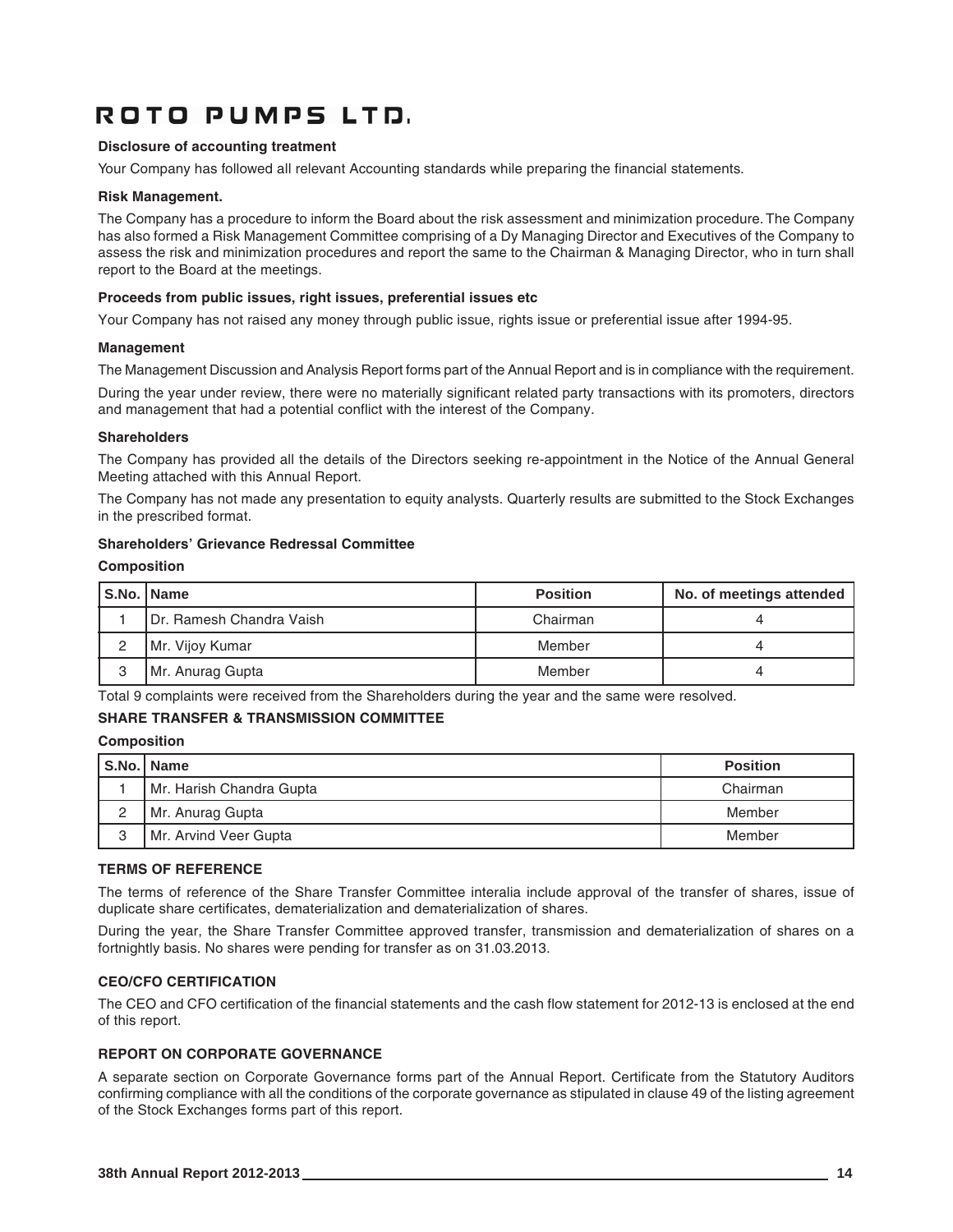### Disclosure of accounting treatment

Your Company has followed all relevant Accounting standards while preparing the financial statements.

### Risk Management.

The Company has a procedure to inform the Board about the risk assessment and minimization procedure. The Company has also formed a Risk Management Committee comprising of a Dy Managing Director and Executives of the Company to assess the risk and minimization procedures and report the same to the Chairman & Managing Director, who in turn shall report to the Board at the meetings.

### Proceeds from public issues, right issues, preferential issues etc

Your Company has not raised any money through public issue, rights issue or preferential issue after 1994-95.

### Management

The Management Discussion and Analysis Report forms part of the Annual Report and is in compliance with the requirement.

During the year under review, there were no materially significant related party transactions with its promoters, directors and management that had a potential conflict with the interest of the Company.

### Shareholders

The Company has provided all the details of the Directors seeking re-appointment in the Notice of the Annual General Meeting attached with this Annual Report.

The Company has not made any presentation to equity analysts. Quarterly results are submitted to the Stock Exchanges in the prescribed format.

### Shareholders' Grievance Redressal Committee

**Composition**

| S.No. | Name | Position | No. of meetings attended |
|---|---|---|---|
| 1 | Dr. Ramesh Chandra Vaish | Chairman | 4 |
| 2 | Mr. Vijoy Kumar | Member | 4 |
| 3 | Mr. Anurag Gupta | Member | 4 |

Total 9 complaints were received from the Shareholders during the year and the same were resolved.

### SHARE TRANSFER & TRANSMISSION COMMITTEE

**Composition**

| S.No. | Name | Position |
|---|---|---|
| 1 | Mr. Harish Chandra Gupta | Chairman |
| 2 | Mr. Anurag Gupta | Member |
| 3 | Mr. Arvind Veer Gupta | Member |

### TERMS OF REFERENCE

The terms of reference of the Share Transfer Committee interalia include approval of the transfer of shares, issue of duplicate share certificates, dematerialization and dematerialization of shares.

During the year, the Share Transfer Committee approved transfer, transmission and dematerialization of shares on a fortnightly basis. No shares were pending for transfer as on 31.03.2013.

### CEO/CFO CERTIFICATION

The CEO and CFO certification of the financial statements and the cash flow statement for 2012-13 is enclosed at the end of this report.

### REPORT ON CORPORATE GOVERNANCE

A separate section on Corporate Governance forms part of the Annual Report. Certificate from the Statutory Auditors confirming compliance with all the conditions of the corporate governance as stipulated in clause 49 of the listing agreement of the Stock Exchanges forms part of this report.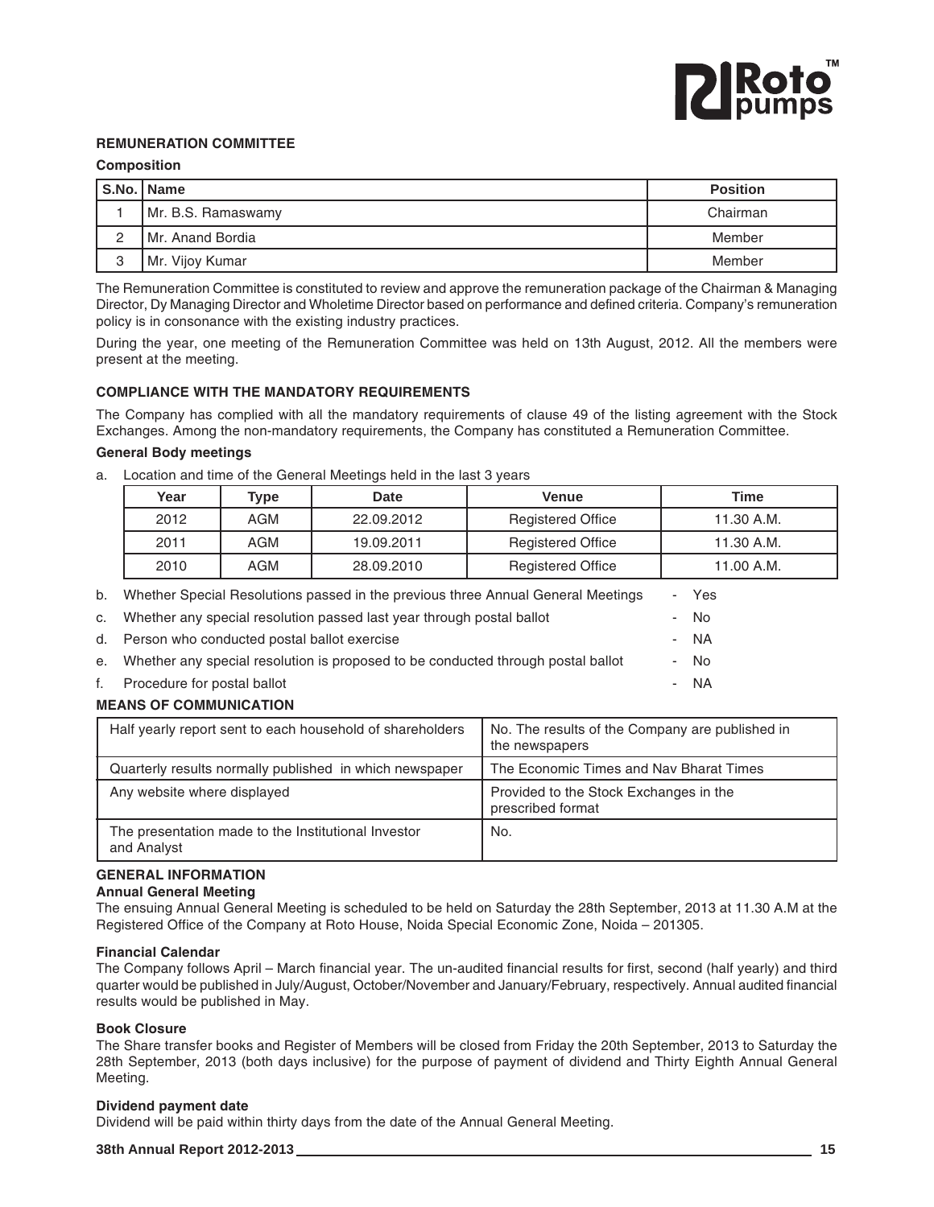### REMUNERATION COMMITTEE

**Composition**

| S.No. | Name | Position |
|---|---|---|
| 1 | Mr. B.S. Ramaswamy | Chairman |
| 2 | Mr. Anand Bordia | Member |
| 3 | Mr. Vijoy Kumar | Member |

The Remuneration Committee is constituted to review and approve the remuneration package of the Chairman & Managing Director, Dy Managing Director and Wholetime Director based on performance and defined criteria. Company's remuneration policy is in consonance with the existing industry practices.

During the year, one meeting of the Remuneration Committee was held on 13th August, 2012. All the members were present at the meeting.

### COMPLIANCE WITH THE MANDATORY REQUIREMENTS

The Company has complied with all the mandatory requirements of clause 49 of the listing agreement with the Stock Exchanges. Among the non-mandatory requirements, the Company has constituted a Remuneration Committee.

**General Body meetings**

a. Location and time of the General Meetings held in the last 3 years

| Year | Type | Date | Venue | Time |
|---|---|---|---|---|
| 2012 | AGM | 22.09.2012 | Registered Office | 11.30 A.M. |
| 2011 | AGM | 19.09.2011 | Registered Office | 11.30 A.M. |
| 2010 | AGM | 28.09.2010 | Registered Office | 11.00 A.M. |

b. Whether Special Resolutions passed in the previous three Annual General Meetings - Yes

c. Whether any special resolution passed last year through postal ballot - No

d. Person who conducted postal ballot exercise - NA

e. Whether any special resolution is proposed to be conducted through postal ballot - No

f. Procedure for postal ballot - NA

### MEANS OF COMMUNICATION

| | |
|---|---|
| Half yearly report sent to each household of shareholders | No. The results of the Company are published in the newspapers |
| Quarterly results normally published in which newspaper | The Economic Times and Nav Bharat Times |
| Any website where displayed | Provided to the Stock Exchanges in the prescribed format |
| The presentation made to the Institutional Investor and Analyst | No. |

### GENERAL INFORMATION

**Annual General Meeting**

The ensuing Annual General Meeting is scheduled to be held on Saturday the 28th September, 2013 at 11.30 A.M at the Registered Office of the Company at Roto House, Noida Special Economic Zone, Noida – 201305.

**Financial Calendar**

The Company follows April – March financial year. The un-audited financial results for first, second (half yearly) and third quarter would be published in July/August, October/November and January/February, respectively. Annual audited financial results would be published in May.

**Book Closure**

The Share transfer books and Register of Members will be closed from Friday the 20th September, 2013 to Saturday the 28th September, 2013 (both days inclusive) for the purpose of payment of dividend and Thirty Eighth Annual General Meeting.

**Dividend payment date**

Dividend will be paid within thirty days from the date of the Annual General Meeting.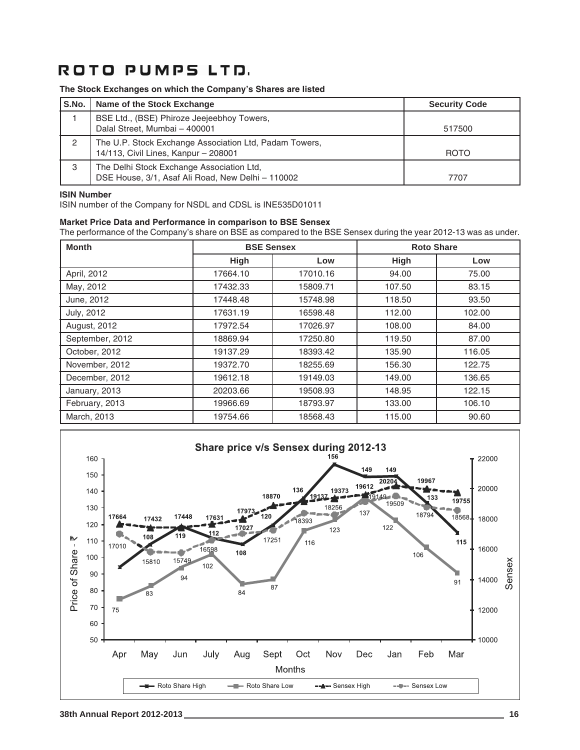# ROTO PUMPS LTD.

**The Stock Exchanges on which the Company's Shares are listed**

| S.No. | Name of the Stock Exchange | Security Code |
|---|---|---|
| 1 | BSE Ltd., (BSE) Phiroze Jeejeebhoy Towers, Dalal Street, Mumbai – 400001 | 517500 |
| 2 | The U.P. Stock Exchange Association Ltd, Padam Towers, 14/113, Civil Lines, Kanpur – 208001 | ROTO |
| 3 | The Delhi Stock Exchange Association Ltd, DSE House, 3/1, Asaf Ali Road, New Delhi – 110002 | 7707 |

**ISIN Number**

ISIN number of the Company for NSDL and CDSL is INE535D01011

**Market Price Data and Performance in comparison to BSE Sensex**

The performance of the Company's share on BSE as compared to the BSE Sensex during the year 2012-13 was as under.

| Month | BSE Sensex | | Roto Share | |
|---|---|---|---|---|
| | High | Low | High | Low |
| April, 2012 | 17664.10 | 17010.16 | 94.00 | 75.00 |
| May, 2012 | 17432.33 | 15809.71 | 107.50 | 83.15 |
| June, 2012 | 17448.48 | 15748.98 | 118.50 | 93.50 |
| July, 2012 | 17631.19 | 16598.48 | 112.00 | 102.00 |
| August, 2012 | 17972.54 | 17026.97 | 108.00 | 84.00 |
| September, 2012 | 18869.94 | 17250.80 | 119.50 | 87.00 |
| October, 2012 | 19137.29 | 18393.42 | 135.90 | 116.05 |
| November, 2012 | 19372.70 | 18255.69 | 156.30 | 122.75 |
| December, 2012 | 19612.18 | 19149.03 | 149.00 | 136.65 |
| January, 2013 | 20203.66 | 19508.93 | 148.95 | 122.15 |
| February, 2013 | 19966.69 | 18793.97 | 133.00 | 106.10 |
| March, 2013 | 19754.66 | 18568.43 | 115.00 | 90.60 |

**Share price v/s Sensex during 2012-13**

| Months | Roto Share High | Roto Share Low | Sensex High | Sensex Low |
|---|---|---|---|---|
| Apr | 94 | 75 | 17664 | 17010 |
| May | 108 | 83 | 17432 | 15810 |
| Jun | 119 | 94 | 17448 | 15749 |
| July | 112 | 102 | 17631 | 16598 |
| Aug | 108 | 84 | 17973 | 17027 |
| Sept | 120 | 87 | 18870 | 17251 |
| Oct | 136 | 116 | 19137 | 18393 |
| Nov | 156 | 123 | 19373 | 18256 |
| Dec | 149 | 137 | 19612 | 19149 |
| Jan | 149 | 122 | 20204 | 19509 |
| Feb | 133 | 106 | 19967 | 18794 |
| Mar | 115 | 91 | 19755 | 18568 |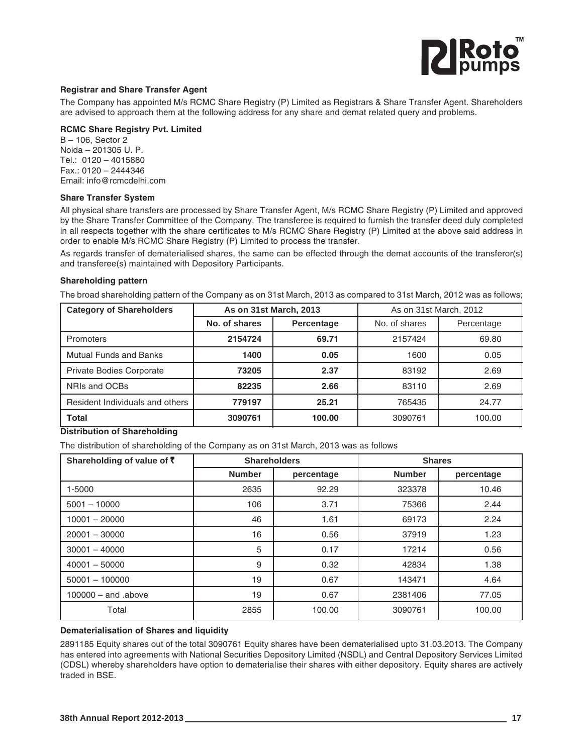### Registrar and Share Transfer Agent

The Company has appointed M/s RCMC Share Registry (P) Limited as Registrars & Share Transfer Agent. Shareholders are advised to approach them at the following address for any share and demat related query and problems.

**RCMC Share Registry Pvt. Limited**
B – 106, Sector 2
Noida – 201305 U. P.
Tel.: 0120 – 4015880
Fax.: 0120 – 2444346
Email: info@rcmcdelhi.com

### Share Transfer System

All physical share transfers are processed by Share Transfer Agent, M/s RCMC Share Registry (P) Limited and approved by the Share Transfer Committee of the Company. The transferee is required to furnish the transfer deed duly completed in all respects together with the share certificates to M/s RCMC Share Registry (P) Limited at the above said address in order to enable M/s RCMC Share Registry (P) Limited to process the transfer.

As regards transfer of dematerialised shares, the same can be effected through the demat accounts of the transferor(s) and transferee(s) maintained with Depository Participants.

### Shareholding pattern

The broad shareholding pattern of the Company as on 31st March, 2013 as compared to 31st March, 2012 was as follows;

| Category of Shareholders | As on 31st March, 2013 | | As on 31st March, 2012 | |
|---|---|---|---|---|
| | No. of shares | Percentage | No. of shares | Percentage |
| Promoters | **2154724** | **69.71** | 2157424 | 69.80 |
| Mutual Funds and Banks | **1400** | **0.05** | 1600 | 0.05 |
| Private Bodies Corporate | **73205** | **2.37** | 83192 | 2.69 |
| NRIs and OCBs | **82235** | **2.66** | 83110 | 2.69 |
| Resident Individuals and others | **779197** | **25.21** | 765435 | 24.77 |
| **Total** | **3090761** | **100.00** | 3090761 | 100.00 |

### Distribution of Shareholding

The distribution of shareholding of the Company as on 31st March, 2013 was as follows

| Shareholding of value of ₹ | Shareholders | | Shares | |
|---|---|---|---|---|
| | Number | percentage | Number | percentage |
| 1-5000 | 2635 | 92.29 | 323378 | 10.46 |
| 5001 – 10000 | 106 | 3.71 | 75366 | 2.44 |
| 10001 – 20000 | 46 | 1.61 | 69173 | 2.24 |
| 20001 – 30000 | 16 | 0.56 | 37919 | 1.23 |
| 30001 – 40000 | 5 | 0.17 | 17214 | 0.56 |
| 40001 – 50000 | 9 | 0.32 | 42834 | 1.38 |
| 50001 – 100000 | 19 | 0.67 | 143471 | 4.64 |
| 100000 – and .above | 19 | 0.67 | 2381406 | 77.05 |
| Total | 2855 | 100.00 | 3090761 | 100.00 |

### Dematerialisation of Shares and liquidity

2891185 Equity shares out of the total 3090761 Equity shares have been dematerialised upto 31.03.2013. The Company has entered into agreements with National Securities Depository Limited (NSDL) and Central Depository Services Limited (CDSL) whereby shareholders have option to dematerialise their shares with either depository. Equity shares are actively traded in BSE.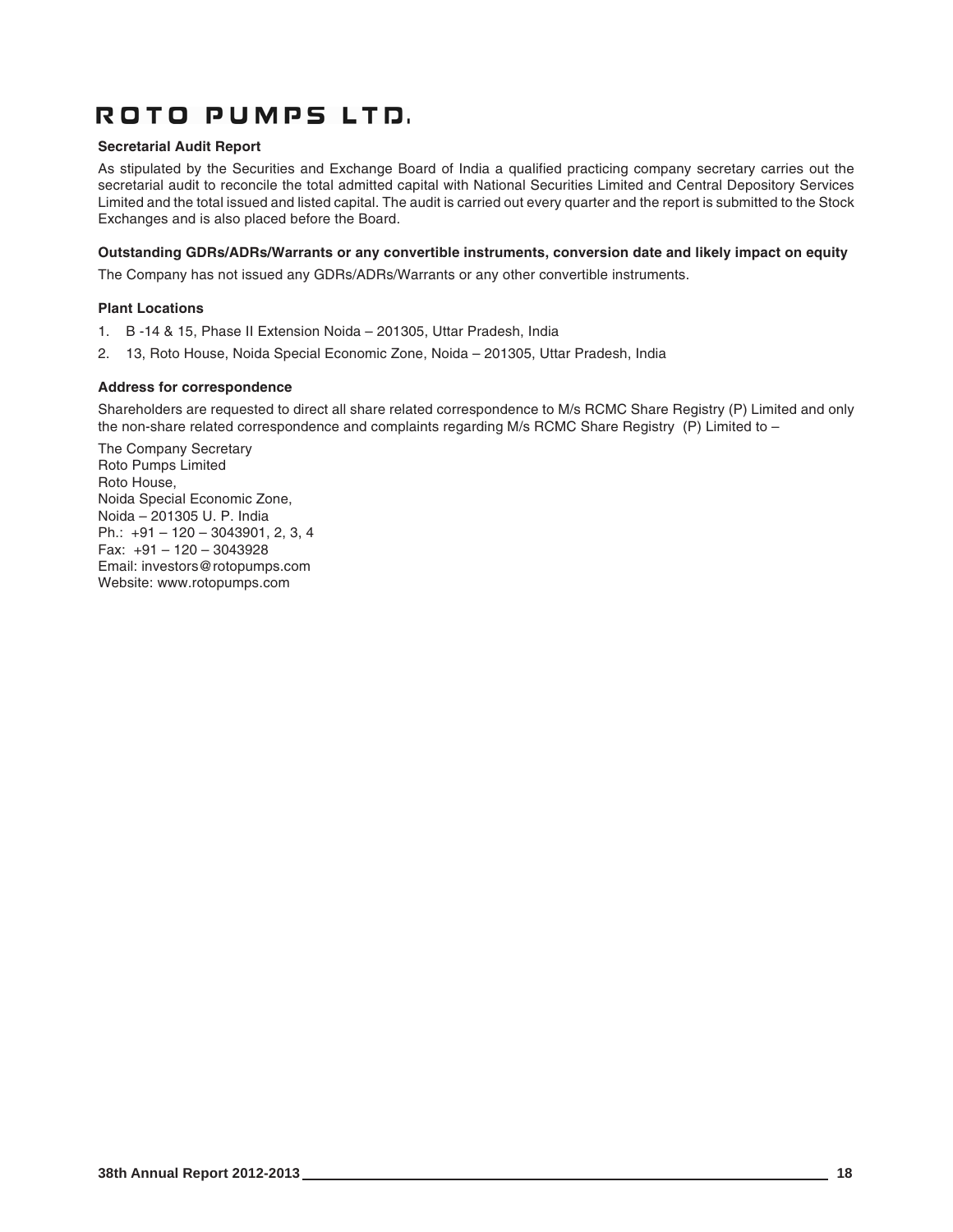### Secretarial Audit Report

As stipulated by the Securities and Exchange Board of India a qualified practicing company secretary carries out the secretarial audit to reconcile the total admitted capital with National Securities Limited and Central Depository Services Limited and the total issued and listed capital. The audit is carried out every quarter and the report is submitted to the Stock Exchanges and is also placed before the Board.

### Outstanding GDRs/ADRs/Warrants or any convertible instruments, conversion date and likely impact on equity

The Company has not issued any GDRs/ADRs/Warrants or any other convertible instruments.

### Plant Locations

1. B -14 & 15, Phase II Extension Noida – 201305, Uttar Pradesh, India
2. 13, Roto House, Noida Special Economic Zone, Noida – 201305, Uttar Pradesh, India

### Address for correspondence

Shareholders are requested to direct all share related correspondence to M/s RCMC Share Registry (P) Limited and only the non-share related correspondence and complaints regarding M/s RCMC Share Registry (P) Limited to –

The Company Secretary
Roto Pumps Limited
Roto House,
Noida Special Economic Zone,
Noida – 201305 U. P. India
Ph.: +91 – 120 – 3043901, 2, 3, 4
Fax: +91 – 120 – 3043928
Email: investors@rotopumps.com
Website: www.rotopumps.com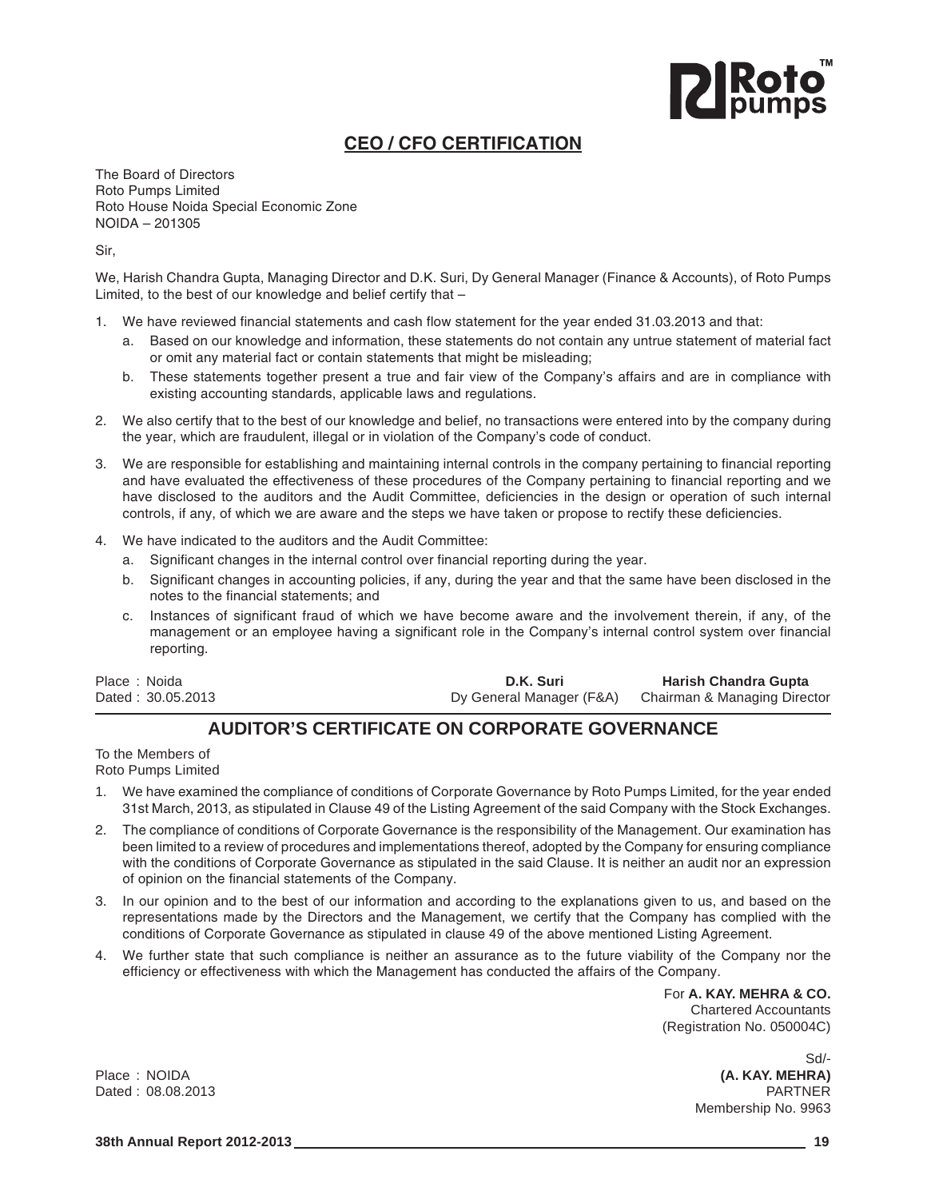## CEO / CFO CERTIFICATION

The Board of Directors
Roto Pumps Limited
Roto House Noida Special Economic Zone
NOIDA – 201305

Sir,

We, Harish Chandra Gupta, Managing Director and D.K. Suri, Dy General Manager (Finance & Accounts), of Roto Pumps Limited, to the best of our knowledge and belief certify that –

1. We have reviewed financial statements and cash flow statement for the year ended 31.03.2013 and that:
   a. Based on our knowledge and information, these statements do not contain any untrue statement of material fact or omit any material fact or contain statements that might be misleading;
   b. These statements together present a true and fair view of the Company's affairs and are in compliance with existing accounting standards, applicable laws and regulations.
2. We also certify that to the best of our knowledge and belief, no transactions were entered into by the company during the year, which are fraudulent, illegal or in violation of the Company's code of conduct.
3. We are responsible for establishing and maintaining internal controls in the company pertaining to financial reporting and have evaluated the effectiveness of these procedures of the Company pertaining to financial reporting and we have disclosed to the auditors and the Audit Committee, deficiencies in the design or operation of such internal controls, if any, of which we are aware and the steps we have taken or propose to rectify these deficiencies.
4. We have indicated to the auditors and the Audit Committee:
   a. Significant changes in the internal control over financial reporting during the year.
   b. Significant changes in accounting policies, if any, during the year and that the same have been disclosed in the notes to the financial statements; and
   c. Instances of significant fraud of which we have become aware and the involvement therein, if any, of the management or an employee having a significant role in the Company's internal control system over financial reporting.

Place : Noida
Dated : 30.05.2013

**D.K. Suri**
Dy General Manager (F&A)

**Harish Chandra Gupta**
Chairman & Managing Director

## AUDITOR'S CERTIFICATE ON CORPORATE GOVERNANCE

To the Members of
Roto Pumps Limited

1. We have examined the compliance of conditions of Corporate Governance by Roto Pumps Limited, for the year ended 31st March, 2013, as stipulated in Clause 49 of the Listing Agreement of the said Company with the Stock Exchanges.
2. The compliance of conditions of Corporate Governance is the responsibility of the Management. Our examination has been limited to a review of procedures and implementations thereof, adopted by the Company for ensuring compliance with the conditions of Corporate Governance as stipulated in the said Clause. It is neither an audit nor an expression of opinion on the financial statements of the Company.
3. In our opinion and to the best of our information and according to the explanations given to us, and based on the representations made by the Directors and the Management, we certify that the Company has complied with the conditions of Corporate Governance as stipulated in clause 49 of the above mentioned Listing Agreement.
4. We further state that such compliance is neither an assurance as to the future viability of the Company nor the efficiency or effectiveness with which the Management has conducted the affairs of the Company.

For **A. KAY. MEHRA & CO.**
Chartered Accountants
(Registration No. 050004C)

Sd/-
**(A. KAY. MEHRA)**
PARTNER
Membership No. 9963

Place : NOIDA
Dated : 08.08.2013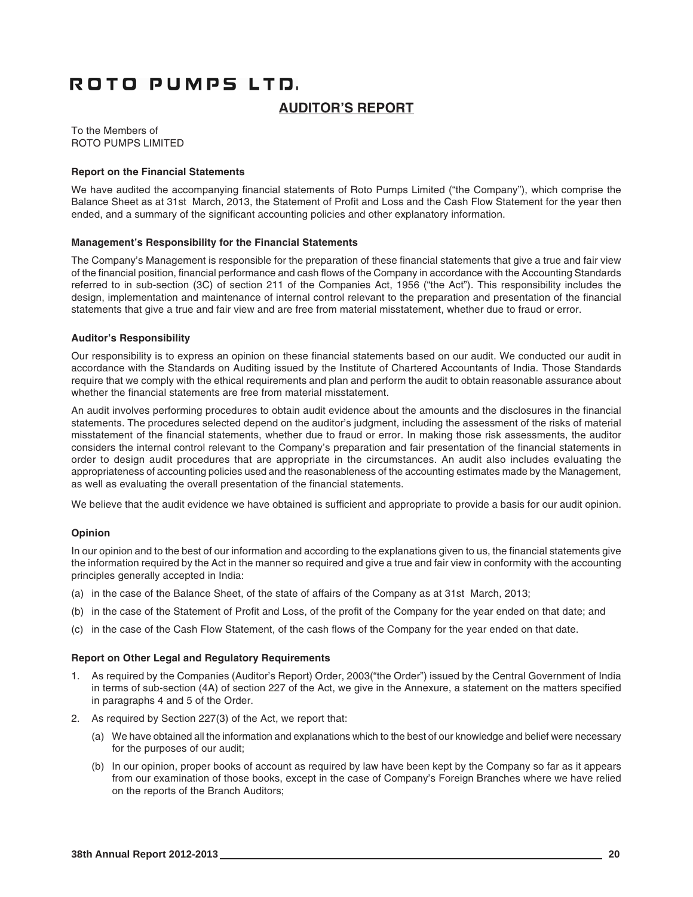# ROTO PUMPS LTD.

## AUDITOR'S REPORT

To the Members of
ROTO PUMPS LIMITED

**Report on the Financial Statements**

We have audited the accompanying financial statements of Roto Pumps Limited ("the Company"), which comprise the Balance Sheet as at 31st March, 2013, the Statement of Profit and Loss and the Cash Flow Statement for the year then ended, and a summary of the significant accounting policies and other explanatory information.

**Management's Responsibility for the Financial Statements**

The Company's Management is responsible for the preparation of these financial statements that give a true and fair view of the financial position, financial performance and cash flows of the Company in accordance with the Accounting Standards referred to in sub-section (3C) of section 211 of the Companies Act, 1956 ("the Act"). This responsibility includes the design, implementation and maintenance of internal control relevant to the preparation and presentation of the financial statements that give a true and fair view and are free from material misstatement, whether due to fraud or error.

**Auditor's Responsibility**

Our responsibility is to express an opinion on these financial statements based on our audit. We conducted our audit in accordance with the Standards on Auditing issued by the Institute of Chartered Accountants of India. Those Standards require that we comply with the ethical requirements and plan and perform the audit to obtain reasonable assurance about whether the financial statements are free from material misstatement.

An audit involves performing procedures to obtain audit evidence about the amounts and the disclosures in the financial statements. The procedures selected depend on the auditor's judgment, including the assessment of the risks of material misstatement of the financial statements, whether due to fraud or error. In making those risk assessments, the auditor considers the internal control relevant to the Company's preparation and fair presentation of the financial statements in order to design audit procedures that are appropriate in the circumstances. An audit also includes evaluating the appropriateness of accounting policies used and the reasonableness of the accounting estimates made by the Management, as well as evaluating the overall presentation of the financial statements.

We believe that the audit evidence we have obtained is sufficient and appropriate to provide a basis for our audit opinion.

**Opinion**

In our opinion and to the best of our information and according to the explanations given to us, the financial statements give the information required by the Act in the manner so required and give a true and fair view in conformity with the accounting principles generally accepted in India:

(a) in the case of the Balance Sheet, of the state of affairs of the Company as at 31st March, 2013;

(b) in the case of the Statement of Profit and Loss, of the profit of the Company for the year ended on that date; and

(c) in the case of the Cash Flow Statement, of the cash flows of the Company for the year ended on that date.

**Report on Other Legal and Regulatory Requirements**

1. As required by the Companies (Auditor's Report) Order, 2003("the Order") issued by the Central Government of India in terms of sub-section (4A) of section 227 of the Act, we give in the Annexure, a statement on the matters specified in paragraphs 4 and 5 of the Order.

2. As required by Section 227(3) of the Act, we report that:

   (a) We have obtained all the information and explanations which to the best of our knowledge and belief were necessary for the purposes of our audit;

   (b) In our opinion, proper books of account as required by law have been kept by the Company so far as it appears from our examination of those books, except in the case of Company's Foreign Branches where we have relied on the reports of the Branch Auditors;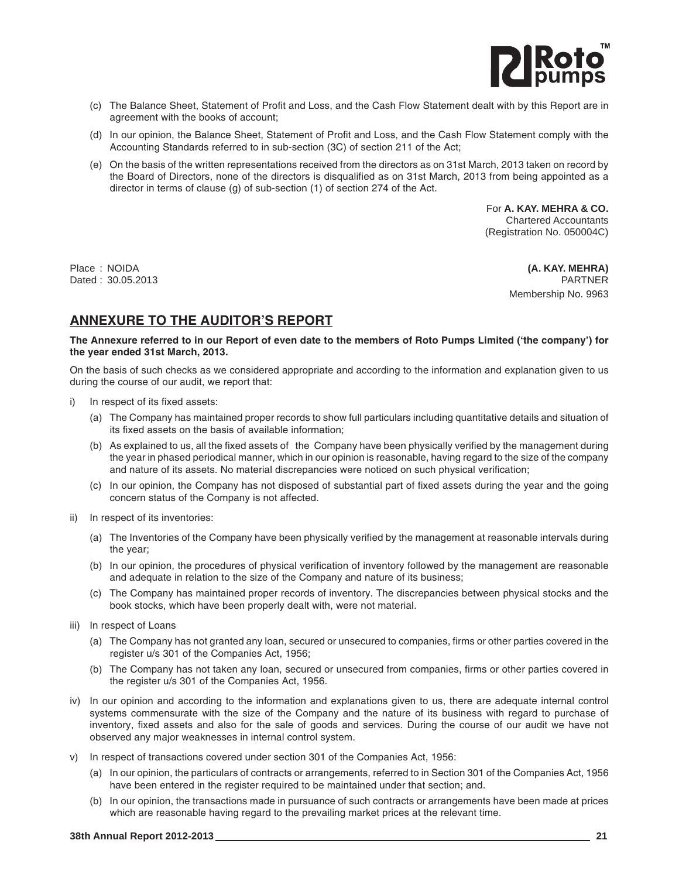(c) The Balance Sheet, Statement of Profit and Loss, and the Cash Flow Statement dealt with by this Report are in agreement with the books of account;

(d) In our opinion, the Balance Sheet, Statement of Profit and Loss, and the Cash Flow Statement comply with the Accounting Standards referred to in sub-section (3C) of section 211 of the Act;

(e) On the basis of the written representations received from the directors as on 31st March, 2013 taken on record by the Board of Directors, none of the directors is disqualified as on 31st March, 2013 from being appointed as a director in terms of clause (g) of sub-section (1) of section 274 of the Act.

For **A. KAY. MEHRA & CO.**
Chartered Accountants
(Registration No. 050004C)

Place : NOIDA
Dated : 30.05.2013

**(A. KAY. MEHRA)**
PARTNER
Membership No. 9963

## ANNEXURE TO THE AUDITOR'S REPORT

**The Annexure referred to in our Report of even date to the members of Roto Pumps Limited ('the company') for the year ended 31st March, 2013.**

On the basis of such checks as we considered appropriate and according to the information and explanation given to us during the course of our audit, we report that:

i) In respect of its fixed assets:

   (a) The Company has maintained proper records to show full particulars including quantitative details and situation of its fixed assets on the basis of available information;

   (b) As explained to us, all the fixed assets of the Company have been physically verified by the management during the year in phased periodical manner, which in our opinion is reasonable, having regard to the size of the company and nature of its assets. No material discrepancies were noticed on such physical verification;

   (c) In our opinion, the Company has not disposed of substantial part of fixed assets during the year and the going concern status of the Company is not affected.

ii) In respect of its inventories:

   (a) The Inventories of the Company have been physically verified by the management at reasonable intervals during the year;

   (b) In our opinion, the procedures of physical verification of inventory followed by the management are reasonable and adequate in relation to the size of the Company and nature of its business;

   (c) The Company has maintained proper records of inventory. The discrepancies between physical stocks and the book stocks, which have been properly dealt with, were not material.

iii) In respect of Loans

   (a) The Company has not granted any loan, secured or unsecured to companies, firms or other parties covered in the register u/s 301 of the Companies Act, 1956;

   (b) The Company has not taken any loan, secured or unsecured from companies, firms or other parties covered in the register u/s 301 of the Companies Act, 1956.

iv) In our opinion and according to the information and explanations given to us, there are adequate internal control systems commensurate with the size of the Company and the nature of its business with regard to purchase of inventory, fixed assets and also for the sale of goods and services. During the course of our audit we have not observed any major weaknesses in internal control system.

v) In respect of transactions covered under section 301 of the Companies Act, 1956:

   (a) In our opinion, the particulars of contracts or arrangements, referred to in Section 301 of the Companies Act, 1956 have been entered in the register required to be maintained under that section; and.

   (b) In our opinion, the transactions made in pursuance of such contracts or arrangements have been made at prices which are reasonable having regard to the prevailing market prices at the relevant time.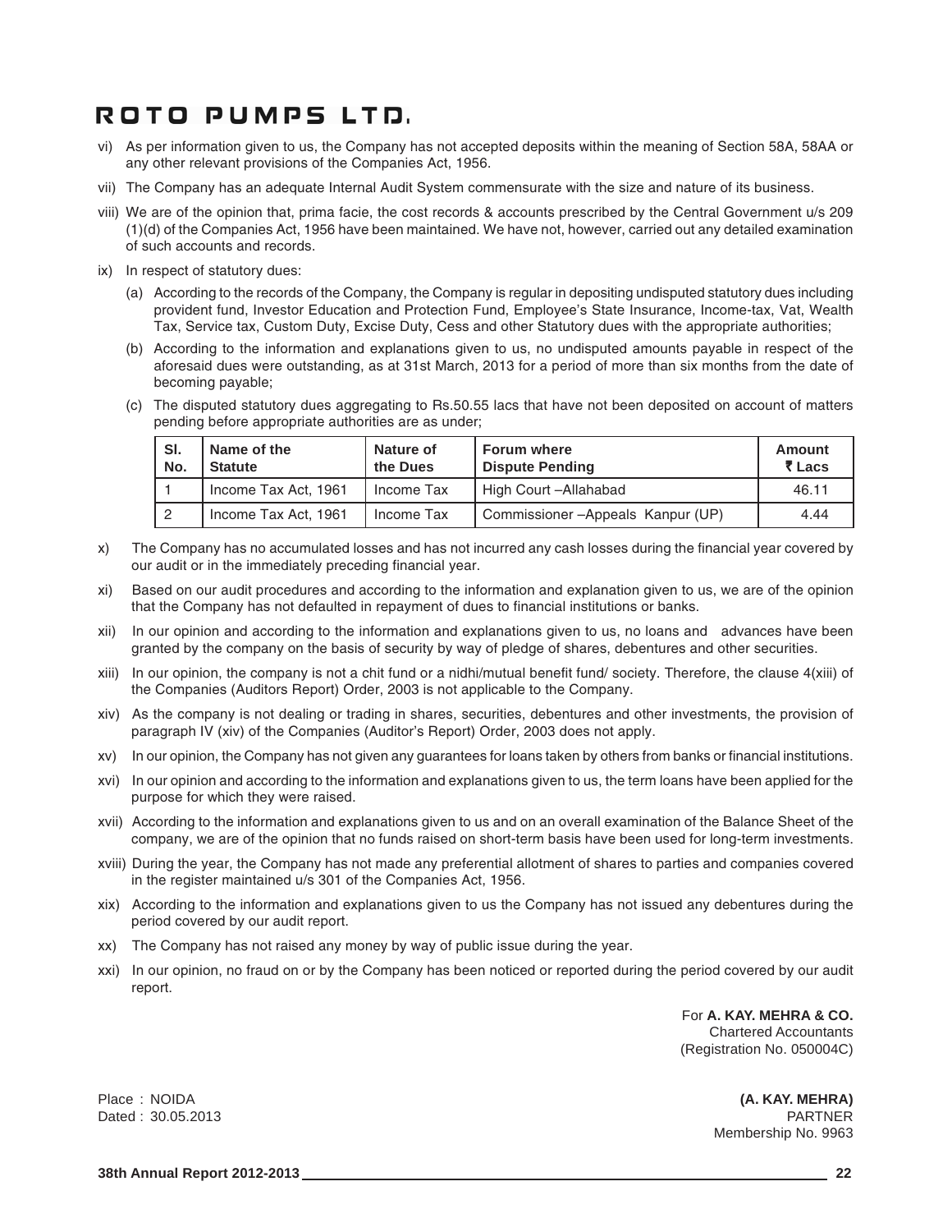vi) As per information given to us, the Company has not accepted deposits within the meaning of Section 58A, 58AA or any other relevant provisions of the Companies Act, 1956.

vii) The Company has an adequate Internal Audit System commensurate with the size and nature of its business.

viii) We are of the opinion that, prima facie, the cost records & accounts prescribed by the Central Government u/s 209 (1)(d) of the Companies Act, 1956 have been maintained. We have not, however, carried out any detailed examination of such accounts and records.

ix) In respect of statutory dues:

(a) According to the records of the Company, the Company is regular in depositing undisputed statutory dues including provident fund, Investor Education and Protection Fund, Employee's State Insurance, Income-tax, Vat, Wealth Tax, Service tax, Custom Duty, Excise Duty, Cess and other Statutory dues with the appropriate authorities;

(b) According to the information and explanations given to us, no undisputed amounts payable in respect of the aforesaid dues were outstanding, as at 31st March, 2013 for a period of more than six months from the date of becoming payable;

(c) The disputed statutory dues aggregating to Rs.50.55 lacs that have not been deposited on account of matters pending before appropriate authorities are as under;

| Sl. No. | Name of the Statute | Nature of the Dues | Forum where Dispute Pending | Amount ₹ Lacs |
|---|---|---|---|---|
| 1 | Income Tax Act, 1961 | Income Tax | High Court –Allahabad | 46.11 |
| 2 | Income Tax Act, 1961 | Income Tax | Commissioner –Appeals Kanpur (UP) | 4.44 |

x) The Company has no accumulated losses and has not incurred any cash losses during the financial year covered by our audit or in the immediately preceding financial year.

xi) Based on our audit procedures and according to the information and explanation given to us, we are of the opinion that the Company has not defaulted in repayment of dues to financial institutions or banks.

xii) In our opinion and according to the information and explanations given to us, no loans and advances have been granted by the company on the basis of security by way of pledge of shares, debentures and other securities.

xiii) In our opinion, the company is not a chit fund or a nidhi/mutual benefit fund/ society. Therefore, the clause 4(xiii) of the Companies (Auditors Report) Order, 2003 is not applicable to the Company.

xiv) As the company is not dealing or trading in shares, securities, debentures and other investments, the provision of paragraph IV (xiv) of the Companies (Auditor's Report) Order, 2003 does not apply.

xv) In our opinion, the Company has not given any guarantees for loans taken by others from banks or financial institutions.

xvi) In our opinion and according to the information and explanations given to us, the term loans have been applied for the purpose for which they were raised.

xvii) According to the information and explanations given to us and on an overall examination of the Balance Sheet of the company, we are of the opinion that no funds raised on short-term basis have been used for long-term investments.

xviii) During the year, the Company has not made any preferential allotment of shares to parties and companies covered in the register maintained u/s 301 of the Companies Act, 1956.

xix) According to the information and explanations given to us the Company has not issued any debentures during the period covered by our audit report.

xx) The Company has not raised any money by way of public issue during the year.

xxi) In our opinion, no fraud on or by the Company has been noticed or reported during the period covered by our audit report.

For **A. KAY. MEHRA & CO.**
Chartered Accountants
(Registration No. 050004C)

Place : NOIDA
Dated : 30.05.2013

**(A. KAY. MEHRA)**
PARTNER
Membership No. 9963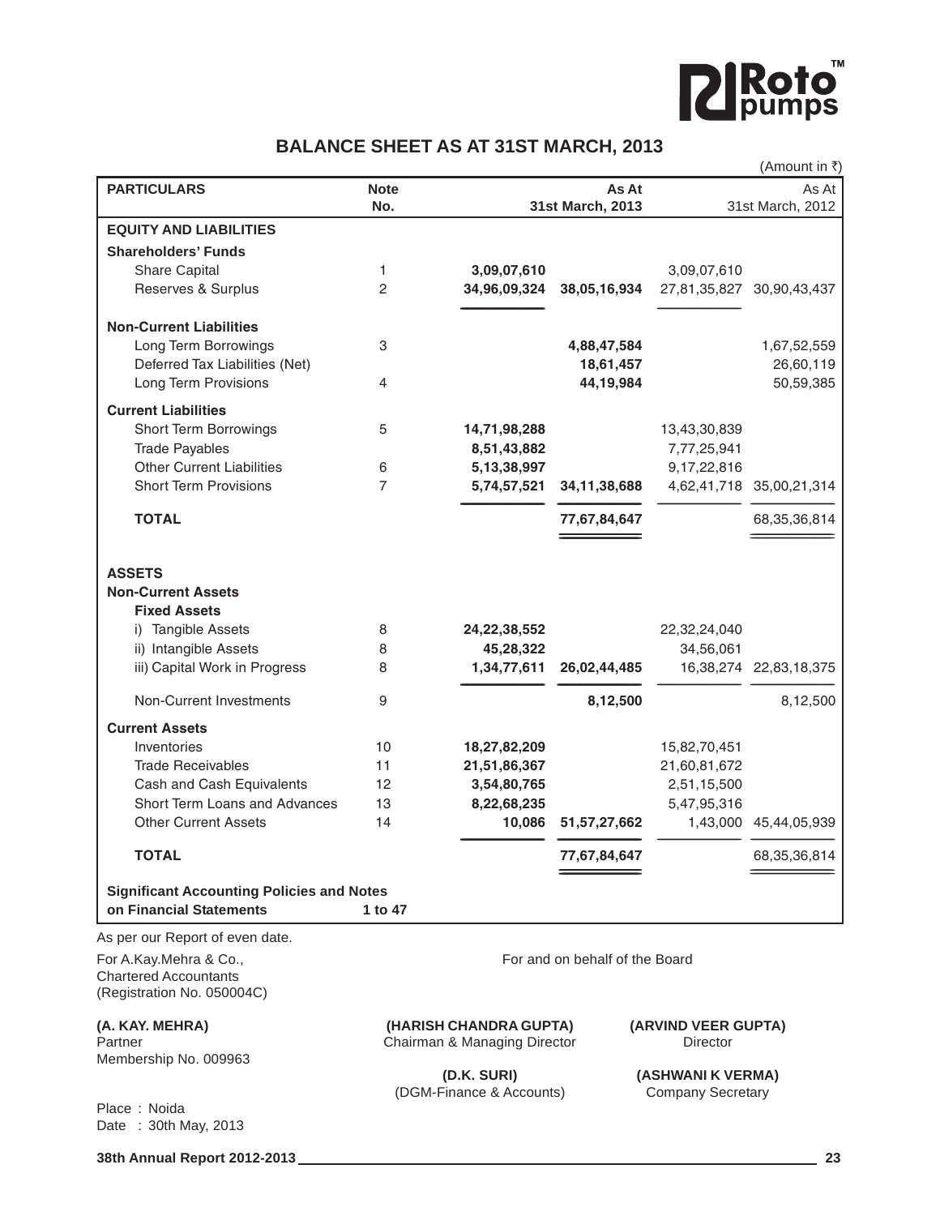# BALANCE SHEET AS AT 31ST MARCH, 2013

(Amount in ₹)

| PARTICULARS | Note No. | | As At 31st March, 2013 | | As At 31st March, 2012 |
|---|---|---|---|---|---|
| **EQUITY AND LIABILITIES** | | | | | |
| **Shareholders' Funds** | | | | | |
| Share Capital | 1 | **3,09,07,610** | | 3,09,07,610 | |
| Reserves & Surplus | 2 | **34,96,09,324** | **38,05,16,934** | 27,81,35,827 | 30,90,43,437 |
| **Non-Current Liabilities** | | | | | |
| Long Term Borrowings | 3 | | **4,88,47,584** | | 1,67,52,559 |
| Deferred Tax Liabilities (Net) | | | **18,61,457** | | 26,60,119 |
| Long Term Provisions | 4 | | **44,19,984** | | 50,59,385 |
| **Current Liabilities** | | | | | |
| Short Term Borrowings | 5 | **14,71,98,288** | | 13,43,30,839 | |
| Trade Payables | | **8,51,43,882** | | 7,77,25,941 | |
| Other Current Liabilities | 6 | **5,13,38,997** | | 9,17,22,816 | |
| Short Term Provisions | 7 | **5,74,57,521** | **34,11,38,688** | 4,62,41,718 | 35,00,21,314 |
| **TOTAL** | | | **77,67,84,647** | | 68,35,36,814 |
| **ASSETS** | | | | | |
| **Non-Current Assets** | | | | | |
| **Fixed Assets** | | | | | |
| i) Tangible Assets | 8 | **24,22,38,552** | | 22,32,24,040 | |
| ii) Intangible Assets | 8 | **45,28,322** | | 34,56,061 | |
| iii) Capital Work in Progress | 8 | **1,34,77,611** | **26,02,44,485** | 16,38,274 | 22,83,18,375 |
| Non-Current Investments | 9 | | **8,12,500** | | 8,12,500 |
| **Current Assets** | | | | | |
| Inventories | 10 | **18,27,82,209** | | 15,82,70,451 | |
| Trade Receivables | 11 | **21,51,86,367** | | 21,60,81,672 | |
| Cash and Cash Equivalents | 12 | **3,54,80,765** | | 2,51,15,500 | |
| Short Term Loans and Advances | 13 | **8,22,68,235** | | 5,47,95,316 | |
| Other Current Assets | 14 | **10,086** | **51,57,27,662** | 1,43,000 | 45,44,05,939 |
| **TOTAL** | | | **77,67,84,647** | | 68,35,36,814 |
| **Significant Accounting Policies and Notes on Financial Statements** | **1 to 47** | | | | |

As per our Report of even date.

For A.Kay.Mehra & Co.,
Chartered Accountants
(Registration No. 050004C)

For and on behalf of the Board

**(A. KAY. MEHRA)**
Partner
Membership No. 009963

**(HARISH CHANDRA GUPTA)**
Chairman & Managing Director

**(ARVIND VEER GUPTA)**
Director

**(D.K. SURI)**
(DGM-Finance & Accounts)

**(ASHWANI K VERMA)**
Company Secretary

Place : Noida
Date : 30th May, 2013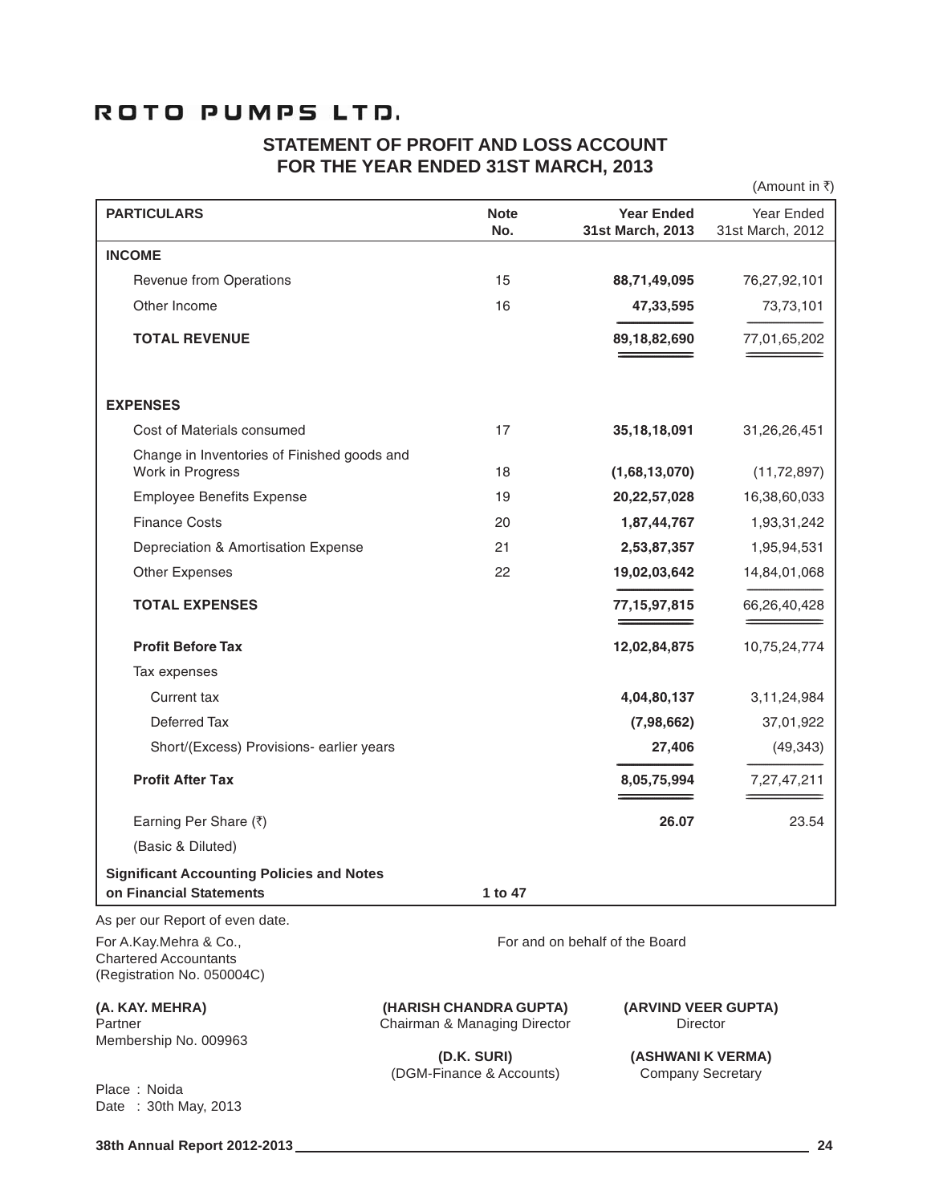# ROTO PUMPS LTD.

## STATEMENT OF PROFIT AND LOSS ACCOUNT FOR THE YEAR ENDED 31ST MARCH, 2013

(Amount in ₹)

| PARTICULARS | Note No. | Year Ended 31st March, 2013 | Year Ended 31st March, 2012 |
|---|---|---|---|
| **INCOME** | | | |
| Revenue from Operations | 15 | **88,71,49,095** | 76,27,92,101 |
| Other Income | 16 | **47,33,595** | 73,73,101 |
| **TOTAL REVENUE** | | **89,18,82,690** | 77,01,65,202 |
| **EXPENSES** | | | |
| Cost of Materials consumed | 17 | **35,18,18,091** | 31,26,26,451 |
| Change in Inventories of Finished goods and Work in Progress | 18 | **(1,68,13,070)** | (11,72,897) |
| Employee Benefits Expense | 19 | **20,22,57,028** | 16,38,60,033 |
| Finance Costs | 20 | **1,87,44,767** | 1,93,31,242 |
| Depreciation & Amortisation Expense | 21 | **2,53,87,357** | 1,95,94,531 |
| Other Expenses | 22 | **19,02,03,642** | 14,84,01,068 |
| **TOTAL EXPENSES** | | **77,15,97,815** | 66,26,40,428 |
| **Profit Before Tax** | | **12,02,84,875** | 10,75,24,774 |
| Tax expenses | | | |
| Current tax | | **4,04,80,137** | 3,11,24,984 |
| Deferred Tax | | **(7,98,662)** | 37,01,922 |
| Short/(Excess) Provisions- earlier years | | **27,406** | (49,343) |
| **Profit After Tax** | | **8,05,75,994** | 7,27,47,211 |
| Earning Per Share (₹) (Basic & Diluted) | | **26.07** | 23.54 |
| **Significant Accounting Policies and Notes on Financial Statements** | **1 to 47** | | |

As per our Report of even date.

For A.Kay.Mehra & Co.,
Chartered Accountants
(Registration No. 050004C)

For and on behalf of the Board

**(A. KAY. MEHRA)**
Partner
Membership No. 009963

**(HARISH CHANDRA GUPTA)**
Chairman & Managing Director

**(ARVIND VEER GUPTA)**
Director

**(D.K. SURI)**
(DGM-Finance & Accounts)

**(ASHWANI K VERMA)**
Company Secretary

Place : Noida
Date : 30th May, 2013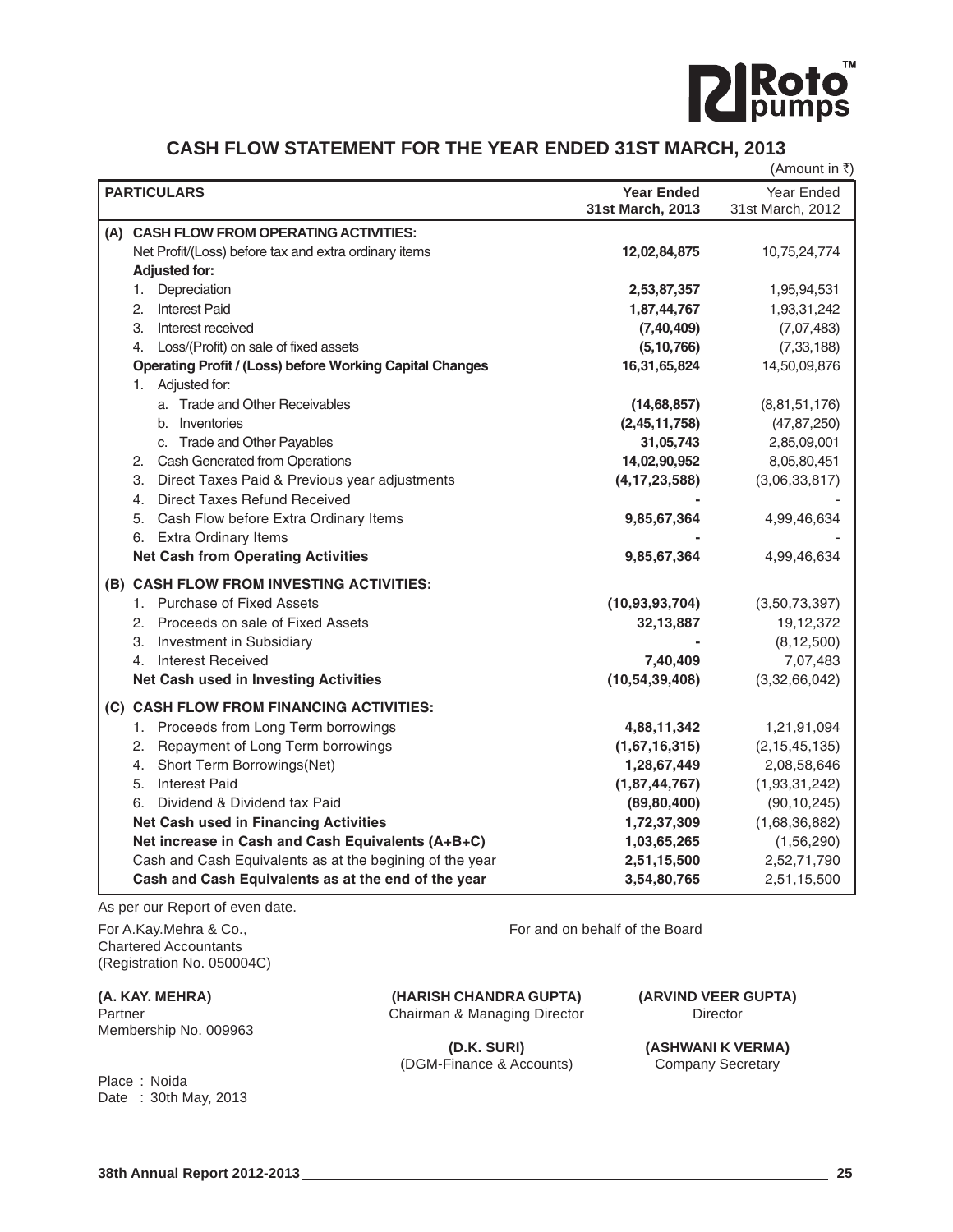# CASH FLOW STATEMENT FOR THE YEAR ENDED 31ST MARCH, 2013

(Amount in ₹)

| PARTICULARS | Year Ended 31st March, 2013 | Year Ended 31st March, 2012 |
|---|---|---|
| **(A) CASH FLOW FROM OPERATING ACTIVITIES:** | | |
| Net Profit/(Loss) before tax and extra ordinary items | **12,02,84,875** | 10,75,24,774 |
| **Adjusted for:** | | |
| 1. Depreciation | **2,53,87,357** | 1,95,94,531 |
| 2. Interest Paid | **1,87,44,767** | 1,93,31,242 |
| 3. Interest received | **(7,40,409)** | (7,07,483) |
| 4. Loss/(Profit) on sale of fixed assets | **(5,10,766)** | (7,33,188) |
| **Operating Profit / (Loss) before Working Capital Changes** | **16,31,65,824** | 14,50,09,876 |
| 1. Adjusted for: | | |
| a. Trade and Other Receivables | **(14,68,857)** | (8,81,51,176) |
| b. Inventories | **(2,45,11,758)** | (47,87,250) |
| c. Trade and Other Payables | **31,05,743** | 2,85,09,001 |
| 2. Cash Generated from Operations | **14,02,90,952** | 8,05,80,451 |
| 3. Direct Taxes Paid & Previous year adjustments | **(4,17,23,588)** | (3,06,33,817) |
| 4. Direct Taxes Refund Received | **-** | - |
| 5. Cash Flow before Extra Ordinary Items | **9,85,67,364** | 4,99,46,634 |
| 6. Extra Ordinary Items | **-** | - |
| **Net Cash from Operating Activities** | **9,85,67,364** | 4,99,46,634 |
| **(B) CASH FLOW FROM INVESTING ACTIVITIES:** | | |
| 1. Purchase of Fixed Assets | **(10,93,93,704)** | (3,50,73,397) |
| 2. Proceeds on sale of Fixed Assets | **32,13,887** | 19,12,372 |
| 3. Investment in Subsidiary | **-** | (8,12,500) |
| 4. Interest Received | **7,40,409** | 7,07,483 |
| **Net Cash used in Investing Activities** | **(10,54,39,408)** | (3,32,66,042) |
| **(C) CASH FLOW FROM FINANCING ACTIVITIES:** | | |
| 1. Proceeds from Long Term borrowings | **4,88,11,342** | 1,21,91,094 |
| 2. Repayment of Long Term borrowings | **(1,67,16,315)** | (2,15,45,135) |
| 4. Short Term Borrowings(Net) | **1,28,67,449** | 2,08,58,646 |
| 5. Interest Paid | **(1,87,44,767)** | (1,93,31,242) |
| 6. Dividend & Dividend tax Paid | **(89,80,400)** | (90,10,245) |
| **Net Cash used in Financing Activities** | **1,72,37,309** | (1,68,36,882) |
| **Net increase in Cash and Cash Equivalents (A+B+C)** | **1,03,65,265** | (1,56,290) |
| Cash and Cash Equivalents as at the begining of the year | **2,51,15,500** | 2,52,71,790 |
| **Cash and Cash Equivalents as at the end of the year** | **3,54,80,765** | 2,51,15,500 |

As per our Report of even date.

For A.Kay.Mehra & Co.,
Chartered Accountants
(Registration No. 050004C)

For and on behalf of the Board

**(A. KAY. MEHRA)**
Partner
Membership No. 009963

**(HARISH CHANDRA GUPTA)**
Chairman & Managing Director

**(ARVIND VEER GUPTA)**
Director

**(D.K. SURI)**
(DGM-Finance & Accounts)

**(ASHWANI K VERMA)**
Company Secretary

Place : Noida
Date : 30th May, 2013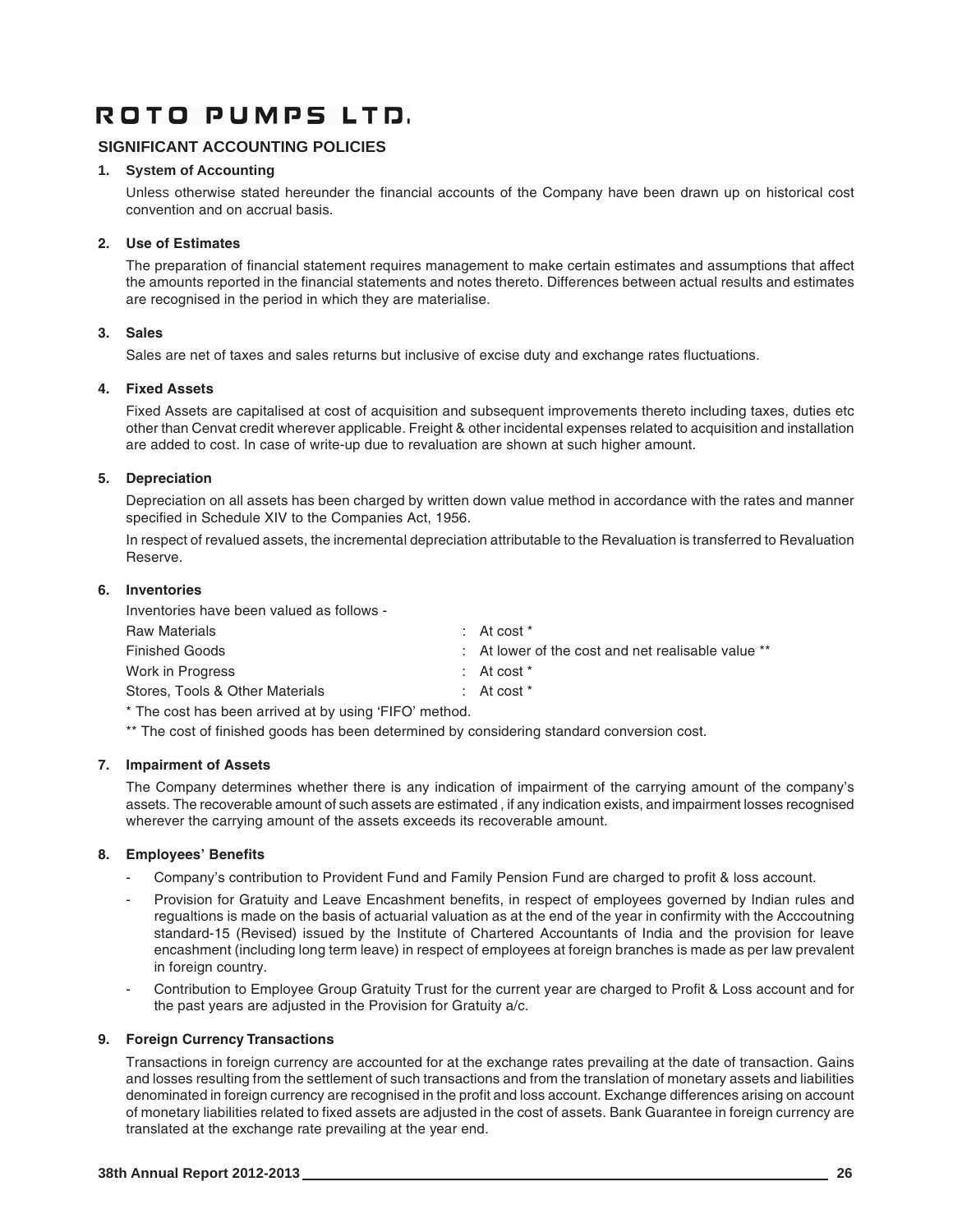# ROTO PUMPS LTD.

## SIGNIFICANT ACCOUNTING POLICIES

### 1. System of Accounting

Unless otherwise stated hereunder the financial accounts of the Company have been drawn up on historical cost convention and on accrual basis.

### 2. Use of Estimates

The preparation of financial statement requires management to make certain estimates and assumptions that affect the amounts reported in the financial statements and notes thereto. Differences between actual results and estimates are recognised in the period in which they are materialise.

### 3. Sales

Sales are net of taxes and sales returns but inclusive of excise duty and exchange rates fluctuations.

### 4. Fixed Assets

Fixed Assets are capitalised at cost of acquisition and subsequent improvements thereto including taxes, duties etc other than Cenvat credit wherever applicable. Freight & other incidental expenses related to acquisition and installation are added to cost. In case of write-up due to revaluation are shown at such higher amount.

### 5. Depreciation

Depreciation on all assets has been charged by written down value method in accordance with the rates and manner specified in Schedule XIV to the Companies Act, 1956.

In respect of revalued assets, the incremental depreciation attributable to the Revaluation is transferred to Revaluation Reserve.

### 6. Inventories

Inventories have been valued as follows -

| | |
|---|---|
| Raw Materials | : At cost * |
| Finished Goods | : At lower of the cost and net realisable value ** |
| Work in Progress | : At cost * |
| Stores, Tools & Other Materials | : At cost * |

* The cost has been arrived at by using 'FIFO' method.

** The cost of finished goods has been determined by considering standard conversion cost.

### 7. Impairment of Assets

The Company determines whether there is any indication of impairment of the carrying amount of the company's assets. The recoverable amount of such assets are estimated , if any indication exists, and impairment losses recognised wherever the carrying amount of the assets exceeds its recoverable amount.

### 8. Employees' Benefits

- Company's contribution to Provident Fund and Family Pension Fund are charged to profit & loss account.
- Provision for Gratuity and Leave Encashment benefits, in respect of employees governed by Indian rules and regualtions is made on the basis of actuarial valuation as at the end of the year in confirmity with the Acccoutning standard-15 (Revised) issued by the Institute of Chartered Accountants of India and the provision for leave encashment (including long term leave) in respect of employees at foreign branches is made as per law prevalent in foreign country.
- Contribution to Employee Group Gratuity Trust for the current year are charged to Profit & Loss account and for the past years are adjusted in the Provision for Gratuity a/c.

### 9. Foreign Currency Transactions

Transactions in foreign currency are accounted for at the exchange rates prevailing at the date of transaction. Gains and losses resulting from the settlement of such transactions and from the translation of monetary assets and liabilities denominated in foreign currency are recognised in the profit and loss account. Exchange differences arising on account of monetary liabilities related to fixed assets are adjusted in the cost of assets. Bank Guarantee in foreign currency are translated at the exchange rate prevailing at the year end.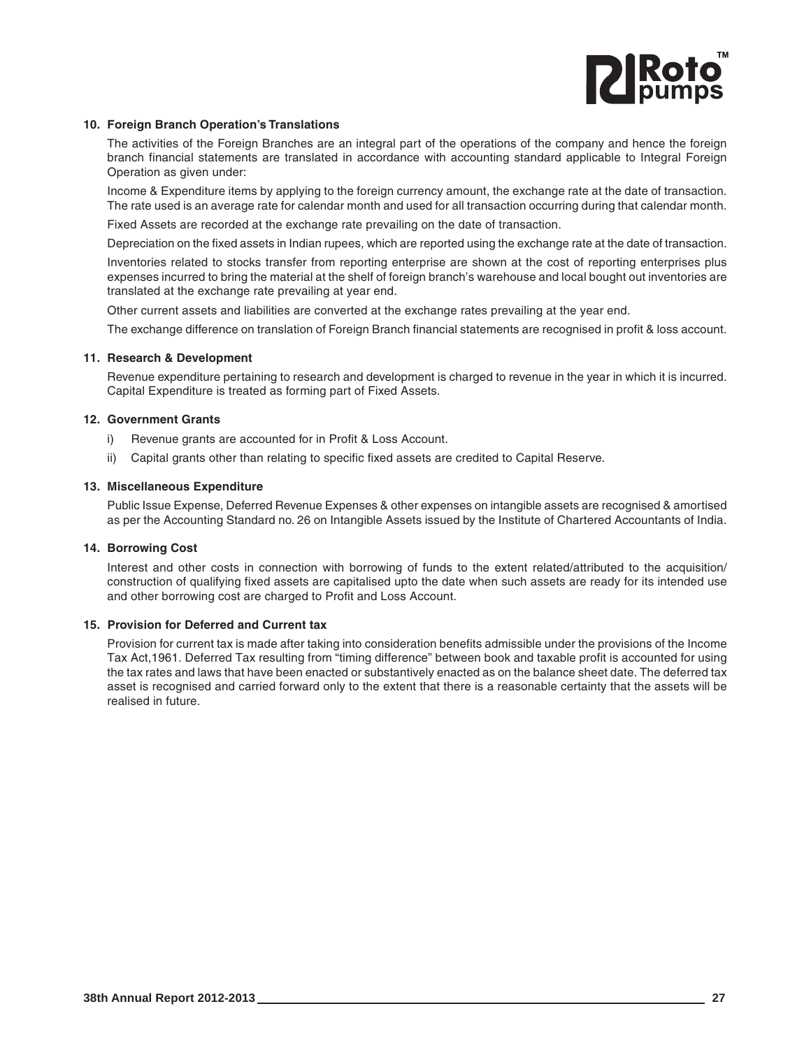**10. Foreign Branch Operation's Translations**

The activities of the Foreign Branches are an integral part of the operations of the company and hence the foreign branch financial statements are translated in accordance with accounting standard applicable to Integral Foreign Operation as given under:

Income & Expenditure items by applying to the foreign currency amount, the exchange rate at the date of transaction. The rate used is an average rate for calendar month and used for all transaction occurring during that calendar month.

Fixed Assets are recorded at the exchange rate prevailing on the date of transaction.

Depreciation on the fixed assets in Indian rupees, which are reported using the exchange rate at the date of transaction.

Inventories related to stocks transfer from reporting enterprise are shown at the cost of reporting enterprises plus expenses incurred to bring the material at the shelf of foreign branch's warehouse and local bought out inventories are translated at the exchange rate prevailing at year end.

Other current assets and liabilities are converted at the exchange rates prevailing at the year end.

The exchange difference on translation of Foreign Branch financial statements are recognised in profit & loss account.

**11. Research & Development**

Revenue expenditure pertaining to research and development is charged to revenue in the year in which it is incurred. Capital Expenditure is treated as forming part of Fixed Assets.

**12. Government Grants**

i) Revenue grants are accounted for in Profit & Loss Account.

ii) Capital grants other than relating to specific fixed assets are credited to Capital Reserve.

**13. Miscellaneous Expenditure**

Public Issue Expense, Deferred Revenue Expenses & other expenses on intangible assets are recognised & amortised as per the Accounting Standard no. 26 on Intangible Assets issued by the Institute of Chartered Accountants of India.

**14. Borrowing Cost**

Interest and other costs in connection with borrowing of funds to the extent related/attributed to the acquisition/ construction of qualifying fixed assets are capitalised upto the date when such assets are ready for its intended use and other borrowing cost are charged to Profit and Loss Account.

**15. Provision for Deferred and Current tax**

Provision for current tax is made after taking into consideration benefits admissible under the provisions of the Income Tax Act,1961. Deferred Tax resulting from "timing difference" between book and taxable profit is accounted for using the tax rates and laws that have been enacted or substantively enacted as on the balance sheet date. The deferred tax asset is recognised and carried forward only to the extent that there is a reasonable certainty that the assets will be realised in future.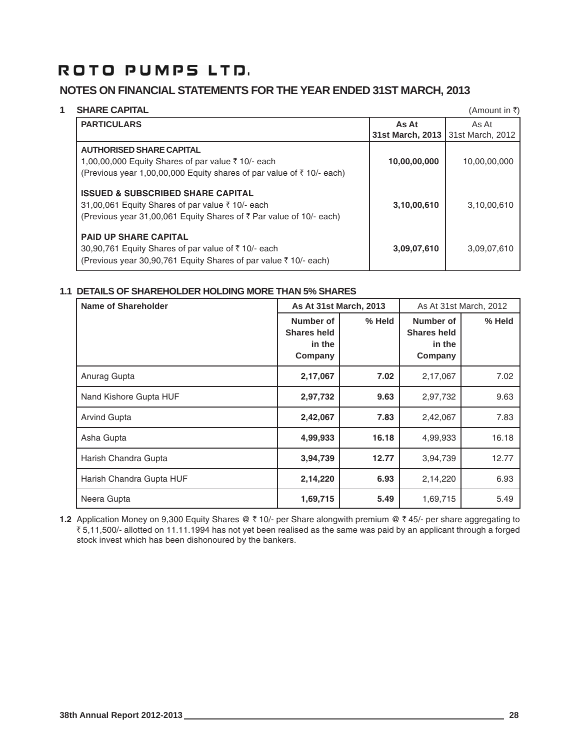# ROTO PUMPS LTD.

## NOTES ON FINANCIAL STATEMENTS FOR THE YEAR ENDED 31ST MARCH, 2013

### 1 SHARE CAPITAL

(Amount in ₹)

| PARTICULARS | As At 31st March, 2013 | As At 31st March, 2012 |
|---|---|---|
| **AUTHORISED SHARE CAPITAL**<br>1,00,00,000 Equity Shares of par value ₹ 10/- each<br>(Previous year 1,00,00,000 Equity shares of par value of ₹ 10/- each) | **10,00,00,000** | 10,00,00,000 |
| **ISSUED & SUBSCRIBED SHARE CAPITAL**<br>31,00,061 Equity Shares of par value ₹ 10/- each<br>(Previous year 31,00,061 Equity Shares of ₹ Par value of 10/- each) | **3,10,00,610** | 3,10,00,610 |
| **PAID UP SHARE CAPITAL**<br>30,90,761 Equity Shares of par value of ₹ 10/- each<br>(Previous year 30,90,761 Equity Shares of par value ₹ 10/- each) | **3,09,07,610** | 3,09,07,610 |

### 1.1 DETAILS OF SHAREHOLDER HOLDING MORE THAN 5% SHARES

| Name of Shareholder | As At 31st March, 2013 | | As At 31st March, 2012 | |
|---|---|---|---|---|
| | Number of Shares held in the Company | % Held | Number of Shares held in the Company | % Held |
| Anurag Gupta | **2,17,067** | **7.02** | 2,17,067 | 7.02 |
| Nand Kishore Gupta HUF | **2,97,732** | **9.63** | 2,97,732 | 9.63 |
| Arvind Gupta | **2,42,067** | **7.83** | 2,42,067 | 7.83 |
| Asha Gupta | **4,99,933** | **16.18** | 4,99,933 | 16.18 |
| Harish Chandra Gupta | **3,94,739** | **12.77** | 3,94,739 | 12.77 |
| Harish Chandra Gupta HUF | **2,14,220** | **6.93** | 2,14,220 | 6.93 |
| Neera Gupta | **1,69,715** | **5.49** | 1,69,715 | 5.49 |

**1.2** Application Money on 9,300 Equity Shares @ ₹ 10/- per Share alongwith premium @ ₹ 45/- per share aggregating to ₹ 5,11,500/- allotted on 11.11.1994 has not yet been realised as the same was paid by an applicant through a forged stock invest which has been dishonoured by the bankers.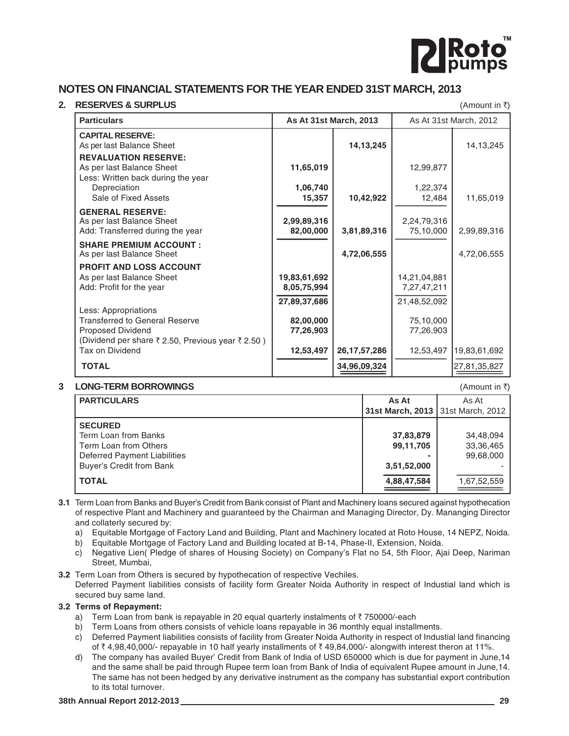## NOTES ON FINANCIAL STATEMENTS FOR THE YEAR ENDED 31ST MARCH, 2013

### 2. RESERVES & SURPLUS

(Amount in ₹)

| Particulars | As At 31st March, 2013 | | As At 31st March, 2012 | |
|---|---|---|---|---|
| **CAPITAL RESERVE:** | | | | |
| As per last Balance Sheet | | **14,13,245** | | 14,13,245 |
| **REVALUATION RESERVE:** | | | | |
| As per last Balance Sheet | **11,65,019** | | 12,99,877 | |
| Less: Written back during the year | | | | |
| Depreciation | **1,06,740** | | 1,22,374 | |
| Sale of Fixed Assets | **15,357** | **10,42,922** | 12,484 | 11,65,019 |
| **GENERAL RESERVE:** | | | | |
| As per last Balance Sheet | **2,99,89,316** | | 2,24,79,316 | |
| Add: Transferred during the year | **82,00,000** | **3,81,89,316** | 75,10,000 | 2,99,89,316 |
| **SHARE PREMIUM ACCOUNT :** | | | | |
| As per last Balance Sheet | | **4,72,06,555** | | 4,72,06,555 |
| **PROFIT AND LOSS ACCOUNT** | | | | |
| As per last Balance Sheet | **19,83,61,692** | | 14,21,04,881 | |
| Add: Profit for the year | **8,05,75,994** | | 7,27,47,211 | |
| | **27,89,37,686** | | 21,48,52,092 | |
| Less: Appropriations | | | | |
| Transferred to General Reserve | **82,00,000** | | 75,10,000 | |
| Proposed Dividend | **77,26,903** | | 77,26,903 | |
| (Dividend per share ₹ 2.50, Previous year ₹ 2.50 ) | | | | |
| Tax on Dividend | **12,53,497** | **26,17,57,286** | 12,53,497 | 19,83,61,692 |
| **TOTAL** | | **34,96,09,324** | | 27,81,35,827 |

### 3 LONG-TERM BORROWINGS

(Amount in ₹)

| PARTICULARS | As At 31st March, 2013 | As At 31st March, 2012 |
|---|---|---|
| **SECURED** | | |
| Term Loan from Banks | **37,83,879** | 34,48,094 |
| Term Loan from Others | **99,11,705** | 33,36,465 |
| Deferred Payment Liabilities | **-** | 99,68,000 |
| Buyer's Credit from Bank | **3,51,52,000** | - |
| **TOTAL** | **4,88,47,584** | 1,67,52,559 |

**3.1** Term Loan from Banks and Buyer's Credit from Bank consist of Plant and Machinery loans secured against hypothecation of respective Plant and Machinery and guaranteed by the Chairman and Managing Director, Dy. Mananging Director and collaterly secured by:

a) Equitable Mortgage of Factory Land and Building, Plant and Machinery located at Roto House, 14 NEPZ, Noida.

b) Equitable Mortgage of Factory Land and Building located at B-14, Phase-II, Extension, Noida.

c) Negative Lien( Pledge of shares of Housing Society) on Company's Flat no 54, 5th Floor, Ajai Deep, Nariman Street, Mumbai,

**3.2** Term Loan from Others is secured by hypothecation of respective Vechiles.

Deferred Payment liabilities consists of facility form Greater Noida Authority in respect of Industial land which is secured buy same land.

**3.2 Terms of Repayment:**

a) Term Loan from bank is repayable in 20 equal quarterly instalments of ₹ 750000/-each

b) Term Loans from others consists of vehicle loans repayable in 36 monthly equal installments.

c) Deferred Payment liabilities consists of facility from Greater Noida Authority in respect of Industial land financing of ₹ 4,98,40,000/- repayable in 10 half yearly installments of ₹ 49,84,000/- alongwith interest theron at 11%.

d) The company has availed Buyer' Credit from Bank of India of USD 650000 which is due for payment in June,14 and the same shall be paid through Rupee term loan from Bank of India of equivalent Rupee amount in June,14. The same has not been hedged by any derivative instrument as the company has substantial export contribution to its total turnover.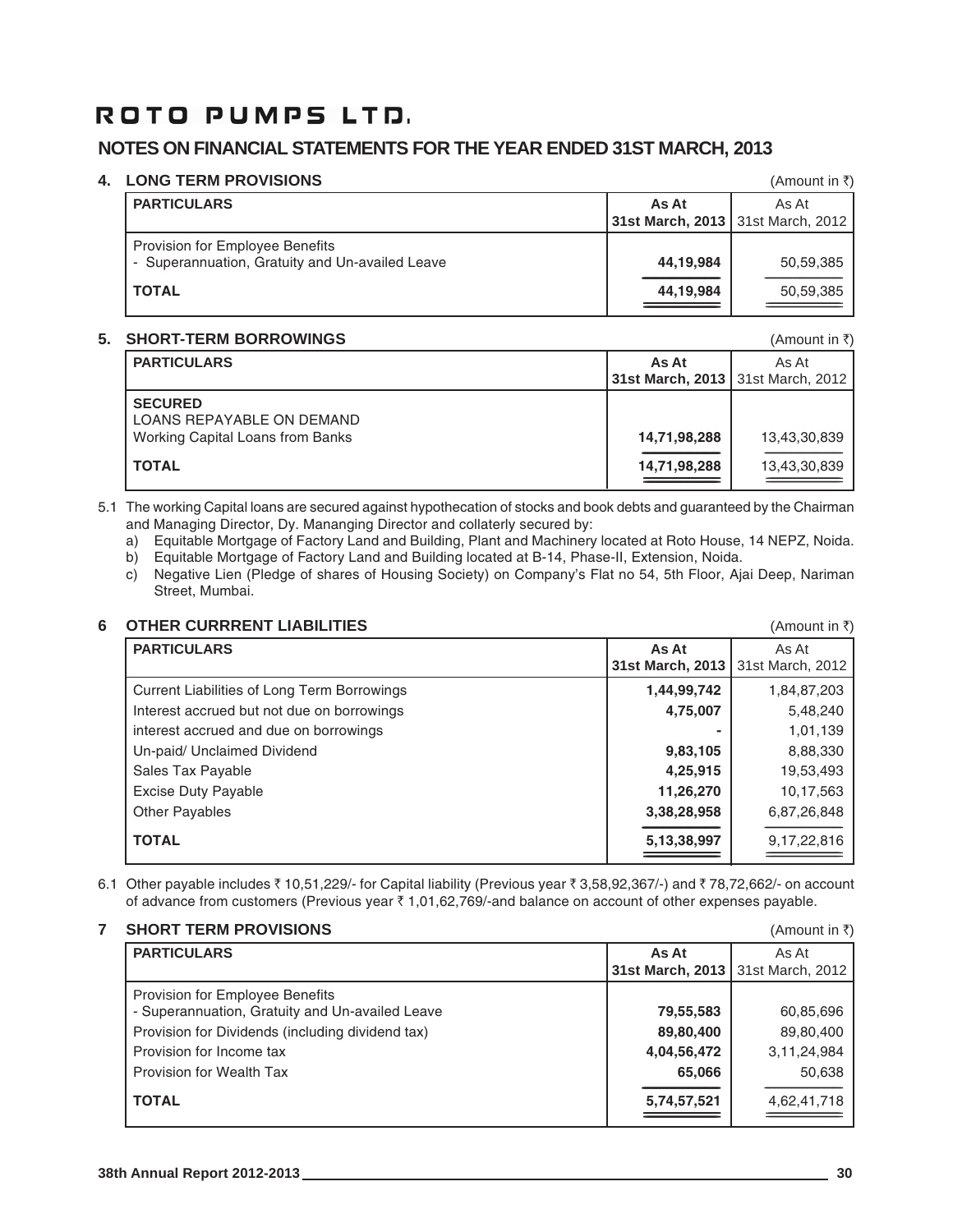# ROTO PUMPS LTD.

## NOTES ON FINANCIAL STATEMENTS FOR THE YEAR ENDED 31ST MARCH, 2013

### 4. LONG TERM PROVISIONS

(Amount in ₹)

| PARTICULARS | As At 31st March, 2013 | As At 31st March, 2012 |
|---|---|---|
| Provision for Employee Benefits<br>- Superannuation, Gratuity and Un-availed Leave | **44,19,984** | 50,59,385 |
| **TOTAL** | **44,19,984** | 50,59,385 |

### 5. SHORT-TERM BORROWINGS

(Amount in ₹)

| PARTICULARS | As At 31st March, 2013 | As At 31st March, 2012 |
|---|---|---|
| **SECURED**<br>LOANS REPAYABLE ON DEMAND<br>Working Capital Loans from Banks | **14,71,98,288** | 13,43,30,839 |
| **TOTAL** | **14,71,98,288** | 13,43,30,839 |

5.1 The working Capital loans are secured against hypothecation of stocks and book debts and guaranteed by the Chairman and Managing Director, Dy. Mananging Director and collaterly secured by:

a) Equitable Mortgage of Factory Land and Building, Plant and Machinery located at Roto House, 14 NEPZ, Noida.

b) Equitable Mortgage of Factory Land and Building located at B-14, Phase-II, Extension, Noida.

c) Negative Lien (Pledge of shares of Housing Society) on Company's Flat no 54, 5th Floor, Ajai Deep, Nariman Street, Mumbai.

### 6 OTHER CURRRENT LIABILITIES

(Amount in ₹)

| PARTICULARS | As At 31st March, 2013 | As At 31st March, 2012 |
|---|---|---|
| Current Liabilities of Long Term Borrowings | **1,44,99,742** | 1,84,87,203 |
| Interest accrued but not due on borrowings | **4,75,007** | 5,48,240 |
| interest accrued and due on borrowings | **-** | 1,01,139 |
| Un-paid/ Unclaimed Dividend | **9,83,105** | 8,88,330 |
| Sales Tax Payable | **4,25,915** | 19,53,493 |
| Excise Duty Payable | **11,26,270** | 10,17,563 |
| Other Payables | **3,38,28,958** | 6,87,26,848 |
| **TOTAL** | **5,13,38,997** | 9,17,22,816 |

6.1 Other payable includes ₹ 10,51,229/- for Capital liability (Previous year ₹ 3,58,92,367/-) and ₹ 78,72,662/- on account of advance from customers (Previous year ₹ 1,01,62,769/-and balance on account of other expenses payable.

### 7 SHORT TERM PROVISIONS

(Amount in ₹)

| PARTICULARS | As At 31st March, 2013 | As At 31st March, 2012 |
|---|---|---|
| Provision for Employee Benefits<br>- Superannuation, Gratuity and Un-availed Leave | **79,55,583** | 60,85,696 |
| Provision for Dividends (including dividend tax) | **89,80,400** | 89,80,400 |
| Provision for Income tax | **4,04,56,472** | 3,11,24,984 |
| Provision for Wealth Tax | **65,066** | 50,638 |
| **TOTAL** | **5,74,57,521** | 4,62,41,718 |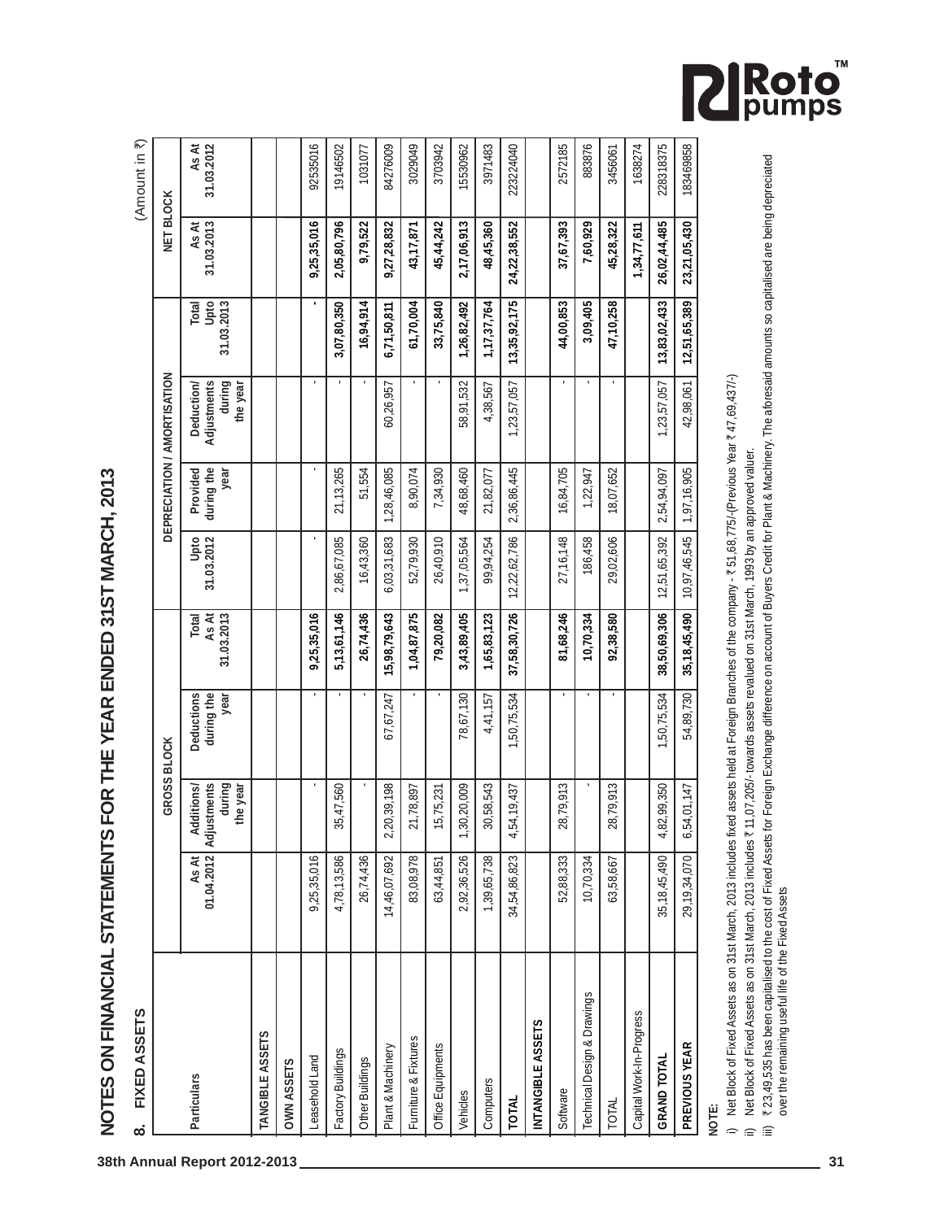# NOTES ON FINANCIAL STATEMENTS FOR THE YEAR ENDED 31ST MARCH, 2013

## 8. FIXED ASSETS

(Amount in ₹)

| Particulars | GROSS BLOCK | | | | DEPRECIATION / AMORTISATION | | | | NET BLOCK | |
|---|---|---|---|---|---|---|---|---|---|---|
| | As At 01.04.2012 | Additions/ Adjustments during the year | Deductions during the year | Total As At 31.03.2013 | Upto 31.03.2012 | Provided during the year | Deduction/ Adjustments during the year | Total Upto 31.03.2013 | As At 31.03.2013 | As At 31.03.2012 |
| **TANGIBLE ASSETS** | | | | | | | | | | |
| **OWN ASSETS** | | | | | | | | | | |
| Leasehold Land | 9,25,35,016 | - | - | **9,25,35,016** | - | - | - | **-** | **9,25,35,016** | 92535016 |
| Factory Buildings | 4,78,13,586 | 35,47,560 | - | **5,13,61,146** | 2,86,67,085 | 21,13,265 | - | **3,07,80,350** | **2,05,80,796** | 19146502 |
| Other Buildings | 26,74,436 | - | - | **26,74,436** | 16,43,360 | 51,554 | - | **16,94,914** | **9,79,522** | 1031077 |
| Plant & Machinery | 14,46,07,692 | 2,20,39,198 | 67,67,247 | **15,98,79,643** | 6,03,31,683 | 1,28,46,085 | 60,26,957 | **6,71,50,811** | **9,27,28,832** | 84276009 |
| Furniture & Fixtures | 83,08,978 | 21,78,897 | - | **1,04,87,875** | 52,79,930 | 8,90,074 | - | **61,70,004** | **43,17,871** | 3029049 |
| Office Equipments | 63,44,851 | 15,75,231 | - | **79,20,082** | 26,40,910 | 7,34,930 | - | **33,75,840** | **45,44,242** | 3703942 |
| Vehicles | 2,92,36,526 | 1,30,20,009 | 78,67,130 | **3,43,89,405** | 1,37,05,564 | 48,68,460 | 58,91,532 | **1,26,82,492** | **2,17,06,913** | 15530962 |
| Computers | 1,39,65,738 | 30,58,543 | 4,41,157 | **1,65,83,123** | 99,94,254 | 21,82,077 | 4,38,567 | **1,17,37,764** | **48,45,360** | 3971483 |
| **TOTAL** | 34,54,86,823 | 4,54,19,437 | 1,50,75,534 | **37,58,30,726** | 12,22,62,786 | 2,36,86,445 | 1,23,57,057 | **13,35,92,175** | **24,22,38,552** | 223224040 |
| **INTANGIBLE ASSETS** | | | | | | | | | | |
| Software | 52,88,333 | 28,79,913 | - | **81,68,246** | 27,16,148 | 16,84,705 | - | **44,00,853** | **37,67,393** | 2572185 |
| Technical Design & Drawings | 10,70,334 | - | - | **10,70,334** | 186,458 | 1,22,947 | - | **3,09,405** | **7,60,929** | 883876 |
| TOTAL | 63,58,667 | 28,79,913 | - | **92,38,580** | 29,02,606 | 18,07,652 | - | **47,10,258** | **45,28,322** | 3456061 |
| Capital Work-In-Progress | | | | | | | | | **1,34,77,611** | 1638274 |
| **GRAND TOTAL** | 35,18,45,490 | 4,82,99,350 | 1,50,75,534 | **38,50,69,306** | 12,51,65,392 | 2,54,94,097 | 1,23,57,057 | **13,83,02,433** | **26,02,44,485** | 228318375 |
| **PREVIOUS YEAR** | 29,19,34,070 | 6,54,01,147 | 54,89,730 | **35,18,45,490** | 10,97,46,545 | 1,97,16,905 | 42,98,061 | **12,51,65,389** | **23,21,05,430** | 183469858 |

**NOTE:**

i) Net Block of Fixed Assets as on 31st March, 2013 includes fixed assets held at Foreign Branches of the company - ₹ 51,68,775/-(Previous Year ₹ 47,69,437/-)

ii) Net Block of Fixed Assets as on 31st March, 2013 includes ₹ 11,07,205/- towards assets revalued on 31st March, 1993 by an approved valuer.

iii) ₹ 23,49,535 has been capitalised to the cost of Fixed Assets for Foreign Exchange difference on account of Buyers Credit for Plant & Machinery. The aforesaid amounts so capitalised are being depreciated over the remaining useful life of the Fixed Assets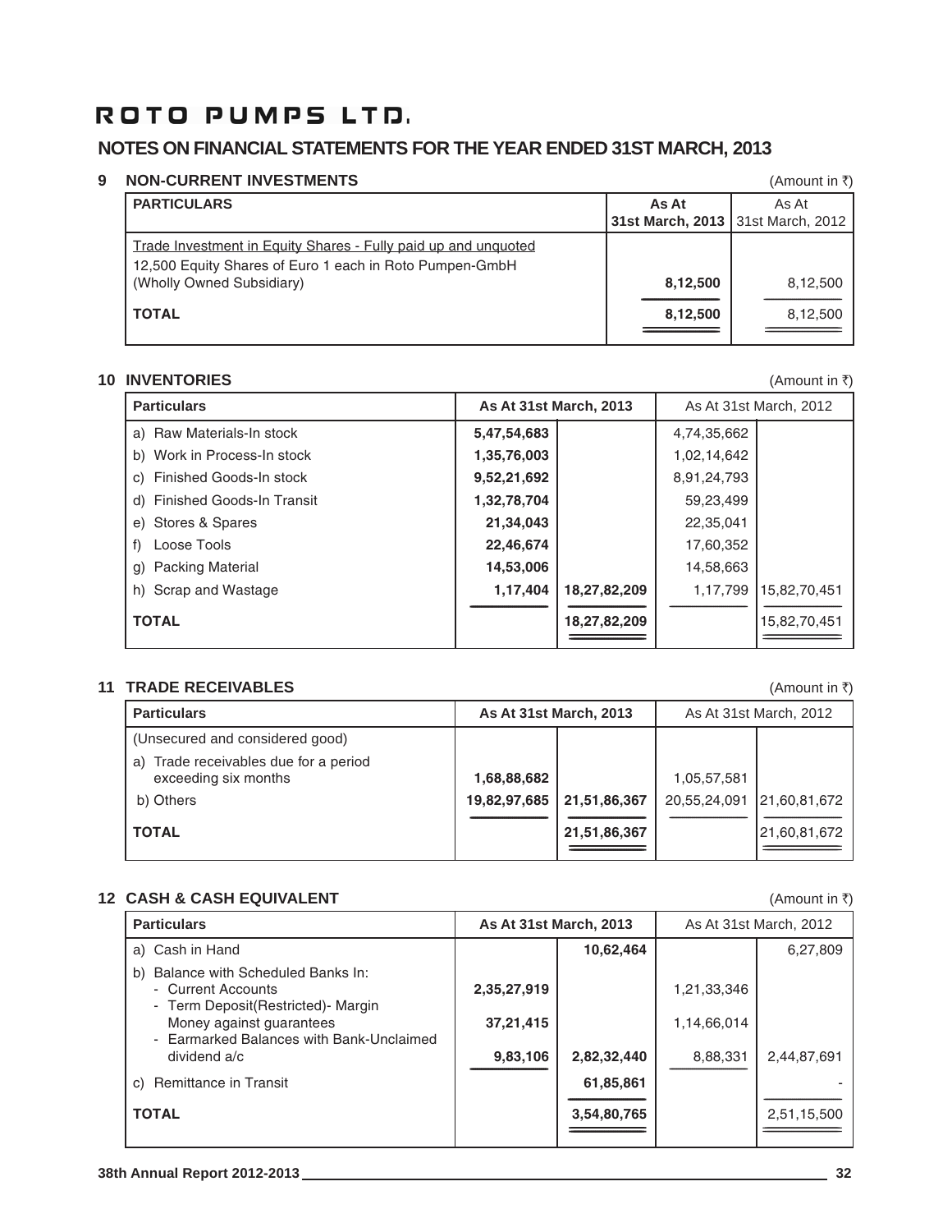# ROTO PUMPS LTD.

## NOTES ON FINANCIAL STATEMENTS FOR THE YEAR ENDED 31ST MARCH, 2013

### 9 NON-CURRENT INVESTMENTS

(Amount in ₹)

| PARTICULARS | As At 31st March, 2013 | As At 31st March, 2012 |
|---|---|---|
| Trade Investment in Equity Shares - Fully paid up and unquoted | | |
| 12,500 Equity Shares of Euro 1 each in Roto Pumpen-GmbH (Wholly Owned Subsidiary) | **8,12,500** | 8,12,500 |
| **TOTAL** | **8,12,500** | 8,12,500 |

### 10 INVENTORIES

(Amount in ₹)

| Particulars | As At 31st March, 2013 | | As At 31st March, 2012 | |
|---|---|---|---|---|
| a) Raw Materials-In stock | **5,47,54,683** | | 4,74,35,662 | |
| b) Work in Process-In stock | **1,35,76,003** | | 1,02,14,642 | |
| c) Finished Goods-In stock | **9,52,21,692** | | 8,91,24,793 | |
| d) Finished Goods-In Transit | **1,32,78,704** | | 59,23,499 | |
| e) Stores & Spares | **21,34,043** | | 22,35,041 | |
| f) Loose Tools | **22,46,674** | | 17,60,352 | |
| g) Packing Material | **14,53,006** | | 14,58,663 | |
| h) Scrap and Wastage | **1,17,404** | **18,27,82,209** | 1,17,799 | 15,82,70,451 |
| **TOTAL** | | **18,27,82,209** | | 15,82,70,451 |

### 11 TRADE RECEIVABLES

(Amount in ₹)

| Particulars | As At 31st March, 2013 | | As At 31st March, 2012 | |
|---|---|---|---|---|
| (Unsecured and considered good) | | | | |
| a) Trade receivables due for a period exceeding six months | **1,68,88,682** | | 1,05,57,581 | |
| b) Others | **19,82,97,685** | **21,51,86,367** | 20,55,24,091 | 21,60,81,672 |
| **TOTAL** | | **21,51,86,367** | | 21,60,81,672 |

### 12 CASH & CASH EQUIVALENT

(Amount in ₹)

| Particulars | As At 31st March, 2013 | | As At 31st March, 2012 | |
|---|---|---|---|---|
| a) Cash in Hand | | **10,62,464** | | 6,27,809 |
| b) Balance with Scheduled Banks In: | | | | |
| - Current Accounts | **2,35,27,919** | | 1,21,33,346 | |
| - Term Deposit(Restricted)- Margin Money against guarantees | **37,21,415** | | 1,14,66,014 | |
| - Earmarked Balances with Bank-Unclaimed dividend a/c | **9,83,106** | **2,82,32,440** | 8,88,331 | 2,44,87,691 |
| c) Remittance in Transit | | **61,85,861** | | - |
| **TOTAL** | | **3,54,80,765** | | 2,51,15,500 |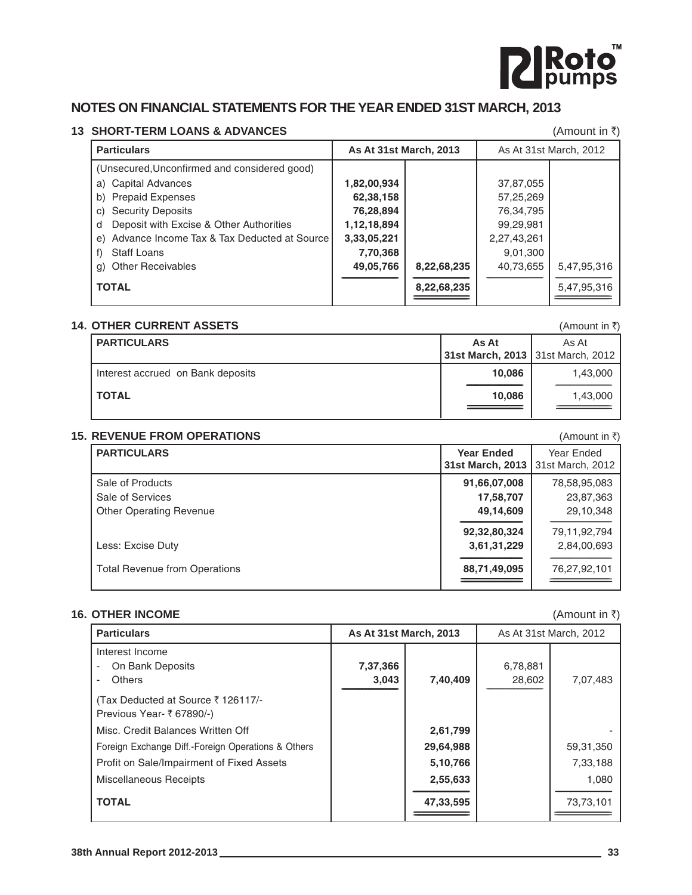## NOTES ON FINANCIAL STATEMENTS FOR THE YEAR ENDED 31ST MARCH, 2013

### 13 SHORT-TERM LOANS & ADVANCES

(Amount in ₹)

| Particulars | As At 31st March, 2013 | | As At 31st March, 2012 | |
|---|---|---|---|---|
| (Unsecured,Unconfirmed and considered good) | | | | |
| a) Capital Advances | **1,82,00,934** | | 37,87,055 | |
| b) Prepaid Expenses | **62,38,158** | | 57,25,269 | |
| c) Security Deposits | **76,28,894** | | 76,34,795 | |
| d Deposit with Excise & Other Authorities | **1,12,18,894** | | 99,29,981 | |
| e) Advance Income Tax & Tax Deducted at Source | **3,33,05,221** | | 2,27,43,261 | |
| f) Staff Loans | **7,70,368** | | 9,01,300 | |
| g) Other Receivables | **49,05,766** | **8,22,68,235** | 40,73,655 | 5,47,95,316 |
| **TOTAL** | | **8,22,68,235** | | 5,47,95,316 |

### 14. OTHER CURRENT ASSETS

(Amount in ₹)

| PARTICULARS | As At 31st March, 2013 | As At 31st March, 2012 |
|---|---|---|
| Interest accrued on Bank deposits | **10,086** | 1,43,000 |
| **TOTAL** | **10,086** | 1,43,000 |

### 15. REVENUE FROM OPERATIONS

(Amount in ₹)

| PARTICULARS | Year Ended 31st March, 2013 | Year Ended 31st March, 2012 |
|---|---|---|
| Sale of Products | **91,66,07,008** | 78,58,95,083 |
| Sale of Services | **17,58,707** | 23,87,363 |
| Other Operating Revenue | **49,14,609** | 29,10,348 |
| | **92,32,80,324** | 79,11,92,794 |
| Less: Excise Duty | **3,61,31,229** | 2,84,00,693 |
| Total Revenue from Operations | **88,71,49,095** | 76,27,92,101 |

### 16. OTHER INCOME

(Amount in ₹)

| Particulars | As At 31st March, 2013 | | As At 31st March, 2012 | |
|---|---|---|---|---|
| Interest Income | | | | |
| - On Bank Deposits | **7,37,366** | | 6,78,881 | |
| - Others | **3,043** | **7,40,409** | 28,602 | 7,07,483 |
| (Tax Deducted at Source ₹ 126117/- Previous Year- ₹ 67890/-) | | | | |
| Misc. Credit Balances Written Off | | **2,61,799** | | - |
| Foreign Exchange Diff.-Foreign Operations & Others | | **29,64,988** | | 59,31,350 |
| Profit on Sale/Impairment of Fixed Assets | | **5,10,766** | | 7,33,188 |
| Miscellaneous Receipts | | **2,55,633** | | 1,080 |
| **TOTAL** | | **47,33,595** | | 73,73,101 |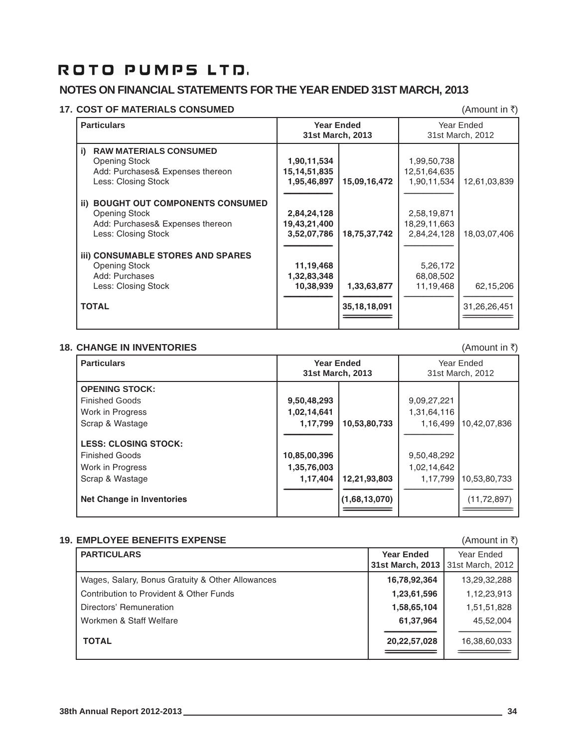# ROTO PUMPS LTD.

## NOTES ON FINANCIAL STATEMENTS FOR THE YEAR ENDED 31ST MARCH, 2013

### 17. COST OF MATERIALS CONSUMED

(Amount in ₹)

| Particulars | Year Ended 31st March, 2013 | | Year Ended 31st March, 2012 | |
|---|---|---|---|---|
| **i) RAW MATERIALS CONSUMED** | | | | |
| Opening Stock | **1,90,11,534** | | 1,99,50,738 | |
| Add: Purchases& Expenses thereon | **15,14,51,835** | | 12,51,64,635 | |
| Less: Closing Stock | **1,95,46,897** | **15,09,16,472** | 1,90,11,534 | 12,61,03,839 |
| **ii) BOUGHT OUT COMPONENTS CONSUMED** | | | | |
| Opening Stock | **2,84,24,128** | | 2,58,19,871 | |
| Add: Purchases& Expenses thereon | **19,43,21,400** | | 18,29,11,663 | |
| Less: Closing Stock | **3,52,07,786** | **18,75,37,742** | 2,84,24,128 | 18,03,07,406 |
| **iii) CONSUMABLE STORES AND SPARES** | | | | |
| Opening Stock | **11,19,468** | | 5,26,172 | |
| Add: Purchases | **1,32,83,348** | | 68,08,502 | |
| Less: Closing Stock | **10,38,939** | **1,33,63,877** | 11,19,468 | 62,15,206 |
| **TOTAL** | | **35,18,18,091** | | 31,26,26,451 |

### 18. CHANGE IN INVENTORIES

(Amount in ₹)

| Particulars | Year Ended 31st March, 2013 | | Year Ended 31st March, 2012 | |
|---|---|---|---|---|
| **OPENING STOCK:** | | | | |
| Finished Goods | **9,50,48,293** | | 9,09,27,221 | |
| Work in Progress | **1,02,14,641** | | 1,31,64,116 | |
| Scrap & Wastage | **1,17,799** | **10,53,80,733** | 1,16,499 | 10,42,07,836 |
| **LESS: CLOSING STOCK:** | | | | |
| Finished Goods | **10,85,00,396** | | 9,50,48,292 | |
| Work in Progress | **1,35,76,003** | | 1,02,14,642 | |
| Scrap & Wastage | **1,17,404** | **12,21,93,803** | 1,17,799 | 10,53,80,733 |
| **Net Change in Inventories** | | **(1,68,13,070)** | | (11,72,897) |

### 19. EMPLOYEE BENEFITS EXPENSE

(Amount in ₹)

| PARTICULARS | Year Ended 31st March, 2013 | Year Ended 31st March, 2012 |
|---|---|---|
| Wages, Salary, Bonus Gratuity & Other Allowances | **16,78,92,364** | 13,29,32,288 |
| Contribution to Provident & Other Funds | **1,23,61,596** | 1,12,23,913 |
| Directors' Remuneration | **1,58,65,104** | 1,51,51,828 |
| Workmen & Staff Welfare | **61,37,964** | 45,52,004 |
| **TOTAL** | **20,22,57,028** | 16,38,60,033 |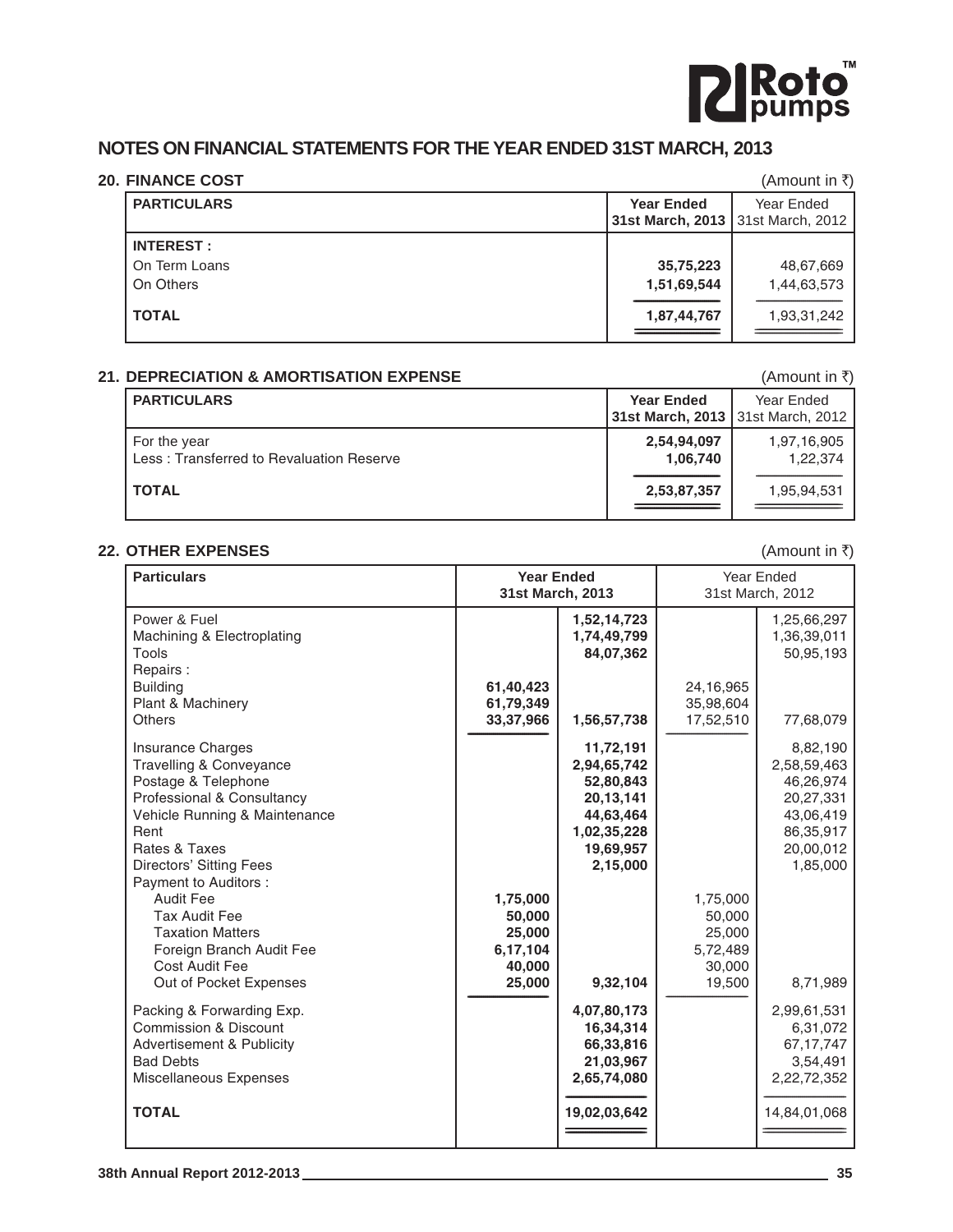## NOTES ON FINANCIAL STATEMENTS FOR THE YEAR ENDED 31ST MARCH, 2013

### 20. FINANCE COST

(Amount in ₹)

| PARTICULARS | Year Ended 31st March, 2013 | Year Ended 31st March, 2012 |
|---|---|---|
| **INTEREST :** | | |
| On Term Loans | **35,75,223** | 48,67,669 |
| On Others | **1,51,69,544** | 1,44,63,573 |
| **TOTAL** | **1,87,44,767** | 1,93,31,242 |

### 21. DEPRECIATION & AMORTISATION EXPENSE

(Amount in ₹)

| PARTICULARS | Year Ended 31st March, 2013 | Year Ended 31st March, 2012 |
|---|---|---|
| For the year | **2,54,94,097** | 1,97,16,905 |
| Less : Transferred to Revaluation Reserve | **1,06,740** | 1,22,374 |
| **TOTAL** | **2,53,87,357** | 1,95,94,531 |

### 22. OTHER EXPENSES

(Amount in ₹)

| Particulars | Year Ended 31st March, 2013 | | Year Ended 31st March, 2012 | |
|---|---|---|---|---|
| Power & Fuel | | **1,52,14,723** | | 1,25,66,297 |
| Machining & Electroplating | | **1,74,49,799** | | 1,36,39,011 |
| Tools | | **84,07,362** | | 50,95,193 |
| Repairs : | | | | |
| Building | **61,40,423** | | 24,16,965 | |
| Plant & Machinery | **61,79,349** | | 35,98,604 | |
| Others | **33,37,966** | **1,56,57,738** | 17,52,510 | 77,68,079 |
| Insurance Charges | | **11,72,191** | | 8,82,190 |
| Travelling & Conveyance | | **2,94,65,742** | | 2,58,59,463 |
| Postage & Telephone | | **52,80,843** | | 46,26,974 |
| Professional & Consultancy | | **20,13,141** | | 20,27,331 |
| Vehicle Running & Maintenance | | **44,63,464** | | 43,06,419 |
| Rent | | **1,02,35,228** | | 86,35,917 |
| Rates & Taxes | | **19,69,957** | | 20,00,012 |
| Directors' Sitting Fees | | **2,15,000** | | 1,85,000 |
| Payment to Auditors : | | | | |
| Audit Fee | **1,75,000** | | 1,75,000 | |
| Tax Audit Fee | **50,000** | | 50,000 | |
| Taxation Matters | **25,000** | | 25,000 | |
| Foreign Branch Audit Fee | **6,17,104** | | 5,72,489 | |
| Cost Audit Fee | **40,000** | | 30,000 | |
| Out of Pocket Expenses | **25,000** | **9,32,104** | 19,500 | 8,71,989 |
| Packing & Forwarding Exp. | | **4,07,80,173** | | 2,99,61,531 |
| Commission & Discount | | **16,34,314** | | 6,31,072 |
| Advertisement & Publicity | | **66,33,816** | | 67,17,747 |
| Bad Debts | | **21,03,967** | | 3,54,491 |
| Miscellaneous Expenses | | **2,65,74,080** | | 2,22,72,352 |
| **TOTAL** | | **19,02,03,642** | | 14,84,01,068 |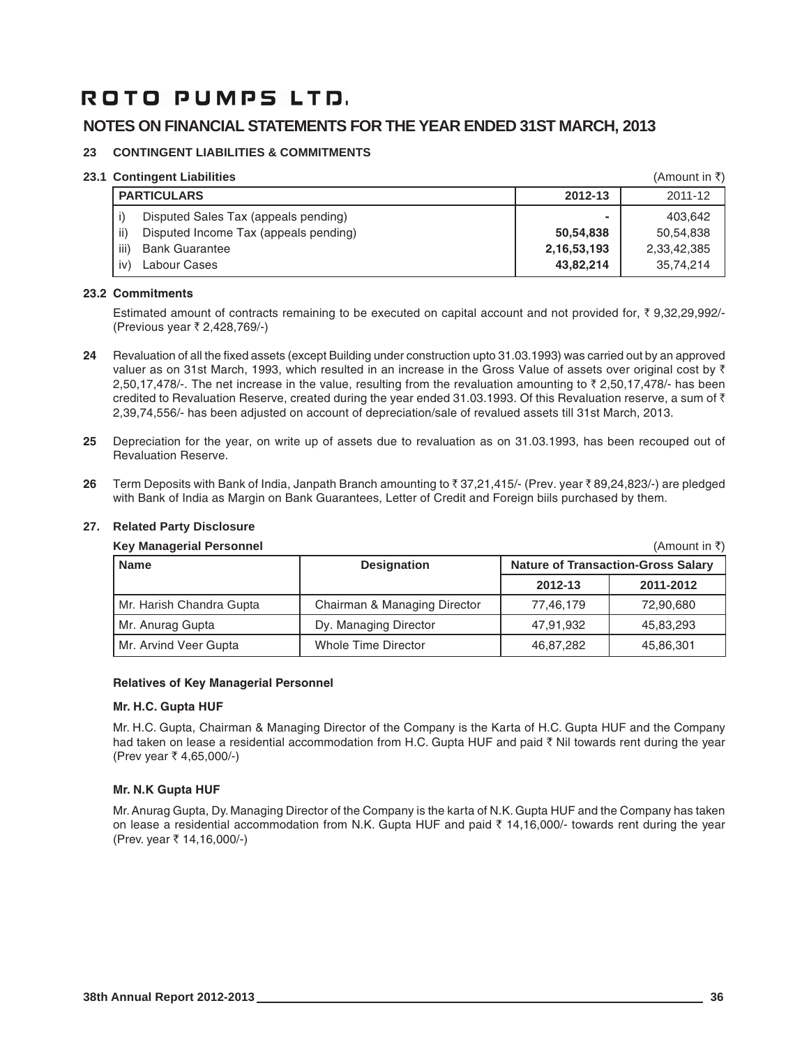# ROTO PUMPS LTD.

## NOTES ON FINANCIAL STATEMENTS FOR THE YEAR ENDED 31ST MARCH, 2013

### 23 CONTINGENT LIABILITIES & COMMITMENTS

**23.1 Contingent Liabilities** (Amount in ₹)

| PARTICULARS | 2012-13 | 2011-12 |
|---|---|---|
| i) Disputed Sales Tax (appeals pending) | - | 403,642 |
| ii) Disputed Income Tax (appeals pending) | 50,54,838 | 50,54,838 |
| iii) Bank Guarantee | 2,16,53,193 | 2,33,42,385 |
| iv) Labour Cases | 43,82,214 | 35,74,214 |

**23.2 Commitments**

Estimated amount of contracts remaining to be executed on capital account and not provided for, ₹ 9,32,29,992/- (Previous year ₹ 2,428,769/-)

**24** Revaluation of all the fixed assets (except Building under construction upto 31.03.1993) was carried out by an approved valuer as on 31st March, 1993, which resulted in an increase in the Gross Value of assets over original cost by ₹ 2,50,17,478/-. The net increase in the value, resulting from the revaluation amounting to ₹ 2,50,17,478/- has been credited to Revaluation Reserve, created during the year ended 31.03.1993. Of this Revaluation reserve, a sum of ₹ 2,39,74,556/- has been adjusted on account of depreciation/sale of revalued assets till 31st March, 2013.

**25** Depreciation for the year, on write up of assets due to revaluation as on 31.03.1993, has been recouped out of Revaluation Reserve.

**26** Term Deposits with Bank of India, Janpath Branch amounting to ₹ 37,21,415/- (Prev. year ₹ 89,24,823/-) are pledged with Bank of India as Margin on Bank Guarantees, Letter of Credit and Foreign biils purchased by them.

### 27. Related Party Disclosure

**Key Managerial Personnel** (Amount in ₹)

| Name | Designation | Nature of Transaction-Gross Salary | |
|---|---|---|---|
| | | 2012-13 | 2011-2012 |
| Mr. Harish Chandra Gupta | Chairman & Managing Director | 77,46,179 | 72,90,680 |
| Mr. Anurag Gupta | Dy. Managing Director | 47,91,932 | 45,83,293 |
| Mr. Arvind Veer Gupta | Whole Time Director | 46,87,282 | 45,86,301 |

**Relatives of Key Managerial Personnel**

**Mr. H.C. Gupta HUF**

Mr. H.C. Gupta, Chairman & Managing Director of the Company is the Karta of H.C. Gupta HUF and the Company had taken on lease a residential accommodation from H.C. Gupta HUF and paid ₹ Nil towards rent during the year (Prev year ₹ 4,65,000/-)

**Mr. N.K Gupta HUF**

Mr. Anurag Gupta, Dy. Managing Director of the Company is the karta of N.K. Gupta HUF and the Company has taken on lease a residential accommodation from N.K. Gupta HUF and paid ₹ 14,16,000/- towards rent during the year (Prev. year ₹ 14,16,000/-)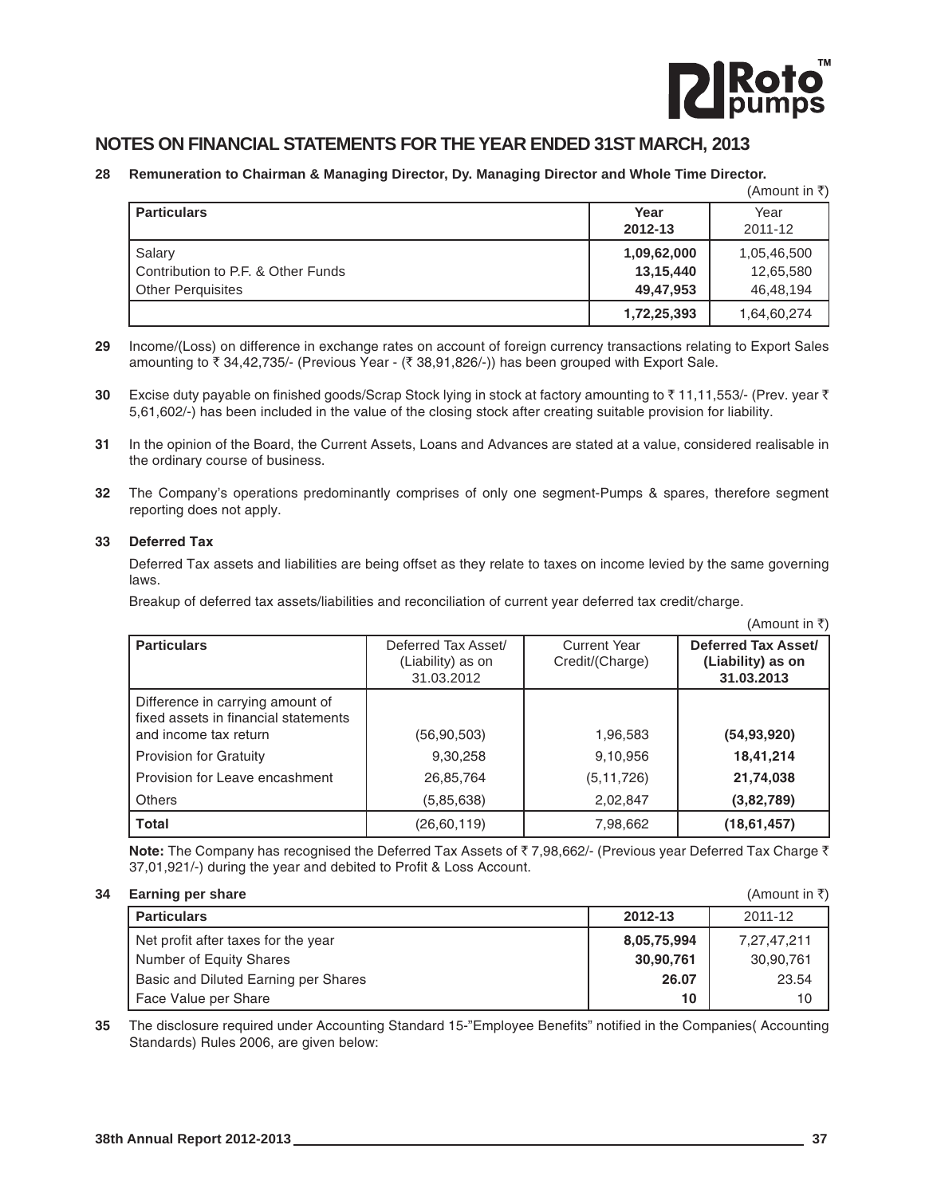## NOTES ON FINANCIAL STATEMENTS FOR THE YEAR ENDED 31ST MARCH, 2013

**28 Remuneration to Chairman & Managing Director, Dy. Managing Director and Whole Time Director.**

(Amount in ₹)

| Particulars | Year 2012-13 | Year 2011-12 |
|---|---|---|
| Salary | **1,09,62,000** | 1,05,46,500 |
| Contribution to P.F. & Other Funds | **13,15,440** | 12,65,580 |
| Other Perquisites | **49,47,953** | 46,48,194 |
| | **1,72,25,393** | 1,64,60,274 |

**29** Income/(Loss) on difference in exchange rates on account of foreign currency transactions relating to Export Sales amounting to ₹ 34,42,735/- (Previous Year - (₹ 38,91,826/-)) has been grouped with Export Sale.

**30** Excise duty payable on finished goods/Scrap Stock lying in stock at factory amounting to ₹ 11,11,553/- (Prev. year ₹ 5,61,602/-) has been included in the value of the closing stock after creating suitable provision for liability.

**31** In the opinion of the Board, the Current Assets, Loans and Advances are stated at a value, considered realisable in the ordinary course of business.

**32** The Company's operations predominantly comprises of only one segment-Pumps & spares, therefore segment reporting does not apply.

**33 Deferred Tax**

Deferred Tax assets and liabilities are being offset as they relate to taxes on income levied by the same governing laws.

Breakup of deferred tax assets/liabilities and reconciliation of current year deferred tax credit/charge.

(Amount in ₹)

| Particulars | Deferred Tax Asset/ (Liability) as on 31.03.2012 | Current Year Credit/(Charge) | Deferred Tax Asset/ (Liability) as on 31.03.2013 |
|---|---|---|---|
| Difference in carrying amount of fixed assets in financial statements and income tax return | (56,90,503) | 1,96,583 | **(54,93,920)** |
| Provision for Gratuity | 9,30,258 | 9,10,956 | **18,41,214** |
| Provision for Leave encashment | 26,85,764 | (5,11,726) | **21,74,038** |
| Others | (5,85,638) | 2,02,847 | **(3,82,789)** |
| **Total** | (26,60,119) | 7,98,662 | **(18,61,457)** |

**Note:** The Company has recognised the Deferred Tax Assets of ₹ 7,98,662/- (Previous year Deferred Tax Charge ₹ 37,01,921/-) during the year and debited to Profit & Loss Account.

**34 Earning per share**

(Amount in ₹)

| Particulars | 2012-13 | 2011-12 |
|---|---|---|
| Net profit after taxes for the year | **8,05,75,994** | 7,27,47,211 |
| Number of Equity Shares | **30,90,761** | 30,90,761 |
| Basic and Diluted Earning per Shares | **26.07** | 23.54 |
| Face Value per Share | **10** | 10 |

**35** The disclosure required under Accounting Standard 15-"Employee Benefits" notified in the Companies( Accounting Standards) Rules 2006, are given below: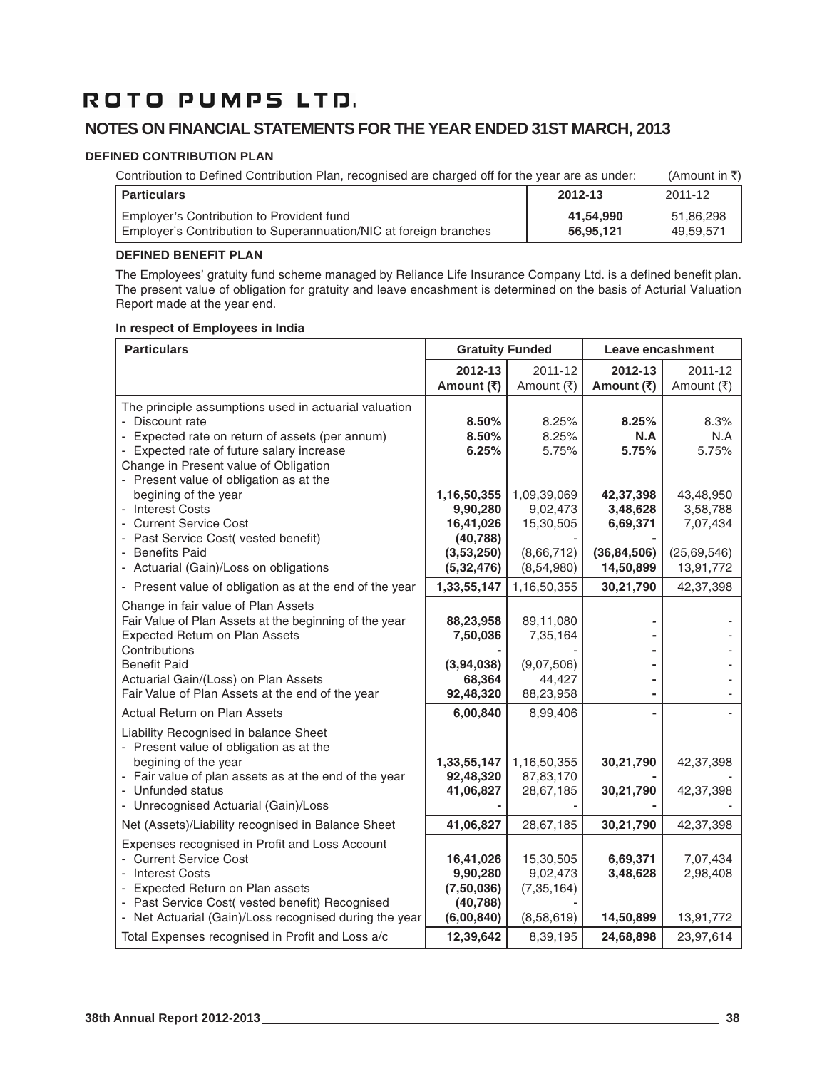# ROTO PUMPS LTD.

## NOTES ON FINANCIAL STATEMENTS FOR THE YEAR ENDED 31ST MARCH, 2013

### DEFINED CONTRIBUTION PLAN

Contribution to Defined Contribution Plan, recognised are charged off for the year are as under: (Amount in ₹)

| Particulars | 2012-13 | 2011-12 |
|---|---|---|
| Employer's Contribution to Provident fund | **41,54,990** | 51,86,298 |
| Employer's Contribution to Superannuation/NIC at foreign branches | **56,95,121** | 49,59,571 |

### DEFINED BENEFIT PLAN

The Employees' gratuity fund scheme managed by Reliance Life Insurance Company Ltd. is a defined benefit plan. The present value of obligation for gratuity and leave encashment is determined on the basis of Acturial Valuation Report made at the year end.

**In respect of Employees in India**

| Particulars | Gratuity Funded | | Leave encashment | |
|---|---|---|---|---|
| | **2012-13 Amount (₹)** | 2011-12 Amount (₹) | **2012-13 Amount (₹)** | 2011-12 Amount (₹) |
| The principle assumptions used in actuarial valuation | | | | |
| - Discount rate | **8.50%** | 8.25% | **8.25%** | 8.3% |
| - Expected rate on return of assets (per annum) | **8.50%** | 8.25% | **N.A** | N.A |
| - Expected rate of future salary increase | **6.25%** | 5.75% | **5.75%** | 5.75% |
| Change in Present value of Obligation | | | | |
| - Present value of obligation as at the begining of the year | **1,16,50,355** | 1,09,39,069 | **42,37,398** | 43,48,950 |
| - Interest Costs | **9,90,280** | 9,02,473 | **3,48,628** | 3,58,788 |
| - Current Service Cost | **16,41,026** | 15,30,505 | **6,69,371** | 7,07,434 |
| - Past Service Cost( vested benefit) | **(40,788)** | - | **-** | |
| - Benefits Paid | **(3,53,250)** | (8,66,712) | **(36,84,506)** | (25,69,546) |
| - Actuarial (Gain)/Loss on obligations | **(5,32,476)** | (8,54,980) | **14,50,899** | 13,91,772 |
| - Present value of obligation as at the end of the year | **1,33,55,147** | 1,16,50,355 | **30,21,790** | 42,37,398 |
| Change in fair value of Plan Assets | | | | |
| Fair Value of Plan Assets at the beginning of the year | **88,23,958** | 89,11,080 | **-** | - |
| Expected Return on Plan Assets | **7,50,036** | 7,35,164 | **-** | - |
| Contributions | **-** | - | **-** | - |
| Benefit Paid | **(3,94,038)** | (9,07,506) | **-** | - |
| Actuarial Gain/(Loss) on Plan Assets | **68,364** | 44,427 | **-** | - |
| Fair Value of Plan Assets at the end of the year | **92,48,320** | 88,23,958 | **-** | - |
| Actual Return on Plan Assets | **6,00,840** | 8,99,406 | **-** | - |
| Liability Recognised in balance Sheet | | | | |
| - Present value of obligation as at the begining of the year | **1,33,55,147** | 1,16,50,355 | **30,21,790** | 42,37,398 |
| - Fair value of plan assets as at the end of the year | **92,48,320** | 87,83,170 | **-** | - |
| - Unfunded status | **41,06,827** | 28,67,185 | **30,21,790** | 42,37,398 |
| - Unrecognised Actuarial (Gain)/Loss | **-** | - | **-** | - |
| Net (Assets)/Liability recognised in Balance Sheet | **41,06,827** | 28,67,185 | **30,21,790** | 42,37,398 |
| Expenses recognised in Profit and Loss Account | | | | |
| - Current Service Cost | **16,41,026** | 15,30,505 | **6,69,371** | 7,07,434 |
| - Interest Costs | **9,90,280** | 9,02,473 | **3,48,628** | 2,98,408 |
| - Expected Return on Plan assets | **(7,50,036)** | (7,35,164) | | |
| - Past Service Cost( vested benefit) Recognised | **(40,788)** | - | | |
| - Net Actuarial (Gain)/Loss recognised during the year | **(6,00,840)** | (8,58,619) | **14,50,899** | 13,91,772 |
| Total Expenses recognised in Profit and Loss a/c | **12,39,642** | 8,39,195 | **24,68,898** | 23,97,614 |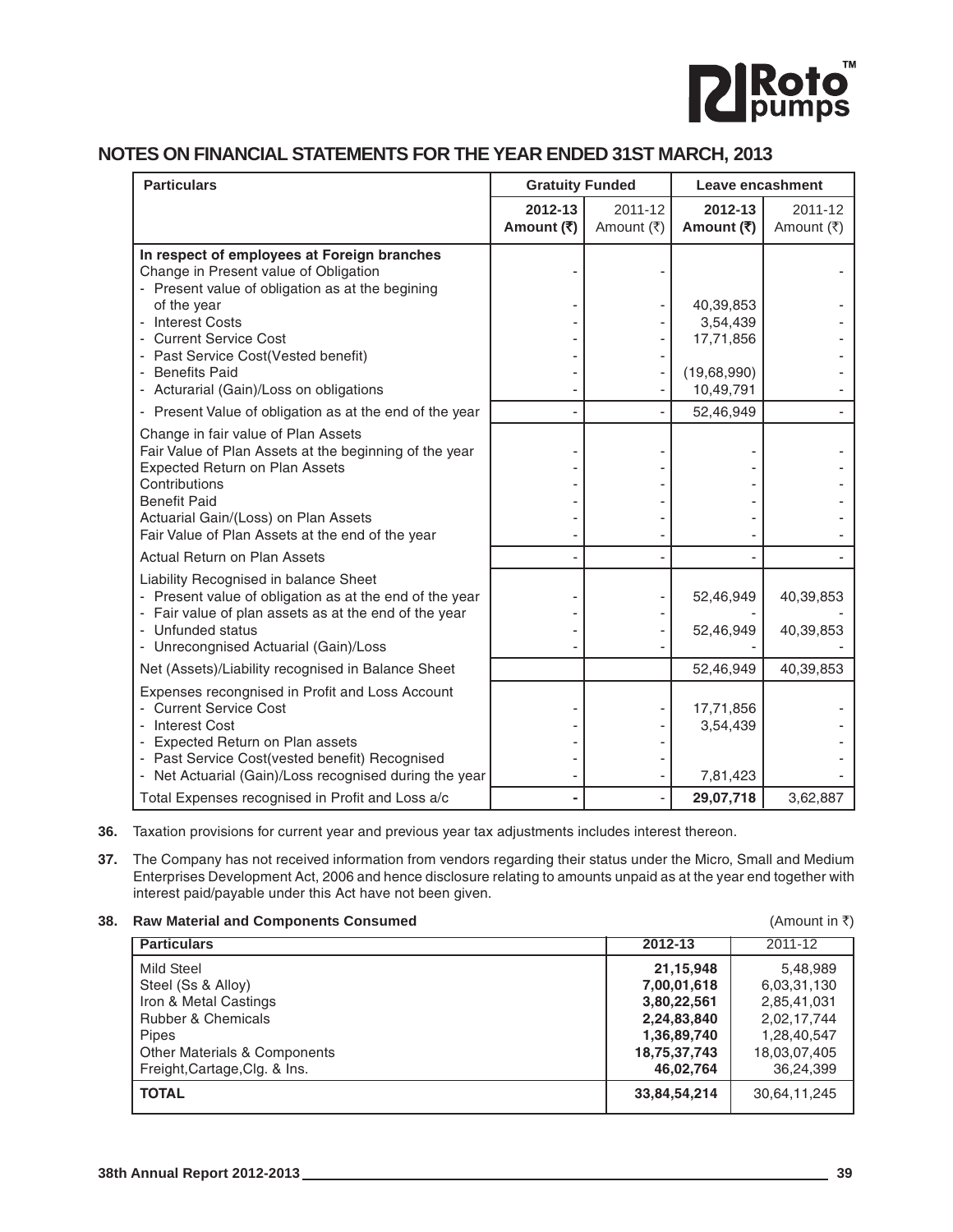## NOTES ON FINANCIAL STATEMENTS FOR THE YEAR ENDED 31ST MARCH, 2013

| Particulars | Gratuity Funded | | Leave encashment | |
|---|---|---|---|---|
| | **2012-13 Amount (₹)** | 2011-12 Amount (₹) | **2012-13 Amount (₹)** | 2011-12 Amount (₹) |
| **In respect of employees at Foreign branches** | | | | |
| Change in Present value of Obligation | - | - | | - |
| - Present value of obligation as at the begining of the year | - | - | 40,39,853 | - |
| - Interest Costs | - | - | 3,54,439 | - |
| - Current Service Cost | - | - | 17,71,856 | - |
| - Past Service Cost(Vested benefit) | - | - | | - |
| - Benefits Paid | - | - | (19,68,990) | - |
| - Acturarial (Gain)/Loss on obligations | - | - | 10,49,791 | - |
| - Present Value of obligation as at the end of the year | - | - | 52,46,949 | - |
| Change in fair value of Plan Assets | | | | |
| Fair Value of Plan Assets at the beginning of the year | - | - | - | - |
| Expected Return on Plan Assets | - | - | - | - |
| Contributions | - | - | - | - |
| Benefit Paid | - | - | - | - |
| Actuarial Gain/(Loss) on Plan Assets | - | - | - | - |
| Fair Value of Plan Assets at the end of the year | - | - | - | - |
| Actual Return on Plan Assets | - | - | - | - |
| Liability Recognised in balance Sheet | | | | |
| - Present value of obligation as at the end of the year | - | - | 52,46,949 | 40,39,853 |
| - Fair value of plan assets as at the end of the year | - | - | - | - |
| - Unfunded status | - | - | 52,46,949 | 40,39,853 |
| - Unrecongnised Actuarial (Gain)/Loss | - | - | - | - |
| Net (Assets)/Liability recognised in Balance Sheet | | | 52,46,949 | 40,39,853 |
| Expenses recongnised in Profit and Loss Account | | | | |
| - Current Service Cost | - | - | 17,71,856 | - |
| - Interest Cost | - | - | 3,54,439 | - |
| - Expected Return on Plan assets | - | - | | - |
| - Past Service Cost(vested benefit) Recognised | - | - | | - |
| - Net Actuarial (Gain)/Loss recognised during the year | - | - | 7,81,423 | - |
| Total Expenses recognised in Profit and Loss a/c | **-** | - | **29,07,718** | 3,62,887 |

**36.** Taxation provisions for current year and previous year tax adjustments includes interest thereon.

**37.** The Company has not received information from vendors regarding their status under the Micro, Small and Medium Enterprises Development Act, 2006 and hence disclosure relating to amounts unpaid as at the year end together with interest paid/payable under this Act have not been given.

**38. Raw Material and Components Consumed** (Amount in ₹)

| Particulars | 2012-13 | 2011-12 |
|---|---|---|
| Mild Steel | **21,15,948** | 5,48,989 |
| Steel (Ss & Alloy) | **7,00,01,618** | 6,03,31,130 |
| Iron & Metal Castings | **3,80,22,561** | 2,85,41,031 |
| Rubber & Chemicals | **2,24,83,840** | 2,02,17,744 |
| Pipes | **1,36,89,740** | 1,28,40,547 |
| Other Materials & Components | **18,75,37,743** | 18,03,07,405 |
| Freight,Cartage,Clg. & Ins. | **46,02,764** | 36,24,399 |
| **TOTAL** | **33,84,54,214** | 30,64,11,245 |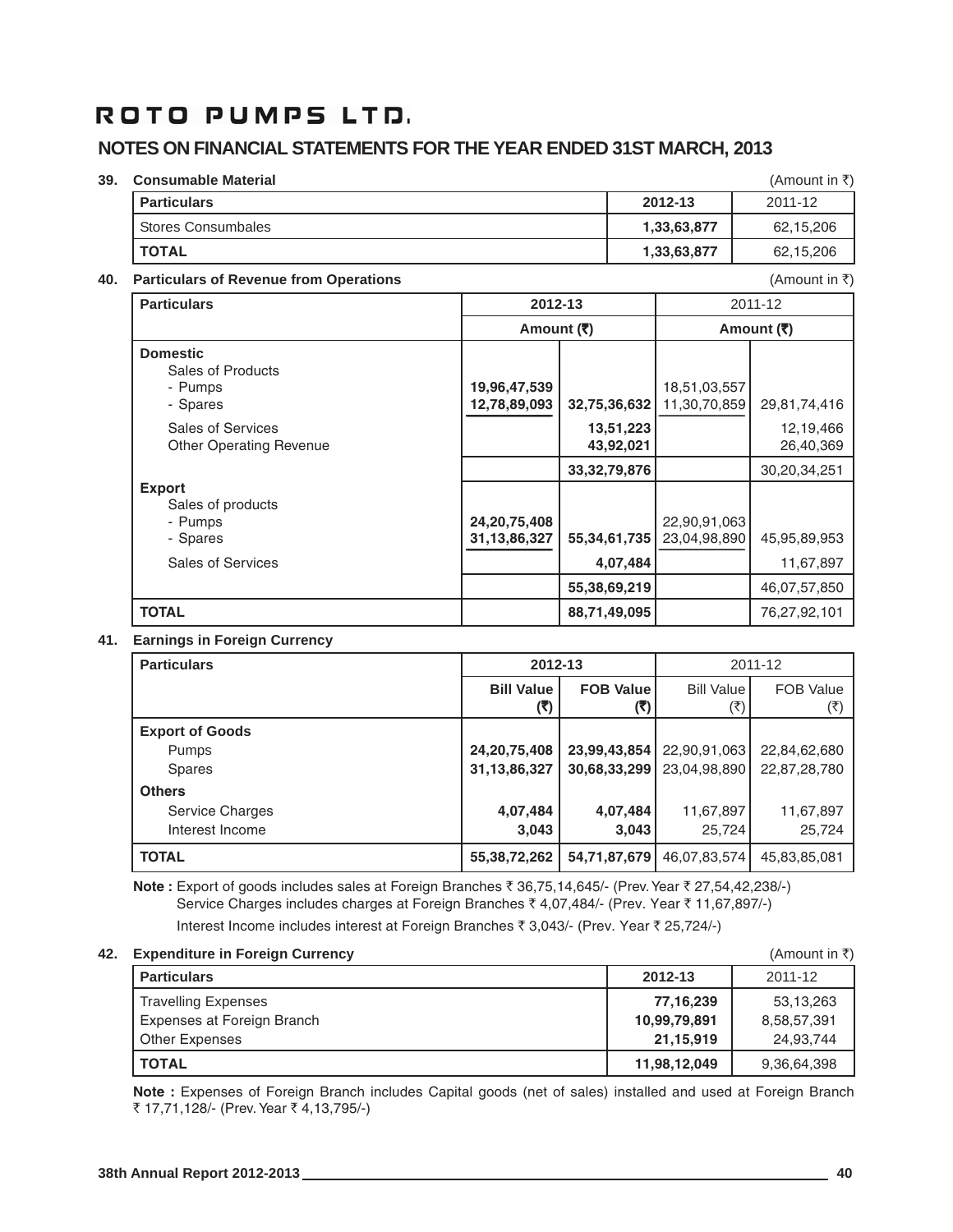# ROTO PUMPS LTD.

## NOTES ON FINANCIAL STATEMENTS FOR THE YEAR ENDED 31ST MARCH, 2013

**39. Consumable Material** (Amount in ₹)

| Particulars | 2012-13 | 2011-12 |
|---|---|---|
| Stores Consumbales | **1,33,63,877** | 62,15,206 |
| **TOTAL** | **1,33,63,877** | 62,15,206 |

**40. Particulars of Revenue from Operations** (Amount in ₹)

| Particulars | 2012-13 | | 2011-12 | |
|---|---|---|---|---|
| | Amount (₹) | | Amount (₹) | |
| **Domestic** | | | | |
| Sales of Products | | | | |
| - Pumps | **19,96,47,539** | | 18,51,03,557 | |
| - Spares | **12,78,89,093** | **32,75,36,632** | 11,30,70,859 | 29,81,74,416 |
| Sales of Services | | **13,51,223** | | 12,19,466 |
| Other Operating Revenue | | **43,92,021** | | 26,40,369 |
| | | **33,32,79,876** | | 30,20,34,251 |
| **Export** | | | | |
| Sales of products | | | | |
| - Pumps | **24,20,75,408** | | 22,90,91,063 | |
| - Spares | **31,13,86,327** | **55,34,61,735** | 23,04,98,890 | 45,95,89,953 |
| Sales of Services | | **4,07,484** | | 11,67,897 |
| | | **55,38,69,219** | | 46,07,57,850 |
| **TOTAL** | | **88,71,49,095** | | 76,27,92,101 |

**41. Earnings in Foreign Currency**

| Particulars | 2012-13 | | 2011-12 | |
|---|---|---|---|---|
| | **Bill Value (₹)** | **FOB Value (₹)** | Bill Value (₹) | FOB Value (₹) |
| **Export of Goods** | | | | |
| Pumps | **24,20,75,408** | **23,99,43,854** | 22,90,91,063 | 22,84,62,680 |
| Spares | **31,13,86,327** | **30,68,33,299** | 23,04,98,890 | 22,87,28,780 |
| **Others** | | | | |
| Service Charges | **4,07,484** | **4,07,484** | 11,67,897 | 11,67,897 |
| Interest Income | **3,043** | **3,043** | 25,724 | 25,724 |
| **TOTAL** | **55,38,72,262** | **54,71,87,679** | 46,07,83,574 | 45,83,85,081 |

**Note :** Export of goods includes sales at Foreign Branches ₹ 36,75,14,645/- (Prev. Year ₹ 27,54,42,238/-)
Service Charges includes charges at Foreign Branches ₹ 4,07,484/- (Prev. Year ₹ 11,67,897/-)
Interest Income includes interest at Foreign Branches ₹ 3,043/- (Prev. Year ₹ 25,724/-)

**42. Expenditure in Foreign Currency** (Amount in ₹)

| Particulars | 2012-13 | 2011-12 |
|---|---|---|
| Travelling Expenses | **77,16,239** | 53,13,263 |
| Expenses at Foreign Branch | **10,99,79,891** | 8,58,57,391 |
| Other Expenses | **21,15,919** | 24,93,744 |
| **TOTAL** | **11,98,12,049** | 9,36,64,398 |

**Note :** Expenses of Foreign Branch includes Capital goods (net of sales) installed and used at Foreign Branch ₹ 17,71,128/- (Prev. Year ₹ 4,13,795/-)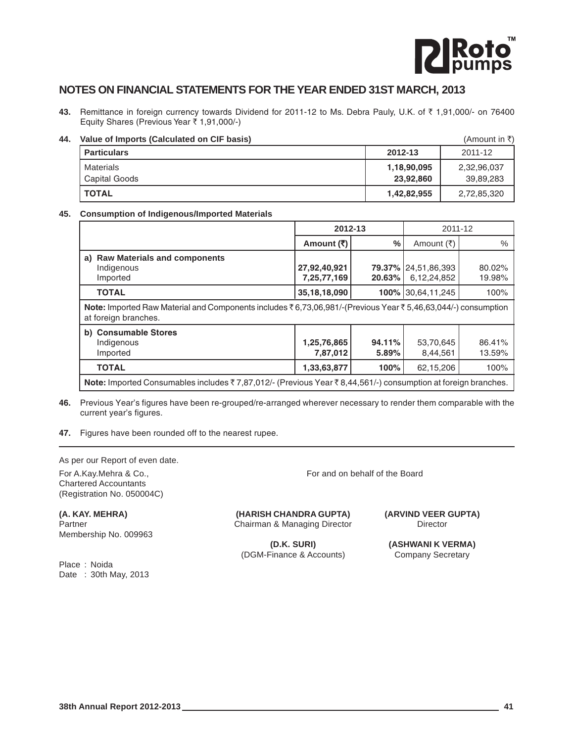## NOTES ON FINANCIAL STATEMENTS FOR THE YEAR ENDED 31ST MARCH, 2013

**43.** Remittance in foreign currency towards Dividend for 2011-12 to Ms. Debra Pauly, U.K. of ₹ 1,91,000/- on 76400 Equity Shares (Previous Year ₹ 1,91,000/-)

**44. Value of Imports (Calculated on CIF basis)** (Amount in ₹)

| Particulars | 2012-13 | 2011-12 |
|---|---|---|
| Materials | **1,18,90,095** | 2,32,96,037 |
| Capital Goods | **23,92,860** | 39,89,283 |
| **TOTAL** | **1,42,82,955** | 2,72,85,320 |

**45. Consumption of Indigenous/Imported Materials**

| | 2012-13 | | 2011-12 | |
|---|---|---|---|---|
| | Amount (₹) | % | Amount (₹) | % |
| **a) Raw Materials and components** | | | | |
| Indigenous | **27,92,40,921** | **79.37%** | 24,51,86,393 | 80.02% |
| Imported | **7,25,77,169** | **20.63%** | 6,12,24,852 | 19.98% |
| **TOTAL** | **35,18,18,090** | **100%** | 30,64,11,245 | 100% |
| **Note:** Imported Raw Material and Components includes ₹ 6,73,06,981/-(Previous Year ₹ 5,46,63,044/-) consumption at foreign branches. | | | | |
| **b) Consumable Stores** | | | | |
| Indigenous | **1,25,76,865** | **94.11%** | 53,70,645 | 86.41% |
| Imported | **7,87,012** | **5.89%** | 8,44,561 | 13.59% |
| **TOTAL** | **1,33,63,877** | **100%** | 62,15,206 | 100% |
| **Note:** Imported Consumables includes ₹ 7,87,012/- (Previous Year ₹ 8,44,561/-) consumption at foreign branches. | | | | |

**46.** Previous Year's figures have been re-grouped/re-arranged wherever necessary to render them comparable with the current year's figures.

**47.** Figures have been rounded off to the nearest rupee.

---

As per our Report of even date.

For A.Kay.Mehra & Co.,
Chartered Accountants
(Registration No. 050004C)

For and on behalf of the Board

**(A. KAY. MEHRA)**
Partner
Membership No. 009963

**(HARISH CHANDRA GUPTA)**
Chairman & Managing Director

**(ARVIND VEER GUPTA)**
Director

**(D.K. SURI)**
(DGM-Finance & Accounts)

**(ASHWANI K VERMA)**
Company Secretary

Place : Noida
Date : 30th May, 2013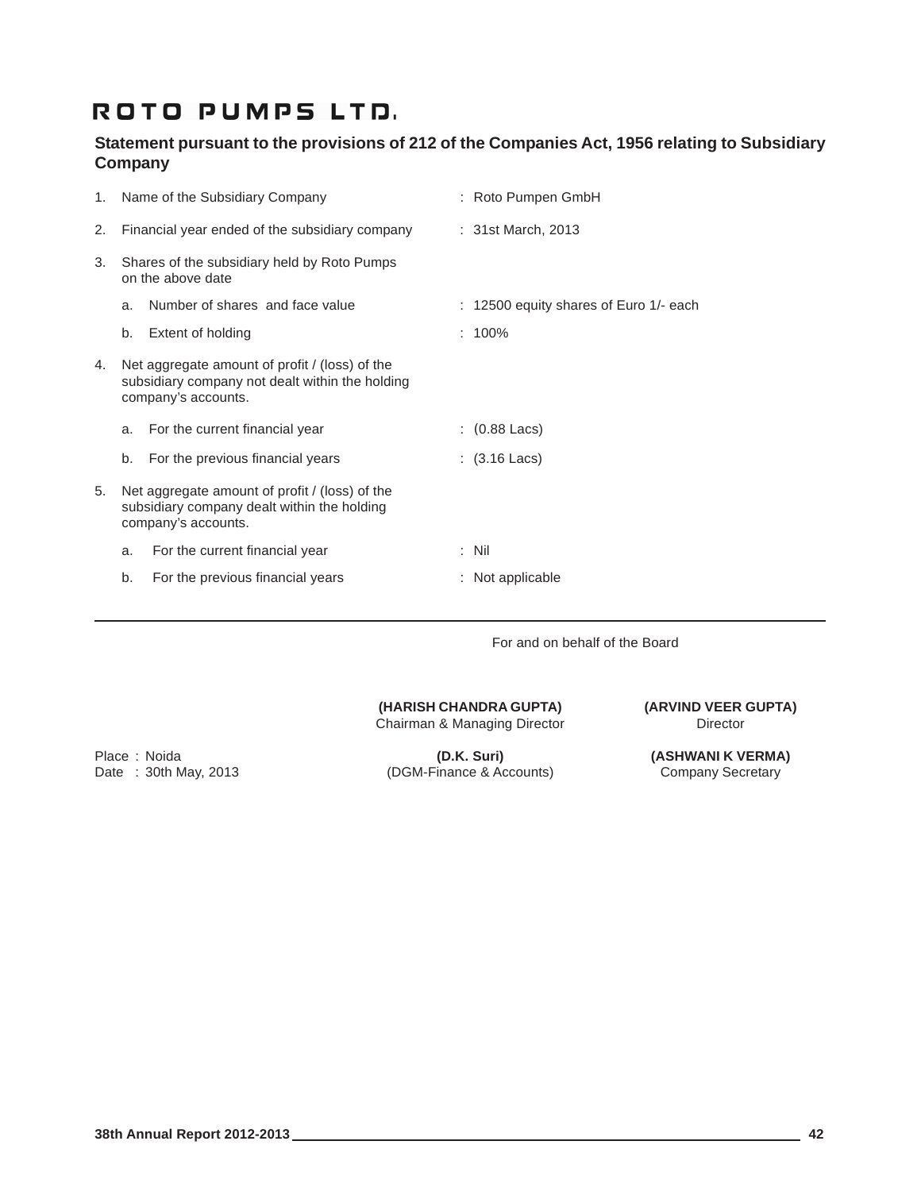# ROTO PUMPS LTD.

## Statement pursuant to the provisions of 212 of the Companies Act, 1956 relating to Subsidiary Company

1. Name of the Subsidiary Company : Roto Pumpen GmbH
2. Financial year ended of the subsidiary company : 31st March, 2013
3. Shares of the subsidiary held by Roto Pumps on the above date
   a. Number of shares and face value : 12500 equity shares of Euro 1/- each
   b. Extent of holding : 100%
4. Net aggregate amount of profit / (loss) of the subsidiary company not dealt within the holding company's accounts.
   a. For the current financial year : (0.88 Lacs)
   b. For the previous financial years : (3.16 Lacs)
5. Net aggregate amount of profit / (loss) of the subsidiary company dealt within the holding company's accounts.
   a. For the current financial year : Nil
   b. For the previous financial years : Not applicable

---

For and on behalf of the Board

| | | |
|---|---|---|
| | **(HARISH CHANDRA GUPTA)**<br>Chairman & Managing Director | **(ARVIND VEER GUPTA)**<br>Director |
| Place : Noida<br>Date : 30th May, 2013 | **(D.K. Suri)**<br>(DGM-Finance & Accounts) | **(ASHWANI K VERMA)**<br>Company Secretary |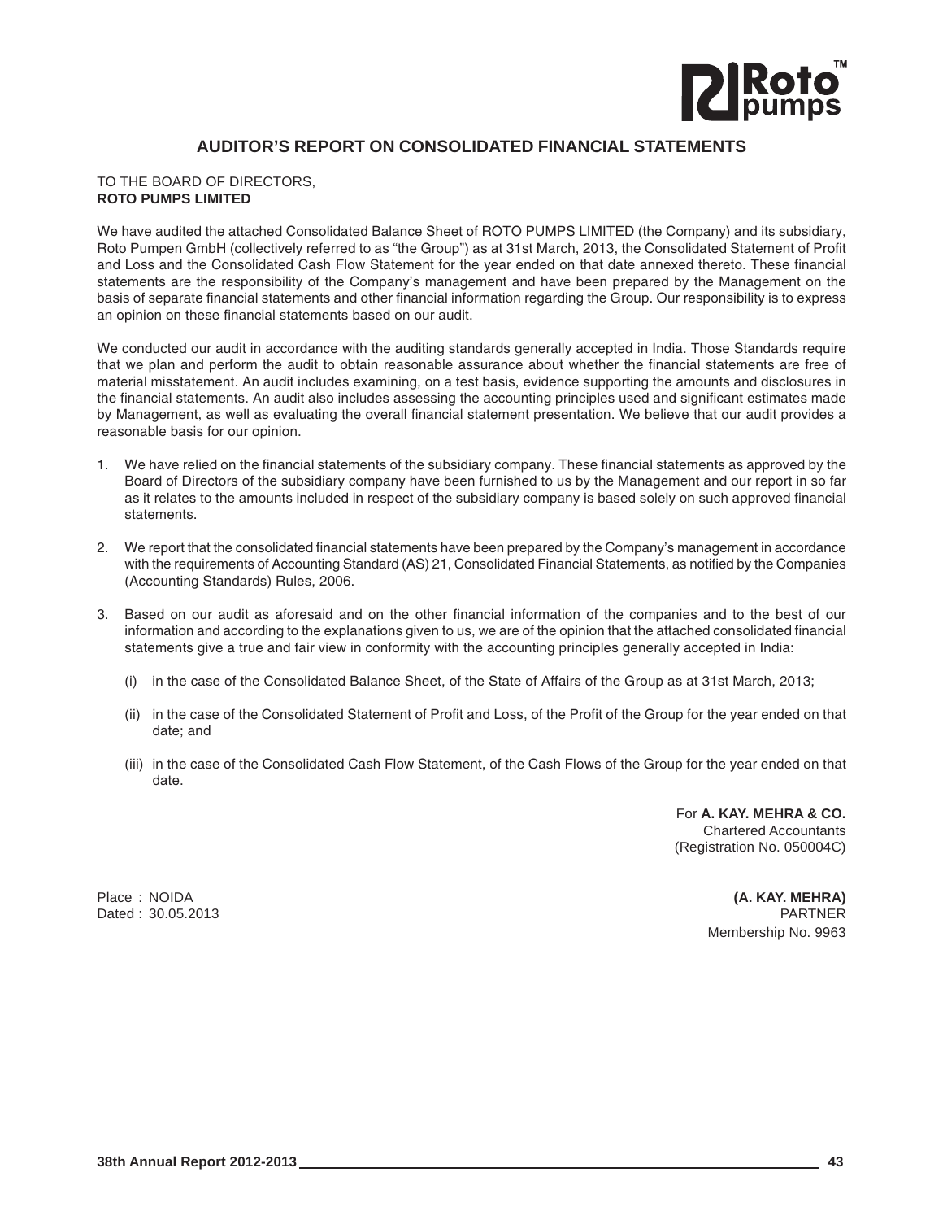# AUDITOR'S REPORT ON CONSOLIDATED FINANCIAL STATEMENTS

TO THE BOARD OF DIRECTORS,
**ROTO PUMPS LIMITED**

We have audited the attached Consolidated Balance Sheet of ROTO PUMPS LIMITED (the Company) and its subsidiary, Roto Pumpen GmbH (collectively referred to as "the Group") as at 31st March, 2013, the Consolidated Statement of Profit and Loss and the Consolidated Cash Flow Statement for the year ended on that date annexed thereto. These financial statements are the responsibility of the Company's management and have been prepared by the Management on the basis of separate financial statements and other financial information regarding the Group. Our responsibility is to express an opinion on these financial statements based on our audit.

We conducted our audit in accordance with the auditing standards generally accepted in India. Those Standards require that we plan and perform the audit to obtain reasonable assurance about whether the financial statements are free of material misstatement. An audit includes examining, on a test basis, evidence supporting the amounts and disclosures in the financial statements. An audit also includes assessing the accounting principles used and significant estimates made by Management, as well as evaluating the overall financial statement presentation. We believe that our audit provides a reasonable basis for our opinion.

1. We have relied on the financial statements of the subsidiary company. These financial statements as approved by the Board of Directors of the subsidiary company have been furnished to us by the Management and our report in so far as it relates to the amounts included in respect of the subsidiary company is based solely on such approved financial statements.

2. We report that the consolidated financial statements have been prepared by the Company's management in accordance with the requirements of Accounting Standard (AS) 21, Consolidated Financial Statements, as notified by the Companies (Accounting Standards) Rules, 2006.

3. Based on our audit as aforesaid and on the other financial information of the companies and to the best of our information and according to the explanations given to us, we are of the opinion that the attached consolidated financial statements give a true and fair view in conformity with the accounting principles generally accepted in India:

   (i) in the case of the Consolidated Balance Sheet, of the State of Affairs of the Group as at 31st March, 2013;

   (ii) in the case of the Consolidated Statement of Profit and Loss, of the Profit of the Group for the year ended on that date; and

   (iii) in the case of the Consolidated Cash Flow Statement, of the Cash Flows of the Group for the year ended on that date.

For **A. KAY. MEHRA & CO.**
Chartered Accountants
(Registration No. 050004C)

Place : NOIDA
Dated : 30.05.2013

**(A. KAY. MEHRA)**
PARTNER
Membership No. 9963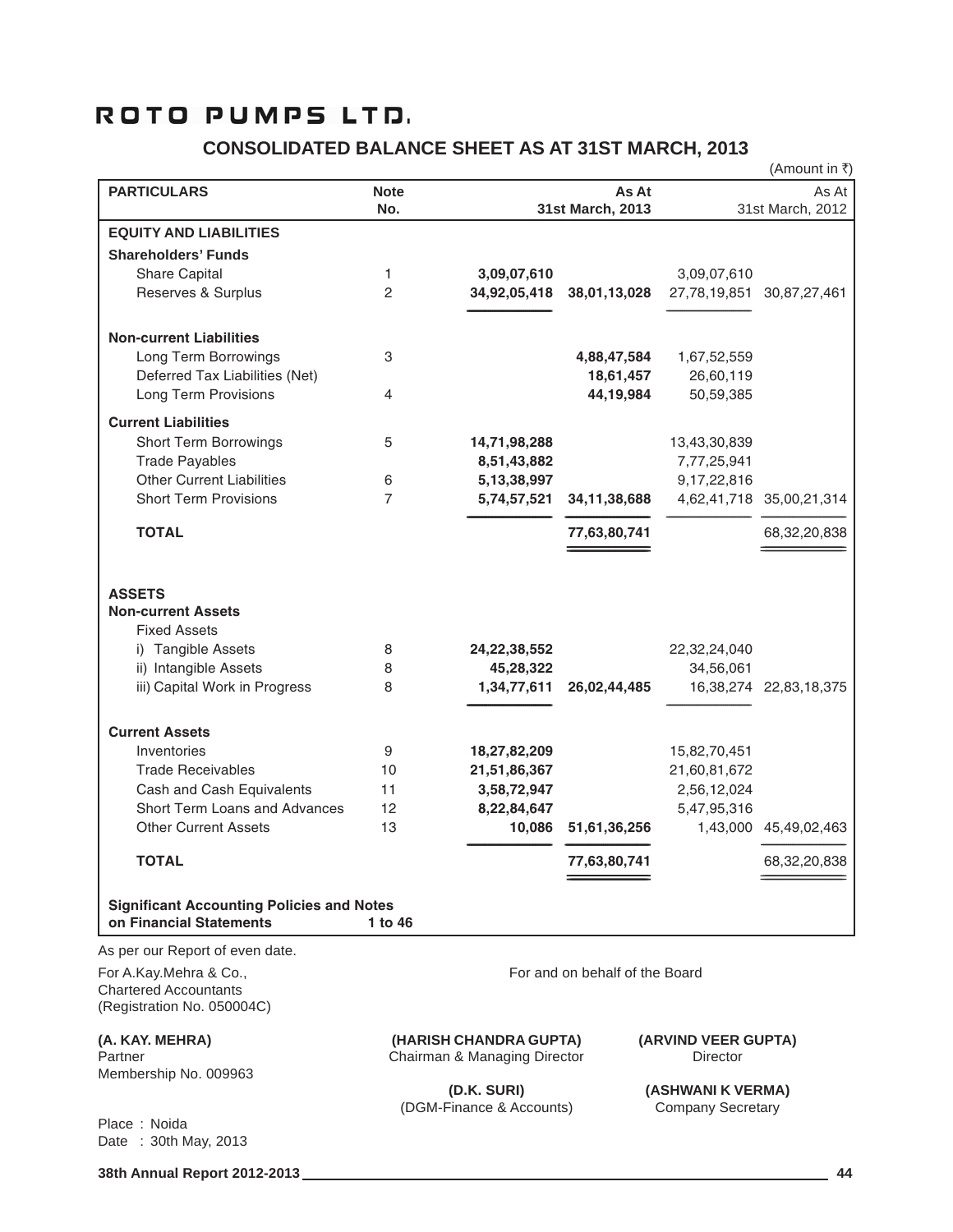# ROTO PUMPS LTD.

## CONSOLIDATED BALANCE SHEET AS AT 31ST MARCH, 2013

(Amount in ₹)

| PARTICULARS | Note No. | As At 31st March, 2013 | | As At 31st March, 2012 | |
|---|---|---|---|---|---|
| **EQUITY AND LIABILITIES** | | | | | |
| **Shareholders' Funds** | | | | | |
| Share Capital | 1 | **3,09,07,610** | | 3,09,07,610 | |
| Reserves & Surplus | 2 | **34,92,05,418** | **38,01,13,028** | 27,78,19,851 | 30,87,27,461 |
| **Non-current Liabilities** | | | | | |
| Long Term Borrowings | 3 | | **4,88,47,584** | 1,67,52,559 | |
| Deferred Tax Liabilities (Net) | | | **18,61,457** | 26,60,119 | |
| Long Term Provisions | 4 | | **44,19,984** | 50,59,385 | |
| **Current Liabilities** | | | | | |
| Short Term Borrowings | 5 | **14,71,98,288** | | 13,43,30,839 | |
| Trade Payables | | **8,51,43,882** | | 7,77,25,941 | |
| Other Current Liabilities | 6 | **5,13,38,997** | | 9,17,22,816 | |
| Short Term Provisions | 7 | **5,74,57,521** | **34,11,38,688** | 4,62,41,718 | 35,00,21,314 |
| **TOTAL** | | | **77,63,80,741** | | 68,32,20,838 |
| **ASSETS** | | | | | |
| **Non-current Assets** | | | | | |
| Fixed Assets | | | | | |
| i) Tangible Assets | 8 | **24,22,38,552** | | 22,32,24,040 | |
| ii) Intangible Assets | 8 | **45,28,322** | | 34,56,061 | |
| iii) Capital Work in Progress | 8 | **1,34,77,611** | **26,02,44,485** | 16,38,274 | 22,83,18,375 |
| **Current Assets** | | | | | |
| Inventories | 9 | **18,27,82,209** | | 15,82,70,451 | |
| Trade Receivables | 10 | **21,51,86,367** | | 21,60,81,672 | |
| Cash and Cash Equivalents | 11 | **3,58,72,947** | | 2,56,12,024 | |
| Short Term Loans and Advances | 12 | **8,22,84,647** | | 5,47,95,316 | |
| Other Current Assets | 13 | **10,086** | **51,61,36,256** | 1,43,000 | 45,49,02,463 |
| **TOTAL** | | | **77,63,80,741** | | 68,32,20,838 |
| **Significant Accounting Policies and Notes on Financial Statements** | **1 to 46** | | | | |

As per our Report of even date.

For A.Kay.Mehra & Co.,
Chartered Accountants
(Registration No. 050004C)

For and on behalf of the Board

**(A. KAY. MEHRA)**
Partner
Membership No. 009963

**(HARISH CHANDRA GUPTA)**
Chairman & Managing Director

**(ARVIND VEER GUPTA)**
Director

**(D.K. SURI)**
(DGM-Finance & Accounts)

**(ASHWANI K VERMA)**
Company Secretary

Place : Noida
Date : 30th May, 2013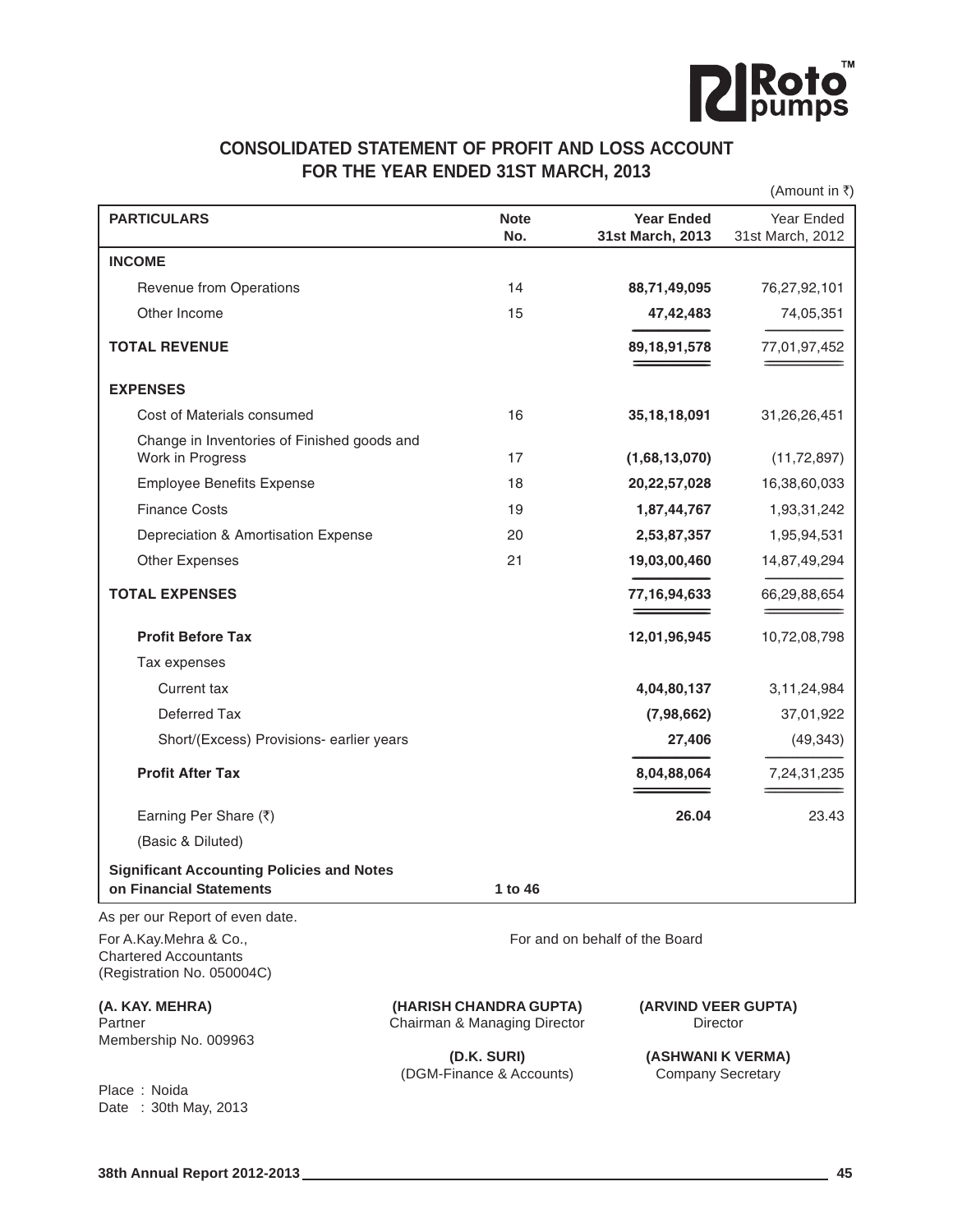# CONSOLIDATED STATEMENT OF PROFIT AND LOSS ACCOUNT FOR THE YEAR ENDED 31ST MARCH, 2013

(Amount in ₹)

| PARTICULARS | Note No. | Year Ended 31st March, 2013 | Year Ended 31st March, 2012 |
|---|---|---|---|
| **INCOME** | | | |
| Revenue from Operations | 14 | **88,71,49,095** | 76,27,92,101 |
| Other Income | 15 | **47,42,483** | 74,05,351 |
| **TOTAL REVENUE** | | **89,18,91,578** | 77,01,97,452 |
| **EXPENSES** | | | |
| Cost of Materials consumed | 16 | **35,18,18,091** | 31,26,26,451 |
| Change in Inventories of Finished goods and Work in Progress | 17 | **(1,68,13,070)** | (11,72,897) |
| Employee Benefits Expense | 18 | **20,22,57,028** | 16,38,60,033 |
| Finance Costs | 19 | **1,87,44,767** | 1,93,31,242 |
| Depreciation & Amortisation Expense | 20 | **2,53,87,357** | 1,95,94,531 |
| Other Expenses | 21 | **19,03,00,460** | 14,87,49,294 |
| **TOTAL EXPENSES** | | **77,16,94,633** | 66,29,88,654 |
| **Profit Before Tax** | | **12,01,96,945** | 10,72,08,798 |
| Tax expenses | | | |
| Current tax | | **4,04,80,137** | 3,11,24,984 |
| Deferred Tax | | **(7,98,662)** | 37,01,922 |
| Short/(Excess) Provisions- earlier years | | **27,406** | (49,343) |
| **Profit After Tax** | | **8,04,88,064** | 7,24,31,235 |
| Earning Per Share (₹) (Basic & Diluted) | | **26.04** | 23.43 |
| **Significant Accounting Policies and Notes on Financial Statements** | **1 to 46** | | |

As per our Report of even date.

For A.Kay.Mehra & Co.,
Chartered Accountants
(Registration No. 050004C)

**(A. KAY. MEHRA)**
Partner
Membership No. 009963

Place : Noida
Date : 30th May, 2013

For and on behalf of the Board

**(HARISH CHANDRA GUPTA)**
Chairman & Managing Director

**(ARVIND VEER GUPTA)**
Director

**(D.K. SURI)**
(DGM-Finance & Accounts)

**(ASHWANI K VERMA)**
Company Secretary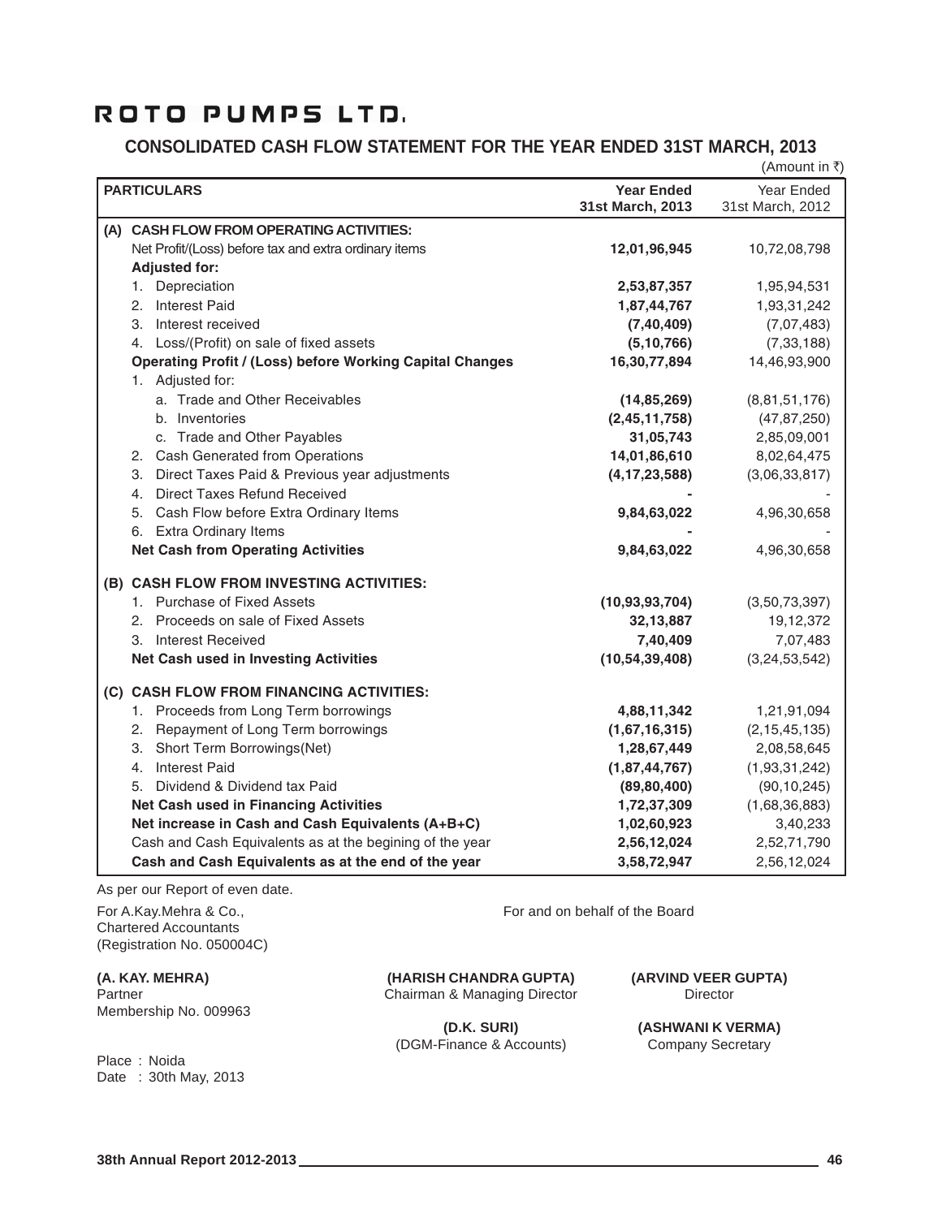# ROTO PUMPS LTD.

## CONSOLIDATED CASH FLOW STATEMENT FOR THE YEAR ENDED 31ST MARCH, 2013

(Amount in ₹)

| PARTICULARS | Year Ended 31st March, 2013 | Year Ended 31st March, 2012 |
|---|---|---|
| **(A) CASH FLOW FROM OPERATING ACTIVITIES:** | | |
| Net Profit/(Loss) before tax and extra ordinary items | **12,01,96,945** | 10,72,08,798 |
| **Adjusted for:** | | |
| 1. Depreciation | **2,53,87,357** | 1,95,94,531 |
| 2. Interest Paid | **1,87,44,767** | 1,93,31,242 |
| 3. Interest received | **(7,40,409)** | (7,07,483) |
| 4. Loss/(Profit) on sale of fixed assets | **(5,10,766)** | (7,33,188) |
| **Operating Profit / (Loss) before Working Capital Changes** | **16,30,77,894** | 14,46,93,900 |
| 1. Adjusted for: | | |
| a. Trade and Other Receivables | **(14,85,269)** | (8,81,51,176) |
| b. Inventories | **(2,45,11,758)** | (47,87,250) |
| c. Trade and Other Payables | **31,05,743** | 2,85,09,001 |
| 2. Cash Generated from Operations | **14,01,86,610** | 8,02,64,475 |
| 3. Direct Taxes Paid & Previous year adjustments | **(4,17,23,588)** | (3,06,33,817) |
| 4. Direct Taxes Refund Received | **-** | - |
| 5. Cash Flow before Extra Ordinary Items | **9,84,63,022** | 4,96,30,658 |
| 6. Extra Ordinary Items | **-** | - |
| **Net Cash from Operating Activities** | **9,84,63,022** | 4,96,30,658 |
| **(B) CASH FLOW FROM INVESTING ACTIVITIES:** | | |
| 1. Purchase of Fixed Assets | **(10,93,93,704)** | (3,50,73,397) |
| 2. Proceeds on sale of Fixed Assets | **32,13,887** | 19,12,372 |
| 3. Interest Received | **7,40,409** | 7,07,483 |
| **Net Cash used in Investing Activities** | **(10,54,39,408)** | (3,24,53,542) |
| **(C) CASH FLOW FROM FINANCING ACTIVITIES:** | | |
| 1. Proceeds from Long Term borrowings | **4,88,11,342** | 1,21,91,094 |
| 2. Repayment of Long Term borrowings | **(1,67,16,315)** | (2,15,45,135) |
| 3. Short Term Borrowings(Net) | **1,28,67,449** | 2,08,58,645 |
| 4. Interest Paid | **(1,87,44,767)** | (1,93,31,242) |
| 5. Dividend & Dividend tax Paid | **(89,80,400)** | (90,10,245) |
| **Net Cash used in Financing Activities** | **1,72,37,309** | (1,68,36,883) |
| **Net increase in Cash and Cash Equivalents (A+B+C)** | **1,02,60,923** | 3,40,233 |
| Cash and Cash Equivalents as at the begining of the year | **2,56,12,024** | 2,52,71,790 |
| **Cash and Cash Equivalents as at the end of the year** | **3,58,72,947** | 2,56,12,024 |

As per our Report of even date.

For A.Kay.Mehra & Co.,
Chartered Accountants
(Registration No. 050004C)

For and on behalf of the Board

**(A. KAY. MEHRA)**
Partner
Membership No. 009963

**(HARISH CHANDRA GUPTA)**
Chairman & Managing Director

**(ARVIND VEER GUPTA)**
Director

**(D.K. SURI)**
(DGM-Finance & Accounts)

**(ASHWANI K VERMA)**
Company Secretary

Place : Noida
Date : 30th May, 2013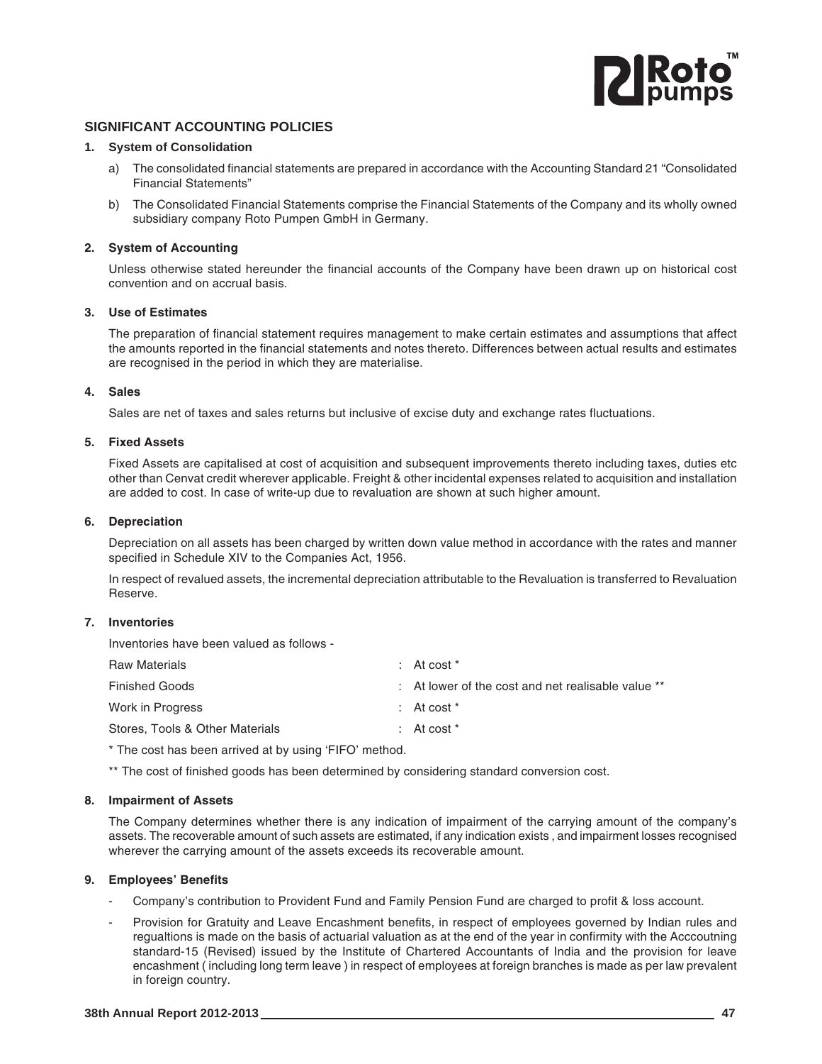## SIGNIFICANT ACCOUNTING POLICIES

### 1. System of Consolidation

a) The consolidated financial statements are prepared in accordance with the Accounting Standard 21 "Consolidated Financial Statements"

b) The Consolidated Financial Statements comprise the Financial Statements of the Company and its wholly owned subsidiary company Roto Pumpen GmbH in Germany.

### 2. System of Accounting

Unless otherwise stated hereunder the financial accounts of the Company have been drawn up on historical cost convention and on accrual basis.

### 3. Use of Estimates

The preparation of financial statement requires management to make certain estimates and assumptions that affect the amounts reported in the financial statements and notes thereto. Differences between actual results and estimates are recognised in the period in which they are materialise.

### 4. Sales

Sales are net of taxes and sales returns but inclusive of excise duty and exchange rates fluctuations.

### 5. Fixed Assets

Fixed Assets are capitalised at cost of acquisition and subsequent improvements thereto including taxes, duties etc other than Cenvat credit wherever applicable. Freight & other incidental expenses related to acquisition and installation are added to cost. In case of write-up due to revaluation are shown at such higher amount.

### 6. Depreciation

Depreciation on all assets has been charged by written down value method in accordance with the rates and manner specified in Schedule XIV to the Companies Act, 1956.

In respect of revalued assets, the incremental depreciation attributable to the Revaluation is transferred to Revaluation Reserve.

### 7. Inventories

Inventories have been valued as follows -

| | |
|---|---|
| Raw Materials | : At cost * |
| Finished Goods | : At lower of the cost and net realisable value ** |
| Work in Progress | : At cost * |
| Stores, Tools & Other Materials | : At cost * |

* The cost has been arrived at by using 'FIFO' method.

** The cost of finished goods has been determined by considering standard conversion cost.

### 8. Impairment of Assets

The Company determines whether there is any indication of impairment of the carrying amount of the company's assets. The recoverable amount of such assets are estimated, if any indication exists , and impairment losses recognised wherever the carrying amount of the assets exceeds its recoverable amount.

### 9. Employees' Benefits

- Company's contribution to Provident Fund and Family Pension Fund are charged to profit & loss account.
- Provision for Gratuity and Leave Encashment benefits, in respect of employees governed by Indian rules and regualtions is made on the basis of actuarial valuation as at the end of the year in confirmity with the Acccoutning standard-15 (Revised) issued by the Institute of Chartered Accountants of India and the provision for leave encashment ( including long term leave ) in respect of employees at foreign branches is made as per law prevalent in foreign country.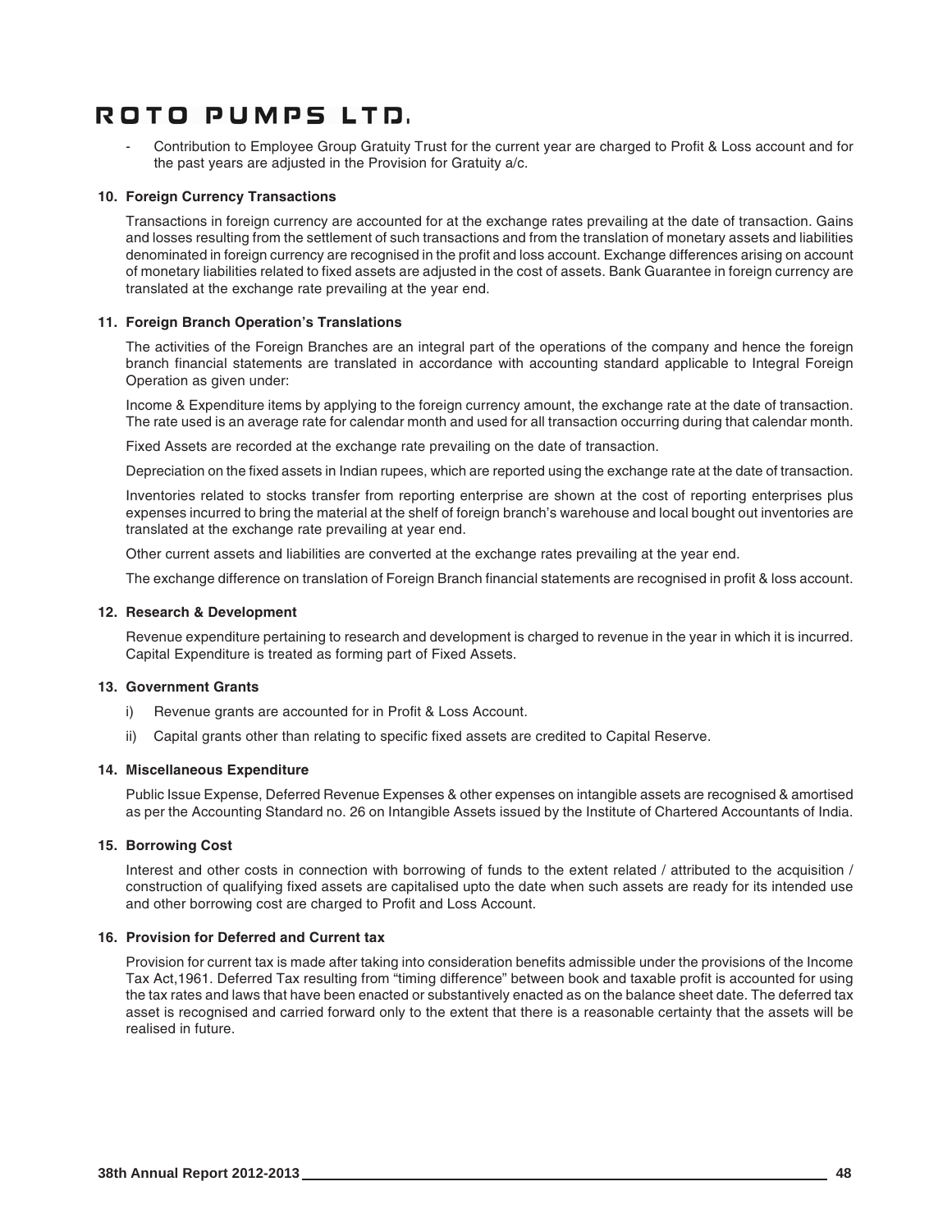- Contribution to Employee Group Gratuity Trust for the current year are charged to Profit & Loss account and for the past years are adjusted in the Provision for Gratuity a/c.

**10. Foreign Currency Transactions**

Transactions in foreign currency are accounted for at the exchange rates prevailing at the date of transaction. Gains and losses resulting from the settlement of such transactions and from the translation of monetary assets and liabilities denominated in foreign currency are recognised in the profit and loss account. Exchange differences arising on account of monetary liabilities related to fixed assets are adjusted in the cost of assets. Bank Guarantee in foreign currency are translated at the exchange rate prevailing at the year end.

**11. Foreign Branch Operation's Translations**

The activities of the Foreign Branches are an integral part of the operations of the company and hence the foreign branch financial statements are translated in accordance with accounting standard applicable to Integral Foreign Operation as given under:

Income & Expenditure items by applying to the foreign currency amount, the exchange rate at the date of transaction. The rate used is an average rate for calendar month and used for all transaction occurring during that calendar month.

Fixed Assets are recorded at the exchange rate prevailing on the date of transaction.

Depreciation on the fixed assets in Indian rupees, which are reported using the exchange rate at the date of transaction.

Inventories related to stocks transfer from reporting enterprise are shown at the cost of reporting enterprises plus expenses incurred to bring the material at the shelf of foreign branch's warehouse and local bought out inventories are translated at the exchange rate prevailing at year end.

Other current assets and liabilities are converted at the exchange rates prevailing at the year end.

The exchange difference on translation of Foreign Branch financial statements are recognised in profit & loss account.

**12. Research & Development**

Revenue expenditure pertaining to research and development is charged to revenue in the year in which it is incurred. Capital Expenditure is treated as forming part of Fixed Assets.

**13. Government Grants**

i) Revenue grants are accounted for in Profit & Loss Account.

ii) Capital grants other than relating to specific fixed assets are credited to Capital Reserve.

**14. Miscellaneous Expenditure**

Public Issue Expense, Deferred Revenue Expenses & other expenses on intangible assets are recognised & amortised as per the Accounting Standard no. 26 on Intangible Assets issued by the Institute of Chartered Accountants of India.

**15. Borrowing Cost**

Interest and other costs in connection with borrowing of funds to the extent related / attributed to the acquisition / construction of qualifying fixed assets are capitalised upto the date when such assets are ready for its intended use and other borrowing cost are charged to Profit and Loss Account.

**16. Provision for Deferred and Current tax**

Provision for current tax is made after taking into consideration benefits admissible under the provisions of the Income Tax Act,1961. Deferred Tax resulting from "timing difference" between book and taxable profit is accounted for using the tax rates and laws that have been enacted or substantively enacted as on the balance sheet date. The deferred tax asset is recognised and carried forward only to the extent that there is a reasonable certainty that the assets will be realised in future.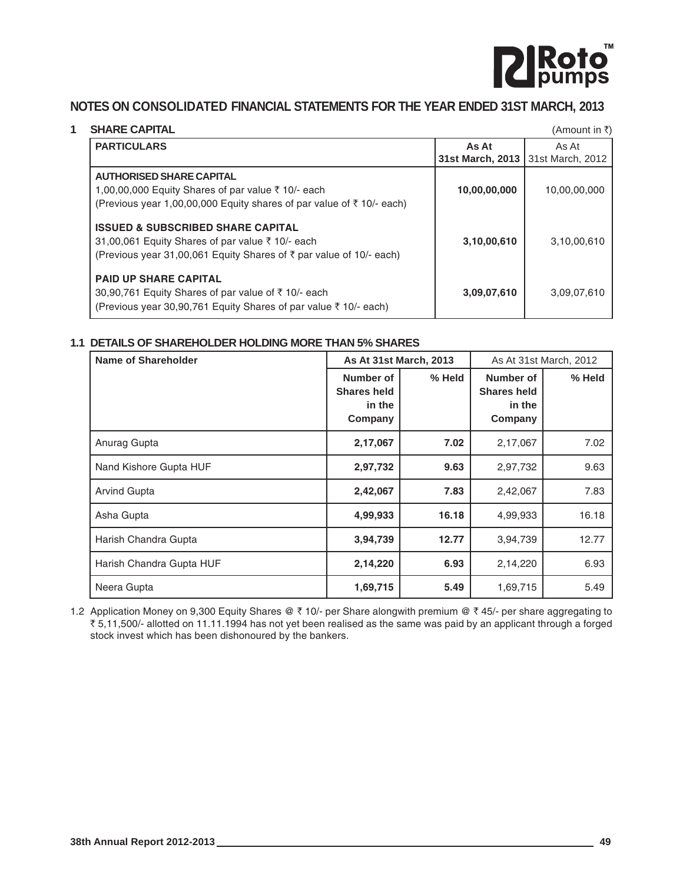## NOTES ON CONSOLIDATED FINANCIAL STATEMENTS FOR THE YEAR ENDED 31ST MARCH, 2013

### 1 SHARE CAPITAL

(Amount in ₹)

| PARTICULARS | As At 31st March, 2013 | As At 31st March, 2012 |
|---|---|---|
| **AUTHORISED SHARE CAPITAL**<br>1,00,00,000 Equity Shares of par value ₹ 10/- each<br>(Previous year 1,00,00,000 Equity shares of par value of ₹ 10/- each) | **10,00,00,000** | 10,00,00,000 |
| **ISSUED & SUBSCRIBED SHARE CAPITAL**<br>31,00,061 Equity Shares of par value ₹ 10/- each<br>(Previous year 31,00,061 Equity Shares of ₹ par value of 10/- each) | **3,10,00,610** | 3,10,00,610 |
| **PAID UP SHARE CAPITAL**<br>30,90,761 Equity Shares of par value of ₹ 10/- each<br>(Previous year 30,90,761 Equity Shares of par value ₹ 10/- each) | **3,09,07,610** | 3,09,07,610 |

### 1.1 DETAILS OF SHAREHOLDER HOLDING MORE THAN 5% SHARES

| Name of Shareholder | As At 31st March, 2013 | | As At 31st March, 2012 | |
|---|---|---|---|---|
| | Number of Shares held in the Company | % Held | Number of Shares held in the Company | % Held |
| Anurag Gupta | **2,17,067** | **7.02** | 2,17,067 | 7.02 |
| Nand Kishore Gupta HUF | **2,97,732** | **9.63** | 2,97,732 | 9.63 |
| Arvind Gupta | **2,42,067** | **7.83** | 2,42,067 | 7.83 |
| Asha Gupta | **4,99,933** | **16.18** | 4,99,933 | 16.18 |
| Harish Chandra Gupta | **3,94,739** | **12.77** | 3,94,739 | 12.77 |
| Harish Chandra Gupta HUF | **2,14,220** | **6.93** | 2,14,220 | 6.93 |
| Neera Gupta | **1,69,715** | **5.49** | 1,69,715 | 5.49 |

1.2 Application Money on 9,300 Equity Shares @ ₹ 10/- per Share alongwith premium @ ₹ 45/- per share aggregating to ₹ 5,11,500/- allotted on 11.11.1994 has not yet been realised as the same was paid by an applicant through a forged stock invest which has been dishonoured by the bankers.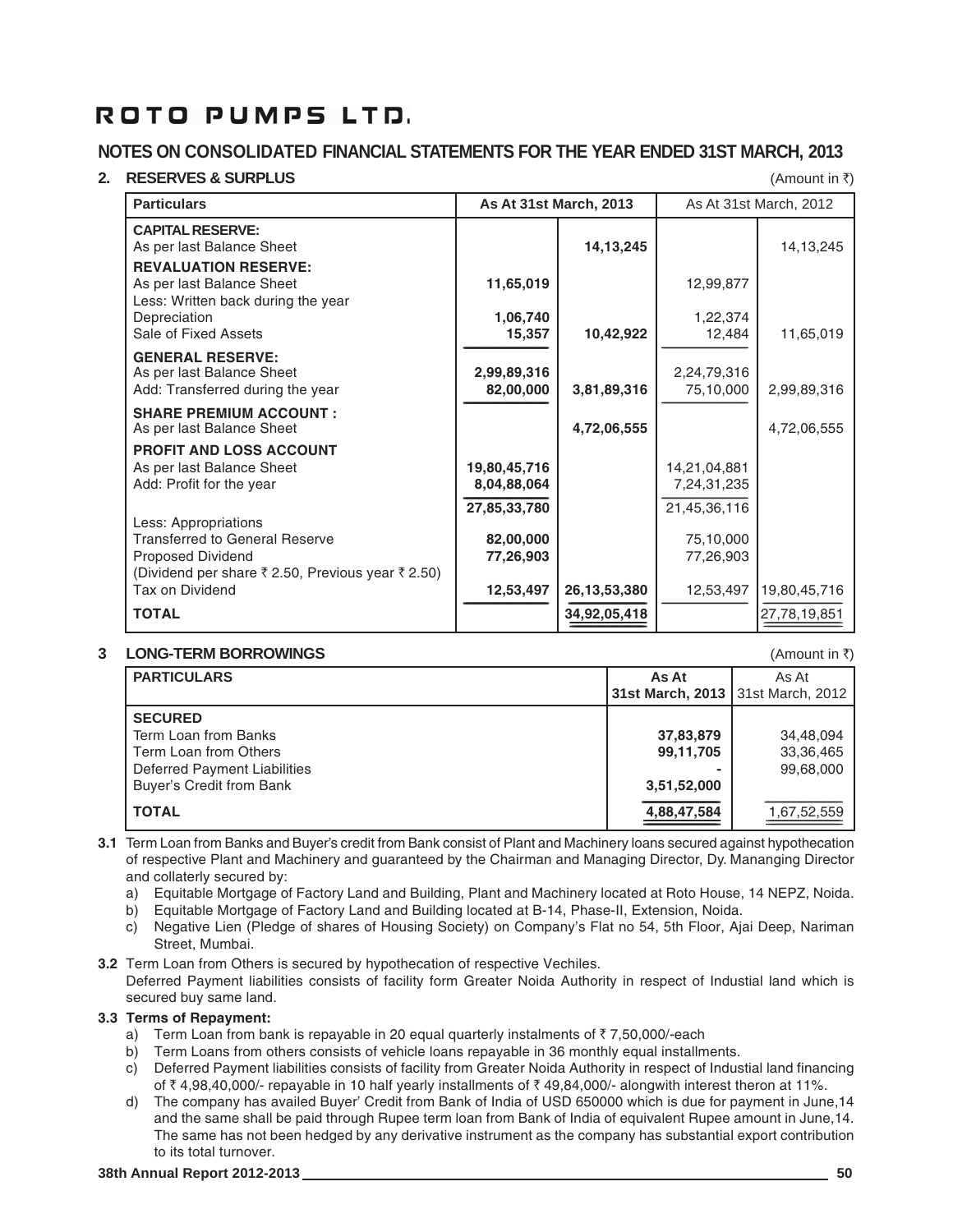# ROTO PUMPS LTD.

## NOTES ON CONSOLIDATED FINANCIAL STATEMENTS FOR THE YEAR ENDED 31ST MARCH, 2013

### 2. RESERVES & SURPLUS

(Amount in ₹)

| Particulars | As At 31st March, 2013 | | As At 31st March, 2012 | |
|---|---|---|---|---|
| **CAPITAL RESERVE:** | | | | |
| As per last Balance Sheet | | **14,13,245** | | 14,13,245 |
| **REVALUATION RESERVE:** | | | | |
| As per last Balance Sheet | **11,65,019** | | 12,99,877 | |
| Less: Written back during the year | | | | |
| Depreciation | **1,06,740** | | 1,22,374 | |
| Sale of Fixed Assets | **15,357** | **10,42,922** | 12,484 | 11,65,019 |
| **GENERAL RESERVE:** | | | | |
| As per last Balance Sheet | **2,99,89,316** | | 2,24,79,316 | |
| Add: Transferred during the year | **82,00,000** | **3,81,89,316** | 75,10,000 | 2,99,89,316 |
| **SHARE PREMIUM ACCOUNT :** | | | | |
| As per last Balance Sheet | | **4,72,06,555** | | 4,72,06,555 |
| **PROFIT AND LOSS ACCOUNT** | | | | |
| As per last Balance Sheet | **19,80,45,716** | | 14,21,04,881 | |
| Add: Profit for the year | **8,04,88,064** | | 7,24,31,235 | |
| | **27,85,33,780** | | 21,45,36,116 | |
| Less: Appropriations | | | | |
| Transferred to General Reserve | **82,00,000** | | 75,10,000 | |
| Proposed Dividend | **77,26,903** | | 77,26,903 | |
| (Dividend per share ₹ 2.50, Previous year ₹ 2.50) | | | | |
| Tax on Dividend | **12,53,497** | **26,13,53,380** | 12,53,497 | 19,80,45,716 |
| **TOTAL** | | **34,92,05,418** | | 27,78,19,851 |

### 3 LONG-TERM BORROWINGS

(Amount in ₹)

| PARTICULARS | As At 31st March, 2013 | As At 31st March, 2012 |
|---|---|---|
| **SECURED** | | |
| Term Loan from Banks | **37,83,879** | 34,48,094 |
| Term Loan from Others | **99,11,705** | 33,36,465 |
| Deferred Payment Liabilities | **-** | 99,68,000 |
| Buyer's Credit from Bank | **3,51,52,000** | |
| **TOTAL** | **4,88,47,584** | 1,67,52,559 |

**3.1** Term Loan from Banks and Buyer's credit from Bank consist of Plant and Machinery loans secured against hypothecation of respective Plant and Machinery and guaranteed by the Chairman and Managing Director, Dy. Mananging Director and collaterly secured by:

a) Equitable Mortgage of Factory Land and Building, Plant and Machinery located at Roto House, 14 NEPZ, Noida.

b) Equitable Mortgage of Factory Land and Building located at B-14, Phase-II, Extension, Noida.

c) Negative Lien (Pledge of shares of Housing Society) on Company's Flat no 54, 5th Floor, Ajai Deep, Nariman Street, Mumbai.

**3.2** Term Loan from Others is secured by hypothecation of respective Vechiles.
Deferred Payment liabilities consists of facility form Greater Noida Authority in respect of Industial land which is secured buy same land.

**3.3 Terms of Repayment:**

a) Term Loan from bank is repayable in 20 equal quarterly instalments of ₹ 7,50,000/-each

b) Term Loans from others consists of vehicle loans repayable in 36 monthly equal installments.

c) Deferred Payment liabilities consists of facility from Greater Noida Authority in respect of Industial land financing of ₹ 4,98,40,000/- repayable in 10 half yearly installments of ₹ 49,84,000/- alongwith interest theron at 11%.

d) The company has availed Buyer' Credit from Bank of India of USD 650000 which is due for payment in June,14 and the same shall be paid through Rupee term loan from Bank of India of equivalent Rupee amount in June,14. The same has not been hedged by any derivative instrument as the company has substantial export contribution to its total turnover.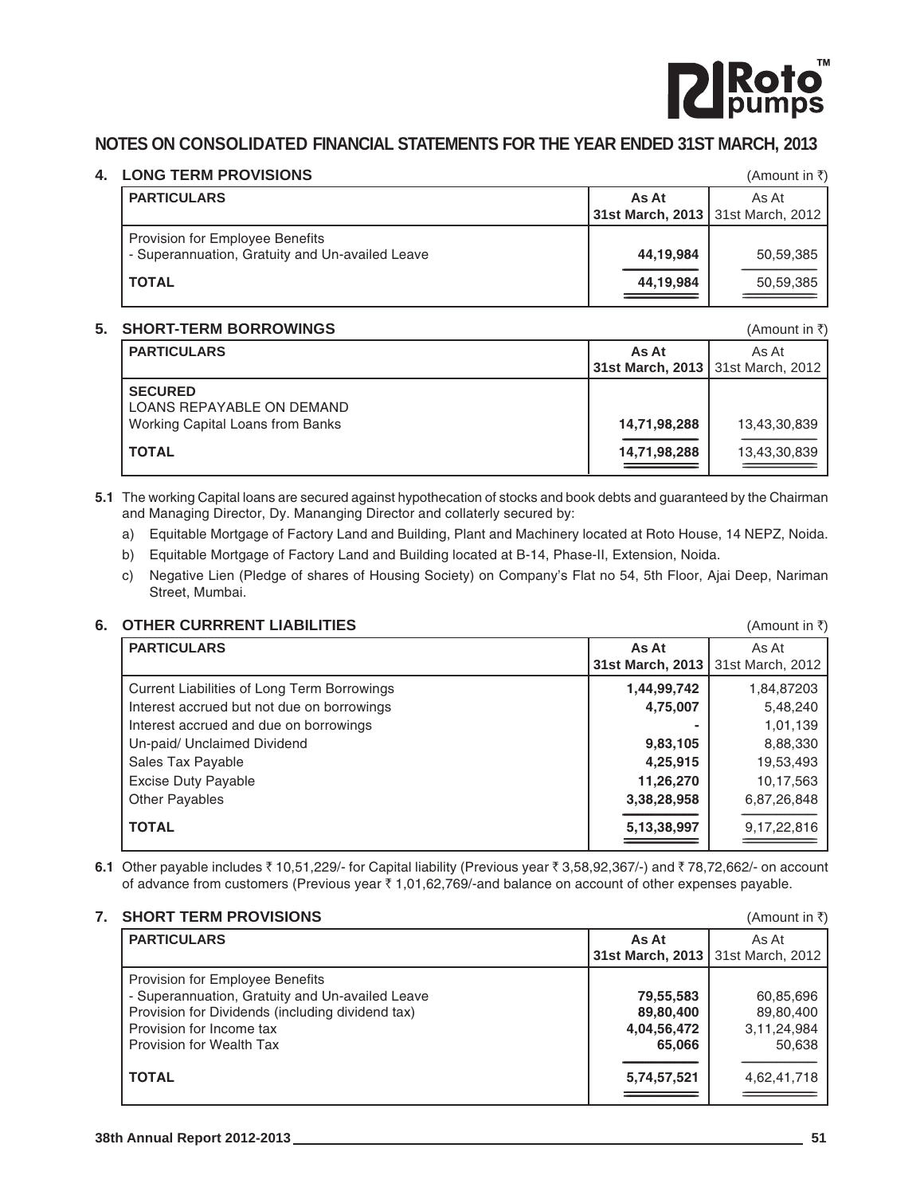# NOTES ON CONSOLIDATED FINANCIAL STATEMENTS FOR THE YEAR ENDED 31ST MARCH, 2013

## 4. LONG TERM PROVISIONS

(Amount in ₹)

| PARTICULARS | As At 31st March, 2013 | As At 31st March, 2012 |
|---|---|---|
| Provision for Employee Benefits<br>- Superannuation, Gratuity and Un-availed Leave | **44,19,984** | 50,59,385 |
| **TOTAL** | **44,19,984** | 50,59,385 |

## 5. SHORT-TERM BORROWINGS

(Amount in ₹)

| PARTICULARS | As At 31st March, 2013 | As At 31st March, 2012 |
|---|---|---|
| **SECURED**<br>LOANS REPAYABLE ON DEMAND<br>Working Capital Loans from Banks | **14,71,98,288** | 13,43,30,839 |
| **TOTAL** | **14,71,98,288** | 13,43,30,839 |

**5.1** The working Capital loans are secured against hypothecation of stocks and book debts and guaranteed by the Chairman and Managing Director, Dy. Mananging Director and collaterly secured by:

a) Equitable Mortgage of Factory Land and Building, Plant and Machinery located at Roto House, 14 NEPZ, Noida.

b) Equitable Mortgage of Factory Land and Building located at B-14, Phase-II, Extension, Noida.

c) Negative Lien (Pledge of shares of Housing Society) on Company's Flat no 54, 5th Floor, Ajai Deep, Nariman Street, Mumbai.

## 6. OTHER CURRRENT LIABILITIES

(Amount in ₹)

| PARTICULARS | As At 31st March, 2013 | As At 31st March, 2012 |
|---|---|---|
| Current Liabilities of Long Term Borrowings | **1,44,99,742** | 1,84,87203 |
| Interest accrued but not due on borrowings | **4,75,007** | 5,48,240 |
| Interest accrued and due on borrowings | **-** | 1,01,139 |
| Un-paid/ Unclaimed Dividend | **9,83,105** | 8,88,330 |
| Sales Tax Payable | **4,25,915** | 19,53,493 |
| Excise Duty Payable | **11,26,270** | 10,17,563 |
| Other Payables | **3,38,28,958** | 6,87,26,848 |
| **TOTAL** | **5,13,38,997** | 9,17,22,816 |

**6.1** Other payable includes ₹ 10,51,229/- for Capital liability (Previous year ₹ 3,58,92,367/-) and ₹ 78,72,662/- on account of advance from customers (Previous year ₹ 1,01,62,769/-and balance on account of other expenses payable.

## 7. SHORT TERM PROVISIONS

(Amount in ₹)

| PARTICULARS | As At 31st March, 2013 | As At 31st March, 2012 |
|---|---|---|
| Provision for Employee Benefits<br>- Superannuation, Gratuity and Un-availed Leave | **79,55,583** | 60,85,696 |
| Provision for Dividends (including dividend tax) | **89,80,400** | 89,80,400 |
| Provision for Income tax | **4,04,56,472** | 3,11,24,984 |
| Provision for Wealth Tax | **65,066** | 50,638 |
| **TOTAL** | **5,74,57,521** | 4,62,41,718 |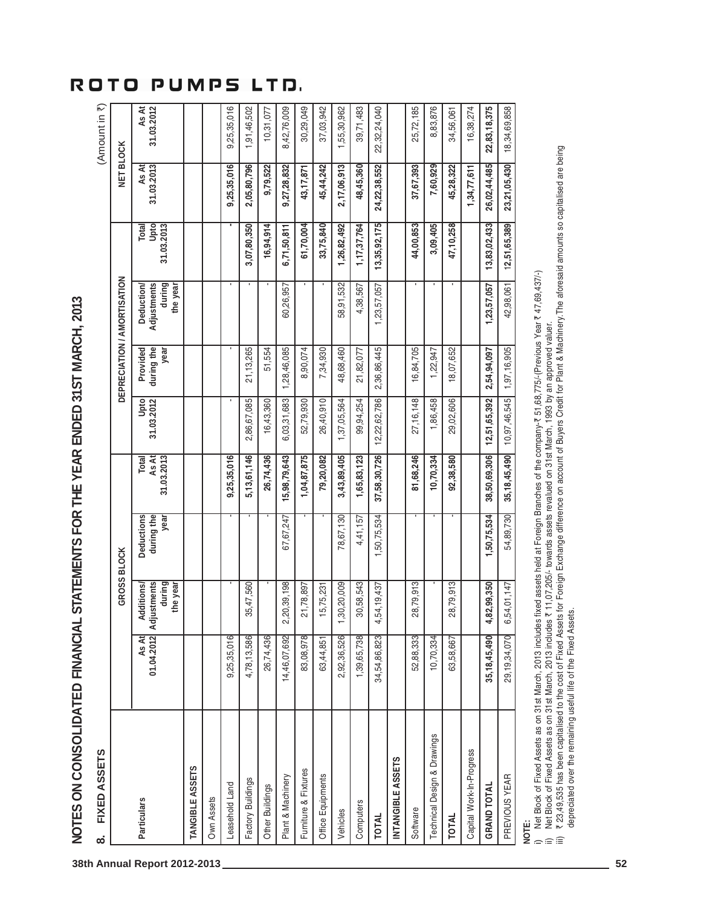# NOTES ON CONSOLIDATED FINANCIAL STATEMENTS FOR THE YEAR ENDED 31ST MARCH, 2013

## 8. FIXED ASSETS

(Amount in ₹)

| Particulars | GROSS BLOCK | | | | DEPRECIATION / AMORTISATION | | | | NET BLOCK | |
|---|---|---|---|---|---|---|---|---|---|---|
| | As At 01.04.2012 | Additions/ Adjustments during the year | Deductions during the year | Total As At 31.03.2013 | Upto 31.03.2012 | Provided during the year | Deduction/ Adjustments during the year | Total Upto 31.03.2013 | As At 31.03.2013 | As At 31.03.2012 |
| **TANGIBLE ASSETS** | | | | | | | | | | |
| Own Assets | | | | | | | | | | |
| Leasehold Land | 9,25,35,016 | - | - | **9,25,35,016** | - | - | - | **-** | **9,25,35,016** | 9,25,35,016 |
| Factory Buildings | 4,78,13,586 | 35,47,560 | - | **5,13,61,146** | 2,86,67,085 | 21,13,265 | - | **3,07,80,350** | **2,05,80,796** | 1,91,46,502 |
| Other Buildings | 26,74,436 | - | - | **26,74,436** | 16,43,360 | 51,554 | - | **16,94,914** | **9,79,522** | 10,31,077 |
| Plant & Machinery | 14,46,07,692 | 2,20,39,198 | 67,67,247 | **15,98,79,643** | 6,03,31,683 | 1,28,46,085 | 60,26,957 | **6,71,50,811** | **9,27,28,832** | 8,42,76,009 |
| Furniture & Fixtures | 83,08,978 | 21,78,897 | - | **1,04,87,875** | 52,79,930 | 8,90,074 | - | **61,70,004** | **43,17,871** | 30,29,049 |
| Office Equipments | 63,44,851 | 15,75,231 | | **79,20,082** | 26,40,910 | 7,34,930 | | **33,75,840** | **45,44,242** | 37,03,942 |
| Vehicles | 2,92,36,526 | 1,30,20,009 | 78,67,130 | **3,43,89,405** | 1,37,05,564 | 48,68,460 | 58,91,532 | **1,26,82,492** | **2,17,06,913** | 1,55,30,962 |
| Computers | 1,39,65,738 | 30,58,543 | 4,41,157 | **1,65,83,123** | 99,94,254 | 21,82,077 | 4,38,567 | **1,17,37,764** | **48,45,360** | 39,71,483 |
| **TOTAL** | 34,54,86,823 | 4,54,19,437 | 1,50,75,534 | **37,58,30,726** | 12,22,62,786 | 2,36,86,445 | 1,23,57,057 | **13,35,92,175** | **24,22,38,552** | 22,32,24,040 |
| **INTANGIBLE ASSETS** | | | | | | | | | | |
| Software | 52,88,333 | 28,79,913 | - | **81,68,246** | 27,16,148 | 16,84,705 | - | **44,00,853** | **37,67,393** | 25,72,185 |
| Technical Design & Drawings | 10,70,334 | - | - | **10,70,334** | 1,86,458 | 1,22,947 | - | **3,09,405** | **7,60,929** | 8,83,876 |
| **TOTAL** | 63,58,667 | 28,79,913 | - | **92,38,580** | 29,02,606 | 18,07,652 | - | **47,10,258** | **45,28,322** | 34,56,061 |
| Capital Work-In-Progress | | | | | | | | | **1,34,77,611** | 16,38,274 |
| **GRAND TOTAL** | **35,18,45,490** | **4,82,99,350** | **1,50,75,534** | **38,50,69,306** | **12,51,65,392** | **2,54,94,097** | **1,23,57,057** | **13,83,02,433** | **26,02,44,485** | **22,83,18,375** |
| PREVIOUS YEAR | 29,19,34,070 | 6,54,01,147 | 54,89,730 | **35,18,45,490** | 10,97,46,545 | 1,97,16,905 | 42,98,061 | **12,51,65,389** | **23,21,05,430** | 18,34,69,858 |

**NOTE:**

i) Net Block of Fixed Assets as on 31st March, 2013 includes fixed assets held at Foreign Branches of the company-₹ 51,68,775/-(Previous Year ₹ 47,69,437/-)

ii) Net Block of Fixed Assets as on 31st March, 2013 includes ₹ 11,07,205/- towards assets revalued on 31st March, 1993 by an approved valuer.

iii) ₹ 23,49,535 has been capitalised to the cost of Fixed Assets for Foreign Exchange difference on account of Buyers Credit for Plant & Machinery. The aforesaid amounts so capitalised are being depreciated over the remaining useful life of the Fixed Assets.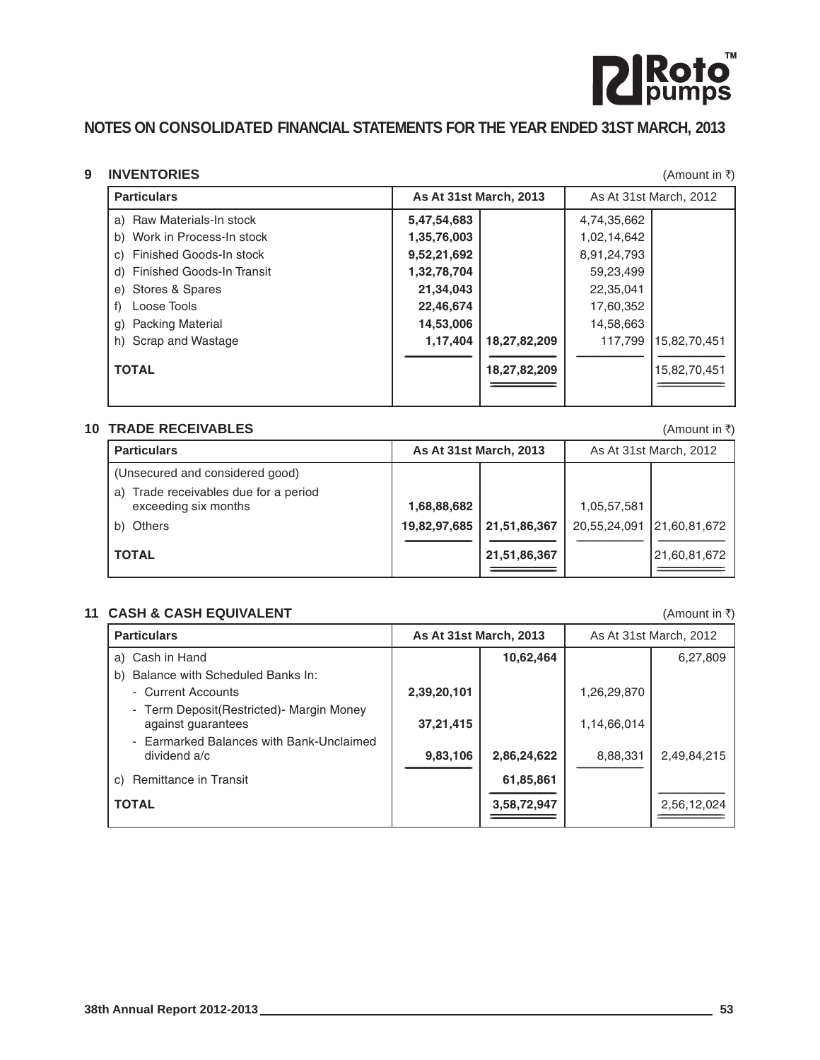## NOTES ON CONSOLIDATED FINANCIAL STATEMENTS FOR THE YEAR ENDED 31ST MARCH, 2013

### 9 INVENTORIES

(Amount in ₹)

| Particulars | As At 31st March, 2013 | | As At 31st March, 2012 | |
|---|---|---|---|---|
| a) Raw Materials-In stock | **5,47,54,683** | | 4,74,35,662 | |
| b) Work in Process-In stock | **1,35,76,003** | | 1,02,14,642 | |
| c) Finished Goods-In stock | **9,52,21,692** | | 8,91,24,793 | |
| d) Finished Goods-In Transit | **1,32,78,704** | | 59,23,499 | |
| e) Stores & Spares | **21,34,043** | | 22,35,041 | |
| f) Loose Tools | **22,46,674** | | 17,60,352 | |
| g) Packing Material | **14,53,006** | | 14,58,663 | |
| h) Scrap and Wastage | **1,17,404** | **18,27,82,209** | 117,799 | 15,82,70,451 |
| **TOTAL** | | **18,27,82,209** | | 15,82,70,451 |

### 10 TRADE RECEIVABLES

(Amount in ₹)

| Particulars | As At 31st March, 2013 | | As At 31st March, 2012 | |
|---|---|---|---|---|
| (Unsecured and considered good) | | | | |
| a) Trade receivables due for a period exceeding six months | **1,68,88,682** | | 1,05,57,581 | |
| b) Others | **19,82,97,685** | **21,51,86,367** | 20,55,24,091 | 21,60,81,672 |
| **TOTAL** | | **21,51,86,367** | | 21,60,81,672 |

### 11 CASH & CASH EQUIVALENT

(Amount in ₹)

| Particulars | As At 31st March, 2013 | | As At 31st March, 2012 | |
|---|---|---|---|---|
| a) Cash in Hand | | **10,62,464** | | 6,27,809 |
| b) Balance with Scheduled Banks In: | | | | |
| - Current Accounts | **2,39,20,101** | | 1,26,29,870 | |
| - Term Deposit(Restricted)- Margin Money against guarantees | **37,21,415** | | 1,14,66,014 | |
| - Earmarked Balances with Bank-Unclaimed dividend a/c | **9,83,106** | **2,86,24,622** | 8,88,331 | 2,49,84,215 |
| c) Remittance in Transit | | **61,85,861** | | |
| **TOTAL** | | **3,58,72,947** | | 2,56,12,024 |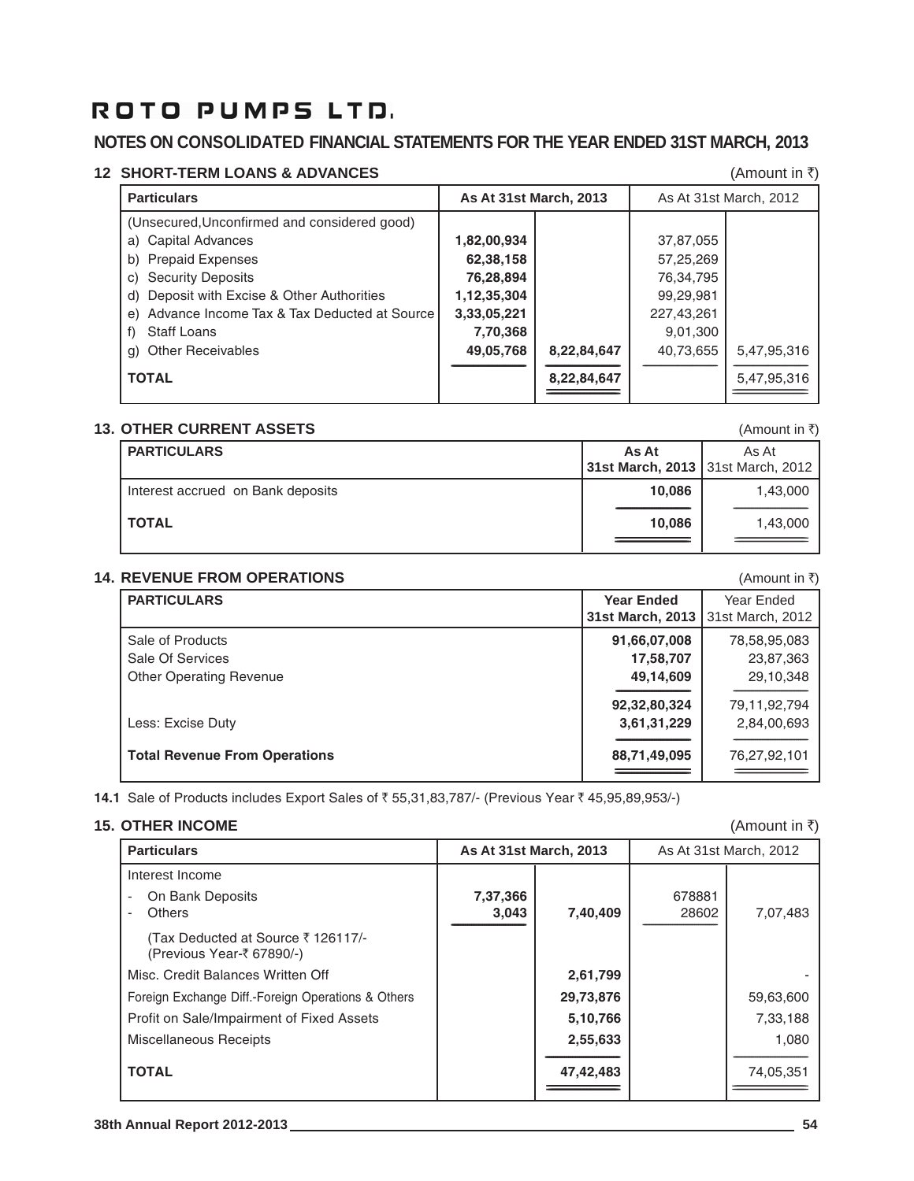# ROTO PUMPS LTD.

## NOTES ON CONSOLIDATED FINANCIAL STATEMENTS FOR THE YEAR ENDED 31ST MARCH, 2013

### 12 SHORT-TERM LOANS & ADVANCES

(Amount in ₹)

| Particulars | As At 31st March, 2013 | | As At 31st March, 2012 | |
|---|---|---|---|---|
| (Unsecured,Unconfirmed and considered good) | | | | |
| a) Capital Advances | **1,82,00,934** | | 37,87,055 | |
| b) Prepaid Expenses | **62,38,158** | | 57,25,269 | |
| c) Security Deposits | **76,28,894** | | 76,34,795 | |
| d) Deposit with Excise & Other Authorities | **1,12,35,304** | | 99,29,981 | |
| e) Advance Income Tax & Tax Deducted at Source | **3,33,05,221** | | 227,43,261 | |
| f) Staff Loans | **7,70,368** | | 9,01,300 | |
| g) Other Receivables | **49,05,768** | **8,22,84,647** | 40,73,655 | 5,47,95,316 |
| **TOTAL** | | **8,22,84,647** | | 5,47,95,316 |

### 13. OTHER CURRENT ASSETS

(Amount in ₹)

| PARTICULARS | As At 31st March, 2013 | As At 31st March, 2012 |
|---|---|---|
| Interest accrued on Bank deposits | **10,086** | 1,43,000 |
| **TOTAL** | **10,086** | 1,43,000 |

### 14. REVENUE FROM OPERATIONS

(Amount in ₹)

| PARTICULARS | Year Ended 31st March, 2013 | Year Ended 31st March, 2012 |
|---|---|---|
| Sale of Products | **91,66,07,008** | 78,58,95,083 |
| Sale Of Services | **17,58,707** | 23,87,363 |
| Other Operating Revenue | **49,14,609** | 29,10,348 |
| | **92,32,80,324** | 79,11,92,794 |
| Less: Excise Duty | **3,61,31,229** | 2,84,00,693 |
| **Total Revenue From Operations** | **88,71,49,095** | 76,27,92,101 |

**14.1** Sale of Products includes Export Sales of ₹ 55,31,83,787/- (Previous Year ₹ 45,95,89,953/-)

### 15. OTHER INCOME

(Amount in ₹)

| Particulars | As At 31st March, 2013 | | As At 31st March, 2012 | |
|---|---|---|---|---|
| Interest Income | | | | |
| - On Bank Deposits | **7,37,366** | | 678881 | |
| - Others | **3,043** | **7,40,409** | 28602 | 7,07,483 |
| (Tax Deducted at Source ₹ 126117/- (Previous Year-₹ 67890/-) | | | | |
| Misc. Credit Balances Written Off | | **2,61,799** | | - |
| Foreign Exchange Diff.-Foreign Operations & Others | | **29,73,876** | | 59,63,600 |
| Profit on Sale/Impairment of Fixed Assets | | **5,10,766** | | 7,33,188 |
| Miscellaneous Receipts | | **2,55,633** | | 1,080 |
| **TOTAL** | | **47,42,483** | | 74,05,351 |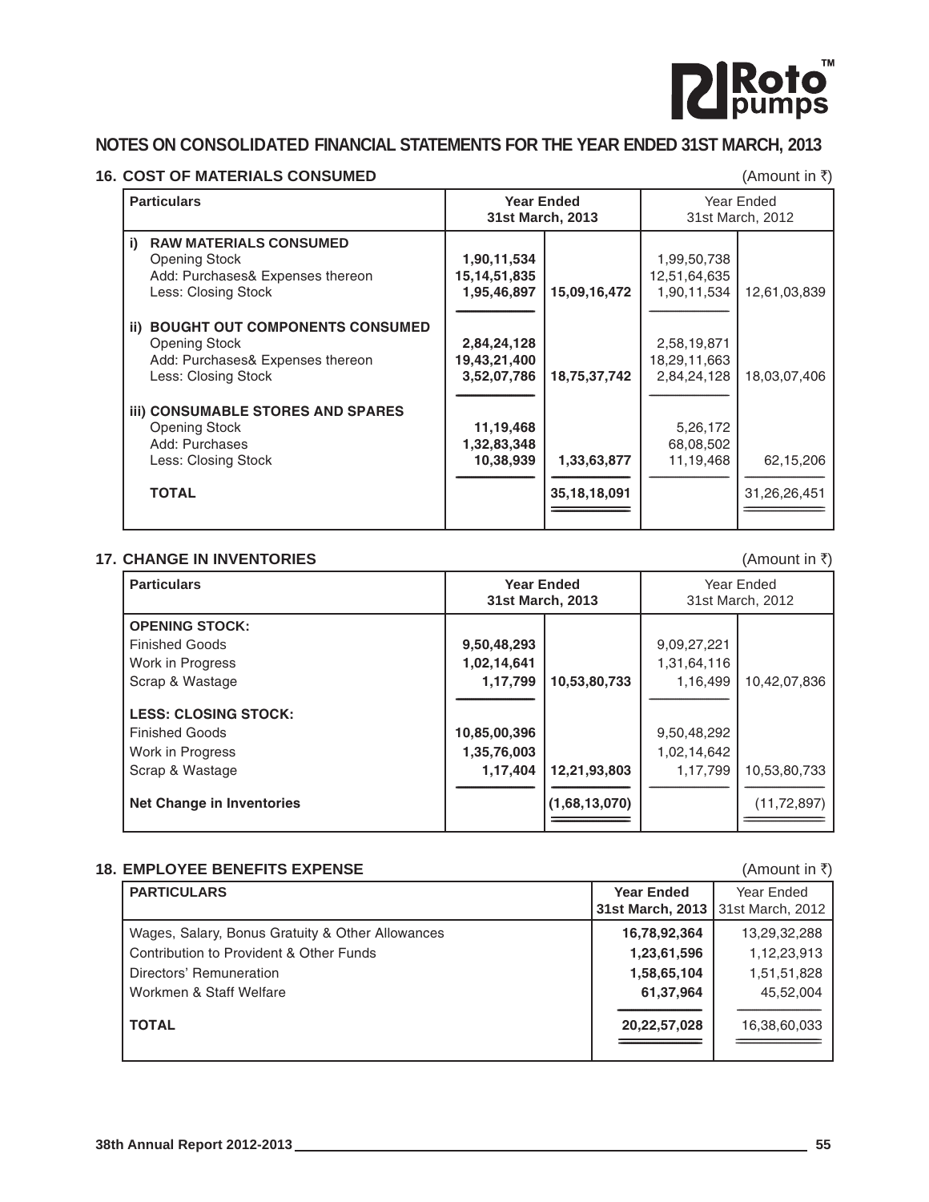## NOTES ON CONSOLIDATED FINANCIAL STATEMENTS FOR THE YEAR ENDED 31ST MARCH, 2013

### 16. COST OF MATERIALS CONSUMED

(Amount in ₹)

| Particulars | Year Ended 31st March, 2013 | | Year Ended 31st March, 2012 | |
|---|---|---|---|---|
| **i) RAW MATERIALS CONSUMED** | | | | |
| Opening Stock | 1,90,11,534 | | 1,99,50,738 | |
| Add: Purchases& Expenses thereon | 15,14,51,835 | | 12,51,64,635 | |
| Less: Closing Stock | 1,95,46,897 | 15,09,16,472 | 1,90,11,534 | 12,61,03,839 |
| **ii) BOUGHT OUT COMPONENTS CONSUMED** | | | | |
| Opening Stock | 2,84,24,128 | | 2,58,19,871 | |
| Add: Purchases& Expenses thereon | 19,43,21,400 | | 18,29,11,663 | |
| Less: Closing Stock | 3,52,07,786 | 18,75,37,742 | 2,84,24,128 | 18,03,07,406 |
| **iii) CONSUMABLE STORES AND SPARES** | | | | |
| Opening Stock | 11,19,468 | | 5,26,172 | |
| Add: Purchases | 1,32,83,348 | | 68,08,502 | |
| Less: Closing Stock | 10,38,939 | 1,33,63,877 | 11,19,468 | 62,15,206 |
| **TOTAL** | | 35,18,18,091 | | 31,26,26,451 |

### 17. CHANGE IN INVENTORIES

(Amount in ₹)

| Particulars | Year Ended 31st March, 2013 | | Year Ended 31st March, 2012 | |
|---|---|---|---|---|
| **OPENING STOCK:** | | | | |
| Finished Goods | 9,50,48,293 | | 9,09,27,221 | |
| Work in Progress | 1,02,14,641 | | 1,31,64,116 | |
| Scrap & Wastage | 1,17,799 | 10,53,80,733 | 1,16,499 | 10,42,07,836 |
| **LESS: CLOSING STOCK:** | | | | |
| Finished Goods | 10,85,00,396 | | 9,50,48,292 | |
| Work in Progress | 1,35,76,003 | | 1,02,14,642 | |
| Scrap & Wastage | 1,17,404 | 12,21,93,803 | 1,17,799 | 10,53,80,733 |
| **Net Change in Inventories** | | (1,68,13,070) | | (11,72,897) |

### 18. EMPLOYEE BENEFITS EXPENSE

(Amount in ₹)

| PARTICULARS | Year Ended 31st March, 2013 | Year Ended 31st March, 2012 |
|---|---|---|
| Wages, Salary, Bonus Gratuity & Other Allowances | 16,78,92,364 | 13,29,32,288 |
| Contribution to Provident & Other Funds | 1,23,61,596 | 1,12,23,913 |
| Directors' Remuneration | 1,58,65,104 | 1,51,51,828 |
| Workmen & Staff Welfare | 61,37,964 | 45,52,004 |
| **TOTAL** | 20,22,57,028 | 16,38,60,033 |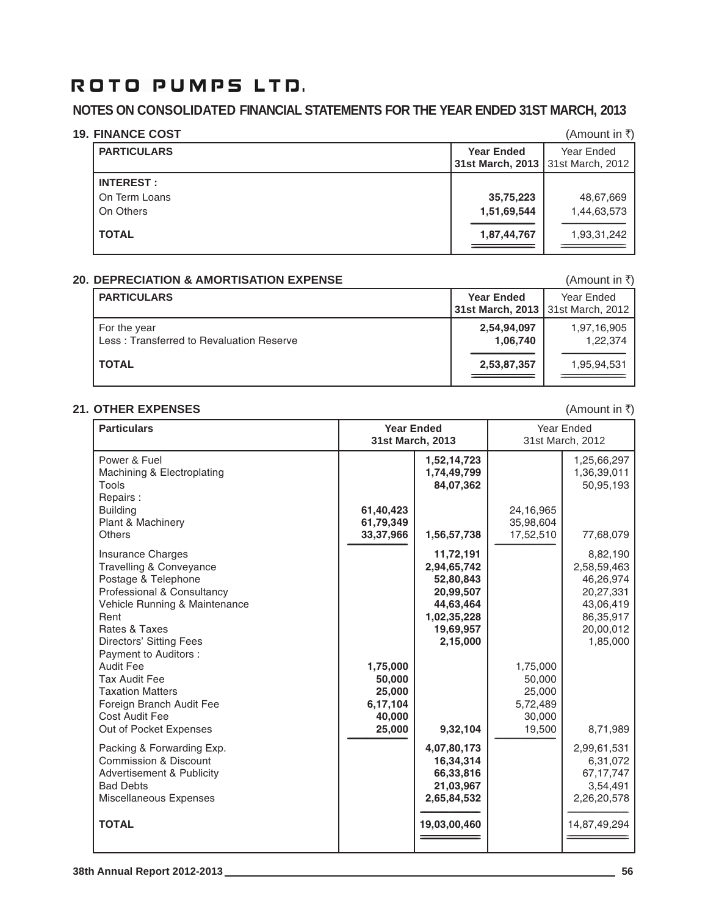# ROTO PUMPS LTD.

## NOTES ON CONSOLIDATED FINANCIAL STATEMENTS FOR THE YEAR ENDED 31ST MARCH, 2013

### 19. FINANCE COST

(Amount in ₹)

| PARTICULARS | Year Ended 31st March, 2013 | Year Ended 31st March, 2012 |
|---|---|---|
| **INTEREST :** | | |
| On Term Loans | **35,75,223** | 48,67,669 |
| On Others | **1,51,69,544** | 1,44,63,573 |
| **TOTAL** | **1,87,44,767** | 1,93,31,242 |

### 20. DEPRECIATION & AMORTISATION EXPENSE

(Amount in ₹)

| PARTICULARS | Year Ended 31st March, 2013 | Year Ended 31st March, 2012 |
|---|---|---|
| For the year | **2,54,94,097** | 1,97,16,905 |
| Less : Transferred to Revaluation Reserve | **1,06,740** | 1,22,374 |
| **TOTAL** | **2,53,87,357** | 1,95,94,531 |

### 21. OTHER EXPENSES

(Amount in ₹)

| Particulars | Year Ended 31st March, 2013 | | Year Ended 31st March, 2012 | |
|---|---|---|---|---|
| Power & Fuel | | **1,52,14,723** | | 1,25,66,297 |
| Machining & Electroplating | | **1,74,49,799** | | 1,36,39,011 |
| Tools | | **84,07,362** | | 50,95,193 |
| Repairs : | | | | |
| Building | **61,40,423** | | 24,16,965 | |
| Plant & Machinery | **61,79,349** | | 35,98,604 | |
| Others | **33,37,966** | **1,56,57,738** | 17,52,510 | 77,68,079 |
| Insurance Charges | | **11,72,191** | | 8,82,190 |
| Travelling & Conveyance | | **2,94,65,742** | | 2,58,59,463 |
| Postage & Telephone | | **52,80,843** | | 46,26,974 |
| Professional & Consultancy | | **20,99,507** | | 20,27,331 |
| Vehicle Running & Maintenance | | **44,63,464** | | 43,06,419 |
| Rent | | **1,02,35,228** | | 86,35,917 |
| Rates & Taxes | | **19,69,957** | | 20,00,012 |
| Directors' Sitting Fees | | **2,15,000** | | 1,85,000 |
| Payment to Auditors : | | | | |
| Audit Fee | **1,75,000** | | 1,75,000 | |
| Tax Audit Fee | **50,000** | | 50,000 | |
| Taxation Matters | **25,000** | | 25,000 | |
| Foreign Branch Audit Fee | **6,17,104** | | 5,72,489 | |
| Cost Audit Fee | **40,000** | | 30,000 | |
| Out of Pocket Expenses | **25,000** | **9,32,104** | 19,500 | 8,71,989 |
| Packing & Forwarding Exp. | | **4,07,80,173** | | 2,99,61,531 |
| Commission & Discount | | **16,34,314** | | 6,31,072 |
| Advertisement & Publicity | | **66,33,816** | | 67,17,747 |
| Bad Debts | | **21,03,967** | | 3,54,491 |
| Miscellaneous Expenses | | **2,65,84,532** | | 2,26,20,578 |
| **TOTAL** | | **19,03,00,460** | | 14,87,49,294 |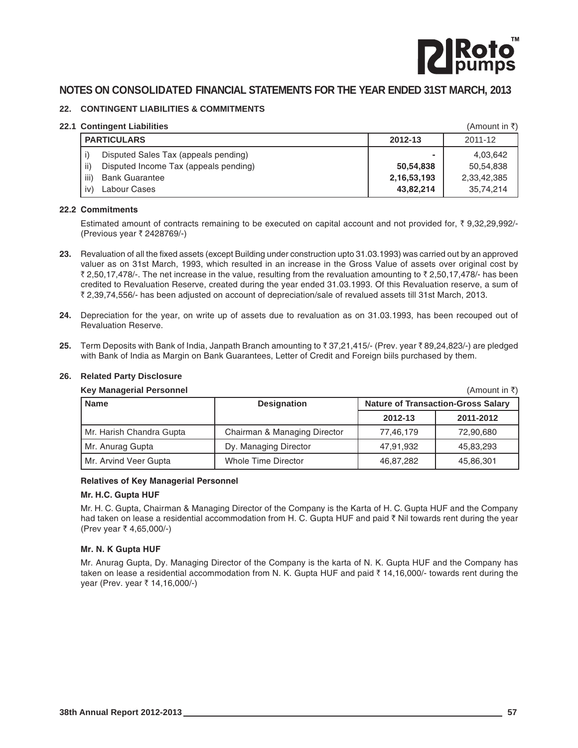# NOTES ON CONSOLIDATED FINANCIAL STATEMENTS FOR THE YEAR ENDED 31ST MARCH, 2013

## 22. CONTINGENT LIABILITIES & COMMITMENTS

### 22.1 Contingent Liabilities

(Amount in ₹)

| PARTICULARS | 2012-13 | 2011-12 |
|---|---|---|
| i) Disputed Sales Tax (appeals pending) | **-** | 4,03,642 |
| ii) Disputed Income Tax (appeals pending) | **50,54,838** | 50,54,838 |
| iii) Bank Guarantee | **2,16,53,193** | 2,33,42,385 |
| iv) Labour Cases | **43,82,214** | 35,74,214 |

### 22.2 Commitments

Estimated amount of contracts remaining to be executed on capital account and not provided for, ₹ 9,32,29,992/- (Previous year ₹ 2428769/-)

**23.** Revaluation of all the fixed assets (except Building under construction upto 31.03.1993) was carried out by an approved valuer as on 31st March, 1993, which resulted in an increase in the Gross Value of assets over original cost by ₹ 2,50,17,478/-. The net increase in the value, resulting from the revaluation amounting to ₹ 2,50,17,478/- has been credited to Revaluation Reserve, created during the year ended 31.03.1993. Of this Revaluation reserve, a sum of ₹ 2,39,74,556/- has been adjusted on account of depreciation/sale of revalued assets till 31st March, 2013.

**24.** Depreciation for the year, on write up of assets due to revaluation as on 31.03.1993, has been recouped out of Revaluation Reserve.

**25.** Term Deposits with Bank of India, Janpath Branch amounting to ₹ 37,21,415/- (Prev. year ₹ 89,24,823/-) are pledged with Bank of India as Margin on Bank Guarantees, Letter of Credit and Foreign biils purchased by them.

## 26. Related Party Disclosure

**Key Managerial Personnel**

(Amount in ₹)

| Name | Designation | Nature of Transaction-Gross Salary | |
|---|---|---|---|
| | | 2012-13 | 2011-2012 |
| Mr. Harish Chandra Gupta | Chairman & Managing Director | 77,46,179 | 72,90,680 |
| Mr. Anurag Gupta | Dy. Managing Director | 47,91,932 | 45,83,293 |
| Mr. Arvind Veer Gupta | Whole Time Director | 46,87,282 | 45,86,301 |

**Relatives of Key Managerial Personnel**

**Mr. H.C. Gupta HUF**

Mr. H. C. Gupta, Chairman & Managing Director of the Company is the Karta of H. C. Gupta HUF and the Company had taken on lease a residential accommodation from H. C. Gupta HUF and paid ₹ Nil towards rent during the year (Prev year ₹ 4,65,000/-)

**Mr. N. K Gupta HUF**

Mr. Anurag Gupta, Dy. Managing Director of the Company is the karta of N. K. Gupta HUF and the Company has taken on lease a residential accommodation from N. K. Gupta HUF and paid ₹ 14,16,000/- towards rent during the year (Prev. year ₹ 14,16,000/-)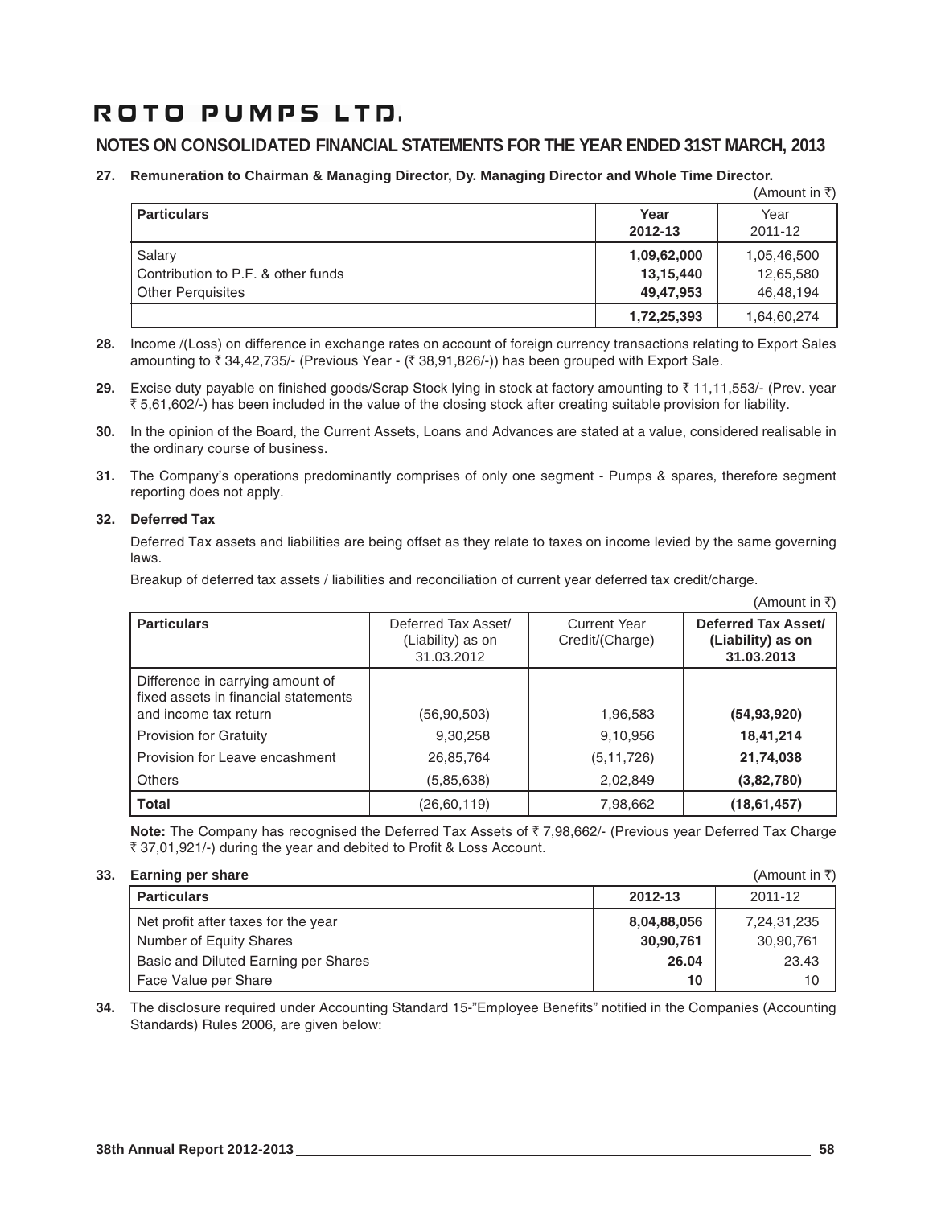# ROTO PUMPS LTD.

## NOTES ON CONSOLIDATED FINANCIAL STATEMENTS FOR THE YEAR ENDED 31ST MARCH, 2013

**27. Remuneration to Chairman & Managing Director, Dy. Managing Director and Whole Time Director.**

(Amount in ₹)

| Particulars | Year 2012-13 | Year 2011-12 |
|---|---|---|
| Salary | **1,09,62,000** | 1,05,46,500 |
| Contribution to P.F. & other funds | **13,15,440** | 12,65,580 |
| Other Perquisites | **49,47,953** | 46,48,194 |
| | **1,72,25,393** | 1,64,60,274 |

**28.** Income /(Loss) on difference in exchange rates on account of foreign currency transactions relating to Export Sales amounting to ₹ 34,42,735/- (Previous Year - (₹ 38,91,826/-)) has been grouped with Export Sale.

**29.** Excise duty payable on finished goods/Scrap Stock lying in stock at factory amounting to ₹ 11,11,553/- (Prev. year ₹ 5,61,602/-) has been included in the value of the closing stock after creating suitable provision for liability.

**30.** In the opinion of the Board, the Current Assets, Loans and Advances are stated at a value, considered realisable in the ordinary course of business.

**31.** The Company's operations predominantly comprises of only one segment - Pumps & spares, therefore segment reporting does not apply.

**32. Deferred Tax**

Deferred Tax assets and liabilities are being offset as they relate to taxes on income levied by the same governing laws.

Breakup of deferred tax assets / liabilities and reconciliation of current year deferred tax credit/charge.

(Amount in ₹)

| Particulars | Deferred Tax Asset/ (Liability) as on 31.03.2012 | Current Year Credit/(Charge) | **Deferred Tax Asset/ (Liability) as on 31.03.2013** |
|---|---|---|---|
| Difference in carrying amount of fixed assets in financial statements and income tax return | (56,90,503) | 1,96,583 | **(54,93,920)** |
| Provision for Gratuity | 9,30,258 | 9,10,956 | **18,41,214** |
| Provision for Leave encashment | 26,85,764 | (5,11,726) | **21,74,038** |
| Others | (5,85,638) | 2,02,849 | **(3,82,780)** |
| **Total** | (26,60,119) | 7,98,662 | **(18,61,457)** |

**Note:** The Company has recognised the Deferred Tax Assets of ₹ 7,98,662/- (Previous year Deferred Tax Charge ₹ 37,01,921/-) during the year and debited to Profit & Loss Account.

**33. Earning per share**

(Amount in ₹)

| Particulars | 2012-13 | 2011-12 |
|---|---|---|
| Net profit after taxes for the year | **8,04,88,056** | 7,24,31,235 |
| Number of Equity Shares | **30,90,761** | 30,90,761 |
| Basic and Diluted Earning per Shares | **26.04** | 23.43 |
| Face Value per Share | **10** | 10 |

**34.** The disclosure required under Accounting Standard 15-"Employee Benefits" notified in the Companies (Accounting Standards) Rules 2006, are given below: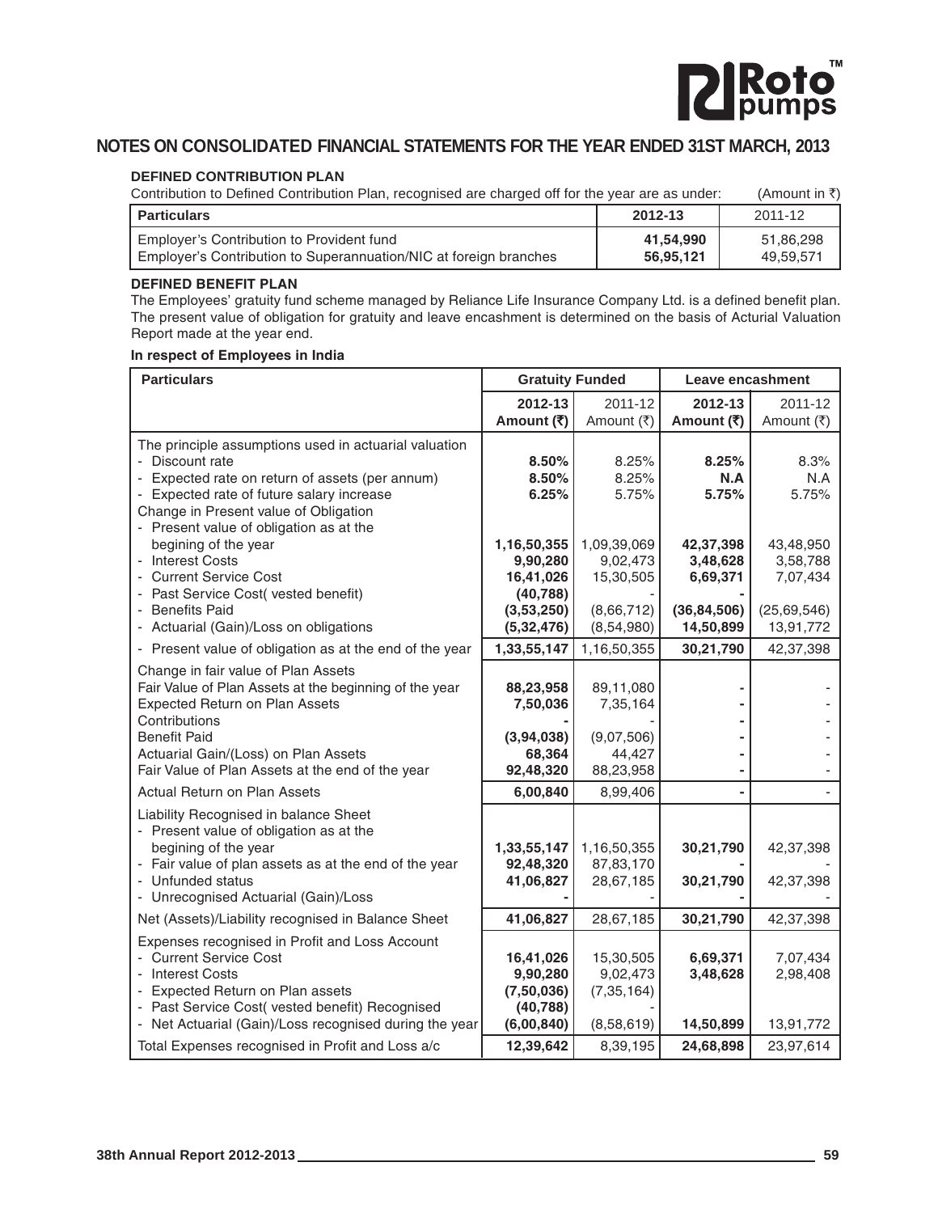## NOTES ON CONSOLIDATED FINANCIAL STATEMENTS FOR THE YEAR ENDED 31ST MARCH, 2013

### DEFINED CONTRIBUTION PLAN

Contribution to Defined Contribution Plan, recognised are charged off for the year are as under: (Amount in ₹)

| Particulars | 2012-13 | 2011-12 |
|---|---|---|
| Employer's Contribution to Provident fund | **41,54,990** | 51,86,298 |
| Employer's Contribution to Superannuation/NIC at foreign branches | **56,95,121** | 49,59,571 |

### DEFINED BENEFIT PLAN

The Employees' gratuity fund scheme managed by Reliance Life Insurance Company Ltd. is a defined benefit plan. The present value of obligation for gratuity and leave encashment is determined on the basis of Acturial Valuation Report made at the year end.

**In respect of Employees in India**

| Particulars | Gratuity Funded | | Leave encashment | |
|---|---|---|---|---|
| | **2012-13 Amount (₹)** | 2011-12 Amount (₹) | **2012-13 Amount (₹)** | 2011-12 Amount (₹) |
| The principle assumptions used in actuarial valuation | | | | |
| - Discount rate | **8.50%** | 8.25% | **8.25%** | 8.3% |
| - Expected rate on return of assets (per annum) | **8.50%** | 8.25% | **N.A** | N.A |
| - Expected rate of future salary increase | **6.25%** | 5.75% | **5.75%** | 5.75% |
| Change in Present value of Obligation | | | | |
| - Present value of obligation as at the begining of the year | **1,16,50,355** | 1,09,39,069 | **42,37,398** | 43,48,950 |
| - Interest Costs | **9,90,280** | 9,02,473 | **3,48,628** | 3,58,788 |
| - Current Service Cost | **16,41,026** | 15,30,505 | **6,69,371** | 7,07,434 |
| - Past Service Cost( vested benefit) | **(40,788)** | - | **-** | |
| - Benefits Paid | **(3,53,250)** | (8,66,712) | **(36,84,506)** | (25,69,546) |
| - Actuarial (Gain)/Loss on obligations | **(5,32,476)** | (8,54,980) | **14,50,899** | 13,91,772 |
| - Present value of obligation as at the end of the year | **1,33,55,147** | 1,16,50,355 | **30,21,790** | 42,37,398 |
| Change in fair value of Plan Assets | | | | |
| Fair Value of Plan Assets at the beginning of the year | **88,23,958** | 89,11,080 | **-** | - |
| Expected Return on Plan Assets | **7,50,036** | 7,35,164 | **-** | - |
| Contributions | **-** | - | **-** | - |
| Benefit Paid | **(3,94,038)** | (9,07,506) | **-** | - |
| Actuarial Gain/(Loss) on Plan Assets | **68,364** | 44,427 | **-** | - |
| Fair Value of Plan Assets at the end of the year | **92,48,320** | 88,23,958 | **-** | - |
| Actual Return on Plan Assets | **6,00,840** | 8,99,406 | **-** | - |
| Liability Recognised in balance Sheet | | | | |
| - Present value of obligation as at the begining of the year | **1,33,55,147** | 1,16,50,355 | **30,21,790** | 42,37,398 |
| - Fair value of plan assets as at the end of the year | **92,48,320** | 87,83,170 | **-** | - |
| - Unfunded status | **41,06,827** | 28,67,185 | **30,21,790** | 42,37,398 |
| - Unrecognised Actuarial (Gain)/Loss | **-** | - | **-** | - |
| Net (Assets)/Liability recognised in Balance Sheet | **41,06,827** | 28,67,185 | **30,21,790** | 42,37,398 |
| Expenses recognised in Profit and Loss Account | | | | |
| - Current Service Cost | **16,41,026** | 15,30,505 | **6,69,371** | 7,07,434 |
| - Interest Costs | **9,90,280** | 9,02,473 | **3,48,628** | 2,98,408 |
| - Expected Return on Plan assets | **(7,50,036)** | (7,35,164) | | |
| - Past Service Cost( vested benefit) Recognised | **(40,788)** | - | | |
| - Net Actuarial (Gain)/Loss recognised during the year | **(6,00,840)** | (8,58,619) | **14,50,899** | 13,91,772 |
| Total Expenses recognised in Profit and Loss a/c | **12,39,642** | 8,39,195 | **24,68,898** | 23,97,614 |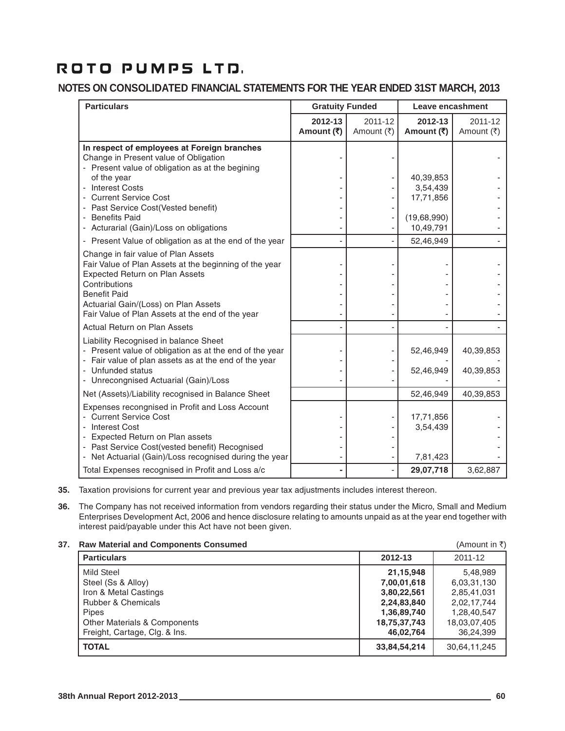# ROTO PUMPS LTD.

## NOTES ON CONSOLIDATED FINANCIAL STATEMENTS FOR THE YEAR ENDED 31ST MARCH, 2013

| Particulars | Gratuity Funded | | Leave encashment | |
|---|---|---|---|---|
| | **2012-13 Amount (₹)** | 2011-12 Amount (₹) | **2012-13 Amount (₹)** | 2011-12 Amount (₹) |
| **In respect of employees at Foreign branches** | | | | |
| Change in Present value of Obligation | - | - | | - |
| - Present value of obligation as at the begining of the year | - | - | 40,39,853 | - |
| - Interest Costs | - | - | 3,54,439 | - |
| - Current Service Cost | - | - | 17,71,856 | - |
| - Past Service Cost(Vested benefit) | - | - | | - |
| - Benefits Paid | - | - | (19,68,990) | - |
| - Acturarial (Gain)/Loss on obligations | - | - | 10,49,791 | - |
| - Present Value of obligation as at the end of the year | - | - | 52,46,949 | - |
| Change in fair value of Plan Assets | | | | |
| Fair Value of Plan Assets at the beginning of the year | - | - | - | - |
| Expected Return on Plan Assets | - | - | - | - |
| Contributions | - | - | - | - |
| Benefit Paid | - | - | - | - |
| Actuarial Gain/(Loss) on Plan Assets | - | - | - | - |
| Fair Value of Plan Assets at the end of the year | - | - | - | - |
| Actual Return on Plan Assets | - | - | - | - |
| Liability Recognised in balance Sheet | | | | |
| - Present value of obligation as at the end of the year | - | - | 52,46,949 | 40,39,853 |
| - Fair value of plan assets as at the end of the year | - | - | | - |
| - Unfunded status | - | - | 52,46,949 | 40,39,853 |
| - Unrecongnised Actuarial (Gain)/Loss | - | - | - | - |
| Net (Assets)/Liability recognised in Balance Sheet | | | 52,46,949 | 40,39,853 |
| Expenses recongnised in Profit and Loss Account | | | | |
| - Current Service Cost | - | - | 17,71,856 | - |
| - Interest Cost | - | - | 3,54,439 | - |
| - Expected Return on Plan assets | - | - | | - |
| - Past Service Cost(vested benefit) Recognised | - | - | | - |
| - Net Actuarial (Gain)/Loss recognised during the year | - | - | 7,81,423 | - |
| Total Expenses recognised in Profit and Loss a/c | **-** | - | **29,07,718** | 3,62,887 |

**35.** Taxation provisions for current year and previous year tax adjustments includes interest thereon.

**36.** The Company has not received information from vendors regarding their status under the Micro, Small and Medium Enterprises Development Act, 2006 and hence disclosure relating to amounts unpaid as at the year end together with interest paid/payable under this Act have not been given.

**37. Raw Material and Components Consumed** (Amount in ₹)

| Particulars | 2012-13 | 2011-12 |
|---|---|---|
| Mild Steel | **21,15,948** | 5,48,989 |
| Steel (Ss & Alloy) | **7,00,01,618** | 6,03,31,130 |
| Iron & Metal Castings | **3,80,22,561** | 2,85,41,031 |
| Rubber & Chemicals | **2,24,83,840** | 2,02,17,744 |
| Pipes | **1,36,89,740** | 1,28,40,547 |
| Other Materials & Components | **18,75,37,743** | 18,03,07,405 |
| Freight, Cartage, Clg. & Ins. | **46,02,764** | 36,24,399 |
| **TOTAL** | **33,84,54,214** | 30,64,11,245 |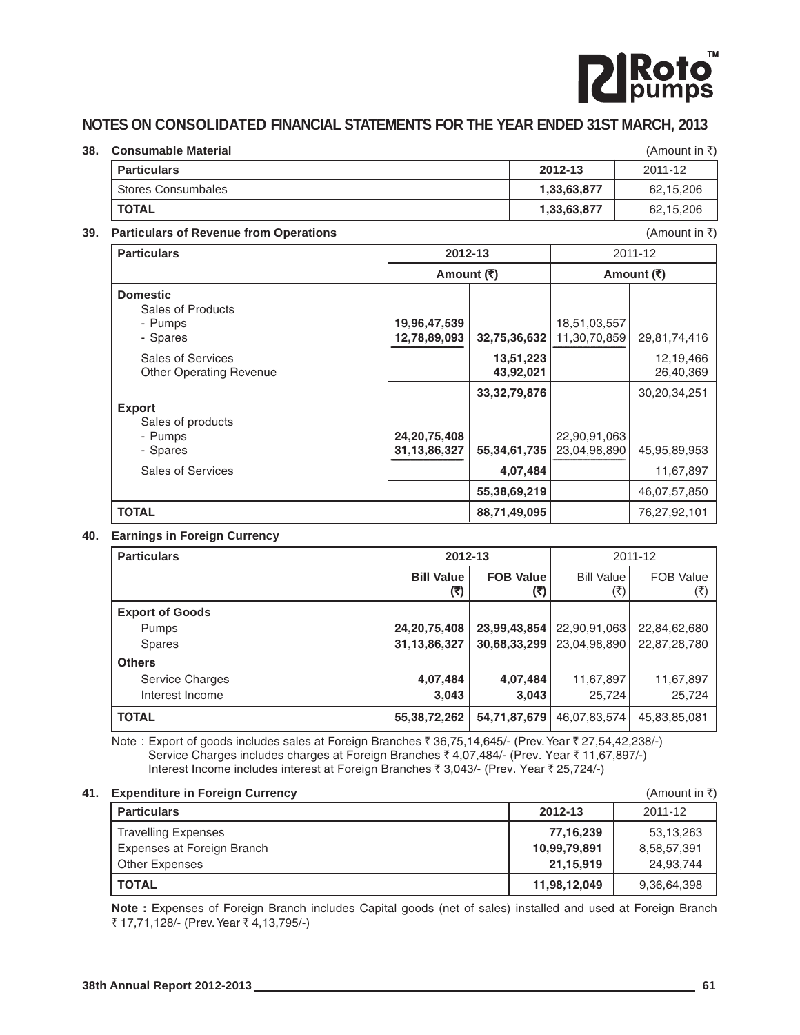## NOTES ON CONSOLIDATED FINANCIAL STATEMENTS FOR THE YEAR ENDED 31ST MARCH, 2013

**38. Consumable Material** (Amount in ₹)

| Particulars | 2012-13 | 2011-12 |
|---|---|---|
| Stores Consumbales | 1,33,63,877 | 62,15,206 |
| **TOTAL** | **1,33,63,877** | 62,15,206 |

**39. Particulars of Revenue from Operations** (Amount in ₹)

| Particulars | 2012-13 | | 2011-12 | |
|---|---|---|---|---|
| | Amount (₹) | | Amount (₹) | |
| **Domestic** | | | | |
| Sales of Products | | | | |
| - Pumps | 19,96,47,539 | | 18,51,03,557 | |
| - Spares | 12,78,89,093 | 32,75,36,632 | 11,30,70,859 | 29,81,74,416 |
| Sales of Services | | 13,51,223 | | 12,19,466 |
| Other Operating Revenue | | 43,92,021 | | 26,40,369 |
| | | 33,32,79,876 | | 30,20,34,251 |
| **Export** | | | | |
| Sales of products | | | | |
| - Pumps | 24,20,75,408 | | 22,90,91,063 | |
| - Spares | 31,13,86,327 | 55,34,61,735 | 23,04,98,890 | 45,95,89,953 |
| Sales of Services | | 4,07,484 | | 11,67,897 |
| | | 55,38,69,219 | | 46,07,57,850 |
| **TOTAL** | | **88,71,49,095** | | 76,27,92,101 |

**40. Earnings in Foreign Currency**

| Particulars | 2012-13 | | 2011-12 | |
|---|---|---|---|---|
| | Bill Value (₹) | FOB Value (₹) | Bill Value (₹) | FOB Value (₹) |
| **Export of Goods** | | | | |
| Pumps | 24,20,75,408 | 23,99,43,854 | 22,90,91,063 | 22,84,62,680 |
| Spares | 31,13,86,327 | 30,68,33,299 | 23,04,98,890 | 22,87,28,780 |
| **Others** | | | | |
| Service Charges | 4,07,484 | 4,07,484 | 11,67,897 | 11,67,897 |
| Interest Income | 3,043 | 3,043 | 25,724 | 25,724 |
| **TOTAL** | **55,38,72,262** | **54,71,87,679** | 46,07,83,574 | 45,83,85,081 |

Note : Export of goods includes sales at Foreign Branches ₹ 36,75,14,645/- (Prev. Year ₹ 27,54,42,238/-)
Service Charges includes charges at Foreign Branches ₹ 4,07,484/- (Prev. Year ₹ 11,67,897/-)
Interest Income includes interest at Foreign Branches ₹ 3,043/- (Prev. Year ₹ 25,724/-)

**41. Expenditure in Foreign Currency** (Amount in ₹)

| Particulars | 2012-13 | 2011-12 |
|---|---|---|
| Travelling Expenses | 77,16,239 | 53,13,263 |
| Expenses at Foreign Branch | 10,99,79,891 | 8,58,57,391 |
| Other Expenses | 21,15,919 | 24,93,744 |
| **TOTAL** | **11,98,12,049** | 9,36,64,398 |

**Note :** Expenses of Foreign Branch includes Capital goods (net of sales) installed and used at Foreign Branch ₹ 17,71,128/- (Prev. Year ₹ 4,13,795/-)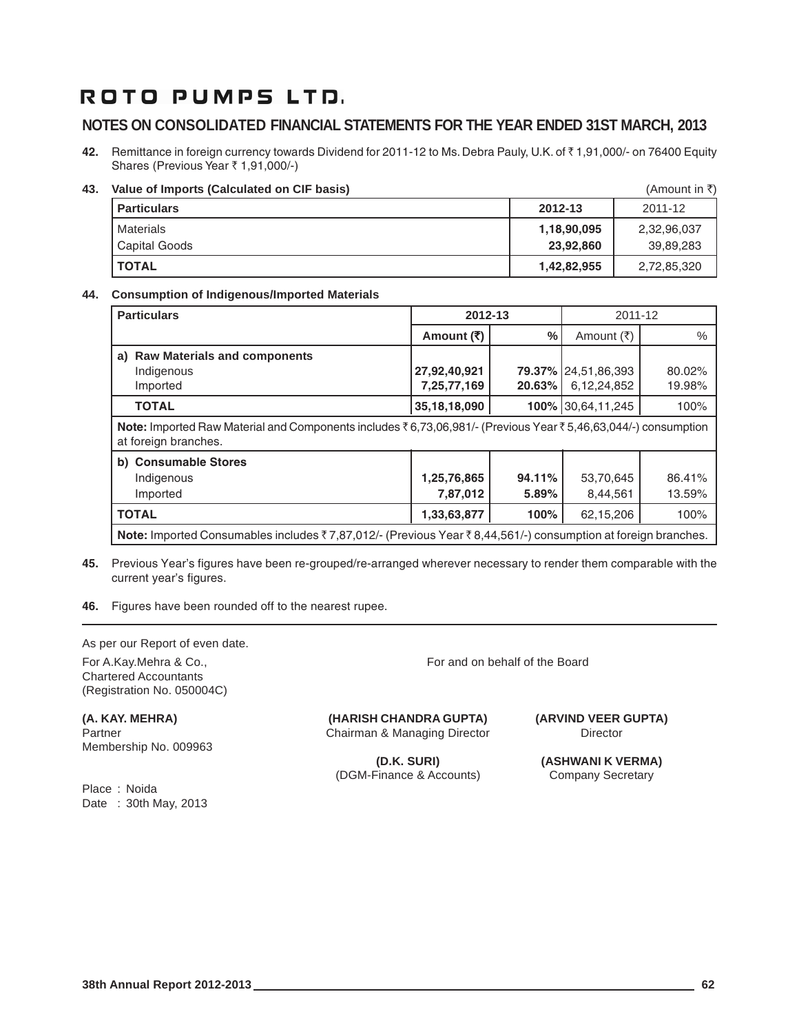# ROTO PUMPS LTD.

## NOTES ON CONSOLIDATED FINANCIAL STATEMENTS FOR THE YEAR ENDED 31ST MARCH, 2013

**42.** Remittance in foreign currency towards Dividend for 2011-12 to Ms. Debra Pauly, U.K. of ₹ 1,91,000/- on 76400 Equity Shares (Previous Year ₹ 1,91,000/-)

**43. Value of Imports (Calculated on CIF basis)** (Amount in ₹)

| Particulars | 2012-13 | 2011-12 |
|---|---|---|
| Materials | **1,18,90,095** | 2,32,96,037 |
| Capital Goods | **23,92,860** | 39,89,283 |
| **TOTAL** | **1,42,82,955** | 2,72,85,320 |

**44. Consumption of Indigenous/Imported Materials**

| Particulars | 2012-13 | | 2011-12 | |
|---|---|---|---|---|
| | **Amount (₹)** | **%** | Amount (₹) | % |
| **a) Raw Materials and components** | | | | |
| Indigenous | **27,92,40,921** | **79.37%** | 24,51,86,393 | 80.02% |
| Imported | **7,25,77,169** | **20.63%** | 6,12,24,852 | 19.98% |
| **TOTAL** | **35,18,18,090** | **100%** | 30,64,11,245 | 100% |
| **Note:** Imported Raw Material and Components includes ₹ 6,73,06,981/- (Previous Year ₹ 5,46,63,044/-) consumption at foreign branches. | | | | |
| **b) Consumable Stores** | | | | |
| Indigenous | **1,25,76,865** | **94.11%** | 53,70,645 | 86.41% |
| Imported | **7,87,012** | **5.89%** | 8,44,561 | 13.59% |
| **TOTAL** | **1,33,63,877** | **100%** | 62,15,206 | 100% |
| **Note:** Imported Consumables includes ₹ 7,87,012/- (Previous Year ₹ 8,44,561/-) consumption at foreign branches. | | | | |

**45.** Previous Year's figures have been re-grouped/re-arranged wherever necessary to render them comparable with the current year's figures.

**46.** Figures have been rounded off to the nearest rupee.

---

As per our Report of even date.

For A.Kay.Mehra & Co.,
Chartered Accountants
(Registration No. 050004C)

For and on behalf of the Board

**(A. KAY. MEHRA)**
Partner
Membership No. 009963

**(HARISH CHANDRA GUPTA)**
Chairman & Managing Director

**(ARVIND VEER GUPTA)**
Director

**(D.K. SURI)**
(DGM-Finance & Accounts)

**(ASHWANI K VERMA)**
Company Secretary

Place : Noida
Date : 30th May, 2013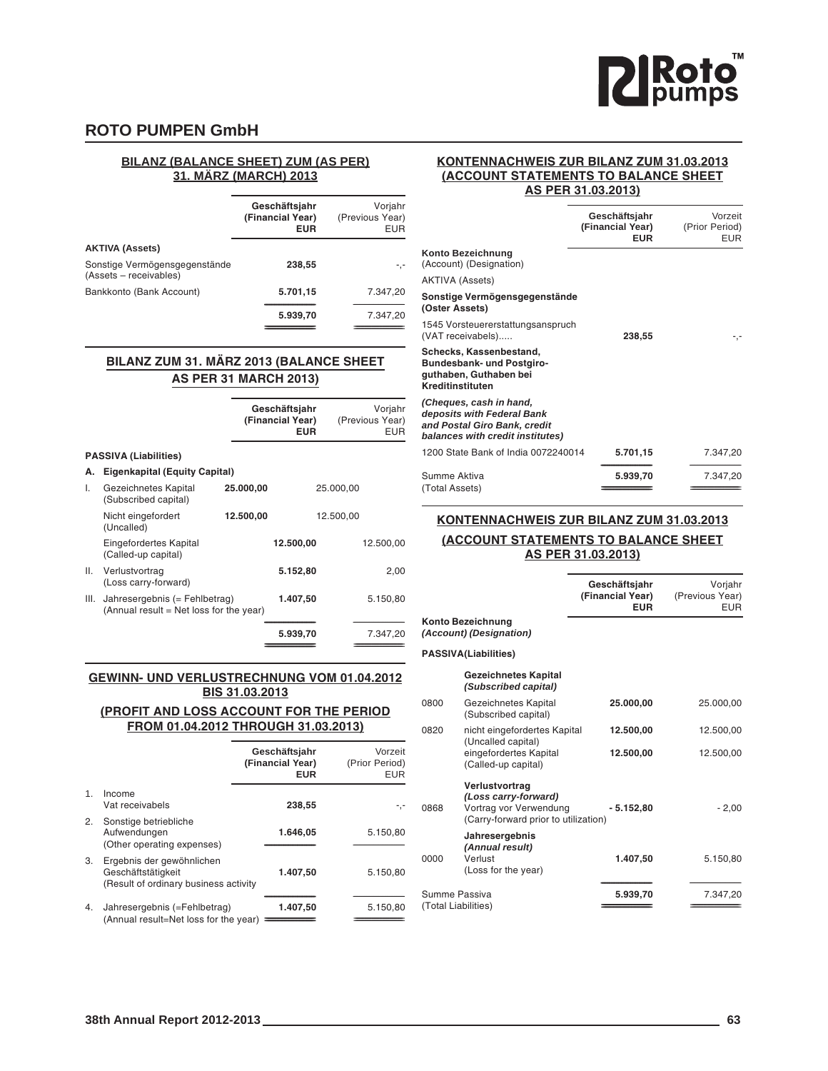## ROTO PUMPEN GmbH

### BILANZ (BALANCE SHEET) ZUM (AS PER) 31. MÄRZ (MARCH) 2013

| | Geschäftsjahr (Financial Year) EUR | Vorjahr (Previous Year) EUR |
|---|---|---|
| **AKTIVA (Assets)** | | |
| Sonstige Vermögensgegenstände (Assets – receivables) | **238,55** | -,- |
| Bankkonto (Bank Account) | **5.701,15** | 7.347,20 |
| | **5.939,70** | 7.347,20 |

### BILANZ ZUM 31. MÄRZ 2013 (BALANCE SHEET AS PER 31 MARCH 2013)

| | | | Geschäftsjahr (Financial Year) EUR | | Vorjahr (Previous Year) EUR |
|---|---|---|---|---|---|
| **PASSIVA (Liabilities)** | | | | | |
| **A.** | **Eigenkapital (Equity Capital)** | | | | |
| I. | Gezeichnetes Kapital (Subscribed capital) | **25.000,00** | | 25.000,00 | |
| | Nicht eingefordert (Uncalled) | **12.500,00** | | 12.500,00 | |
| | Eingefordertes Kapital (Called-up capital) | | **12.500,00** | | 12.500,00 |
| II. | Verlustvortrag (Loss carry-forward) | | **5.152,80** | | 2,00 |
| III. | Jahresergebnis (= Fehlbetrag) (Annual result = Net loss for the year) | | **1.407,50** | | 5.150,80 |
| | | | **5.939,70** | | 7.347,20 |

### GEWINN- UND VERLUSTRECHNUNG VOM 01.04.2012 BIS 31.03.2013

### (PROFIT AND LOSS ACCOUNT FOR THE PERIOD FROM 01.04.2012 THROUGH 31.03.2013)

| | | Geschäftsjahr (Financial Year) EUR | Vorzeit (Prior Period) EUR |
|---|---|---|---|
| 1. | Income Vat receivabels | **238,55** | -,- |
| 2. | Sonstige betriebliche Aufwendungen (Other operating expenses) | **1.646,05** | 5.150,80 |
| 3. | Ergebnis der gewöhnlichen Geschäftstätigkeit (Result of ordinary business activity | **1.407,50** | 5.150,80 |
| 4. | Jahresergebnis (=Fehlbetrag) (Annual result=Net loss for the year) | **1.407,50** | 5.150,80 |

### KONTENNACHWEIS ZUR BILANZ ZUM 31.03.2013 (ACCOUNT STATEMENTS TO BALANCE SHEET AS PER 31.03.2013)

| | Geschäftsjahr (Financial Year) EUR | Vorzeit (Prior Period) EUR |
|---|---|---|
| **Konto Bezeichnung** (Account) (Designation) | | |
| AKTIVA (Assets) | | |
| **Sonstige Vermögensgegenstände (Oster Assets)** | | |
| 1545 Vorsteuererstattungsanspruch (VAT receivabels)..... | **238,55** | -,- |
| **Schecks, Kassenbestand, Bundesbank- und Postgiro-guthaben, Guthaben bei Kreditinstituten** | | |
| ***(Cheques, cash in hand, deposits with Federal Bank and Postal Giro Bank, credit balances with credit institutes)*** | | |
| 1200 State Bank of India 0072240014 | **5.701,15** | 7.347,20 |
| Summe Aktiva (Total Assets) | **5.939,70** | 7.347,20 |

### KONTENNACHWEIS ZUR BILANZ ZUM 31.03.2013

### (ACCOUNT STATEMENTS TO BALANCE SHEET AS PER 31.03.2013)

| | | Geschäftsjahr (Financial Year) EUR | Vorjahr (Previous Year) EUR |
|---|---|---|---|
| **Konto Bezeichnung** | ***(Account) (Designation)*** | | |
| **PASSIVA(Liabilities)** | | | |
| | **Gezeichnetes Kapital** ***(Subscribed capital)*** | | |
| 0800 | Gezeichnetes Kapital (Subscribed capital) | **25.000,00** | 25.000,00 |
| 0820 | nicht eingefordertes Kapital (Uncalled capital) | **12.500,00** | 12.500,00 |
| | eingefordertes Kapital (Called-up capital) | **12.500,00** | 12.500,00 |
| | **Verlustvortrag** ***(Loss carry-forward)*** | | |
| 0868 | Vortrag vor Verwendung (Carry-forward prior to utilization) | **- 5.152,80** | - 2,00 |
| | **Jahresergebnis** ***(Annual result)*** | | |
| 0000 | Verlust (Loss for the year) | **1.407,50** | 5.150,80 |
| Summe Passiva (Total Liabilities) | | **5.939,70** | 7.347,20 |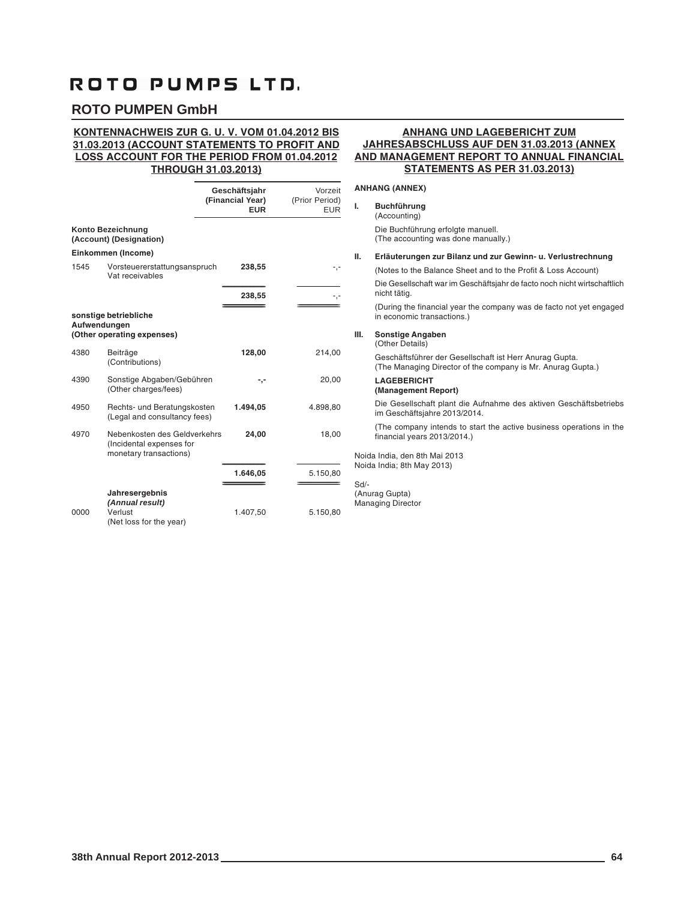# ROTO PUMPS LTD.

## ROTO PUMPEN GmbH

### KONTENNACHWEIS ZUR G. U. V. VOM 01.04.2012 BIS 31.03.2013 (ACCOUNT STATEMENTS TO PROFIT AND LOSS ACCOUNT FOR THE PERIOD FROM 01.04.2012 THROUGH 31.03.2013)

| | | **Geschäftsjahr (Financial Year) EUR** | Vorzeit (Prior Period) EUR |
|---|---|---|---|
| **Konto Bezeichnung (Account) (Designation)** | | | |
| **Einkommen (Income)** | | | |
| 1545 | Vorsteuererstattungsanspruch Vat receivables | **238,55** | -,- |
| | | **238,55** | -,- |
| **sonstige betriebliche Aufwendungen (Other operating expenses)** | | | |
| 4380 | Beiträge (Contributions) | **128,00** | 214,00 |
| 4390 | Sonstige Abgaben/Gebühren (Other charges/fees) | **-,-** | 20,00 |
| 4950 | Rechts- und Beratungskosten (Legal and consultancy fees) | **1.494,05** | 4.898,80 |
| 4970 | Nebenkosten des Geldverkehrs (Incidental expenses for monetary transactions) | **24,00** | 18,00 |
| | | **1.646,05** | 5.150,80 |
| | **Jahresergebnis** ***(Annual result)*** | | |
| 0000 | Verlust (Net loss for the year) | 1.407,50 | 5.150,80 |

### ANHANG UND LAGEBERICHT ZUM JAHRESABSCHLUSS AUF DEN 31.03.2013 (ANNEX AND MANAGEMENT REPORT TO ANNUAL FINANCIAL STATEMENTS AS PER 31.03.2013)

**ANHANG (ANNEX)**

**I. Buchführung**
(Accounting)

Die Buchführung erfolgte manuell.
(The accounting was done manually.)

**II. Erläuterungen zur Bilanz und zur Gewinn- u. Verlustrechnung**

(Notes to the Balance Sheet and to the Profit & Loss Account)

Die Gesellschaft war im Geschäftsjahr de facto noch nicht wirtschaftlich nicht tätig.

(During the financial year the company was de facto not yet engaged in economic transactions.)

**III. Sonstige Angaben**
(Other Details)

Geschäftsführer der Gesellschaft ist Herr Anurag Gupta.
(The Managing Director of the company is Mr. Anurag Gupta.)

**LAGEBERICHT**
**(Management Report)**

Die Gesellschaft plant die Aufnahme des aktiven Geschäftsbetriebs im Geschäftsjahre 2013/2014.

(The company intends to start the active business operations in the financial years 2013/2014.)

Noida India, den 8th Mai 2013
Noida India; 8th May 2013)

Sd/-
(Anurag Gupta)
Managing Director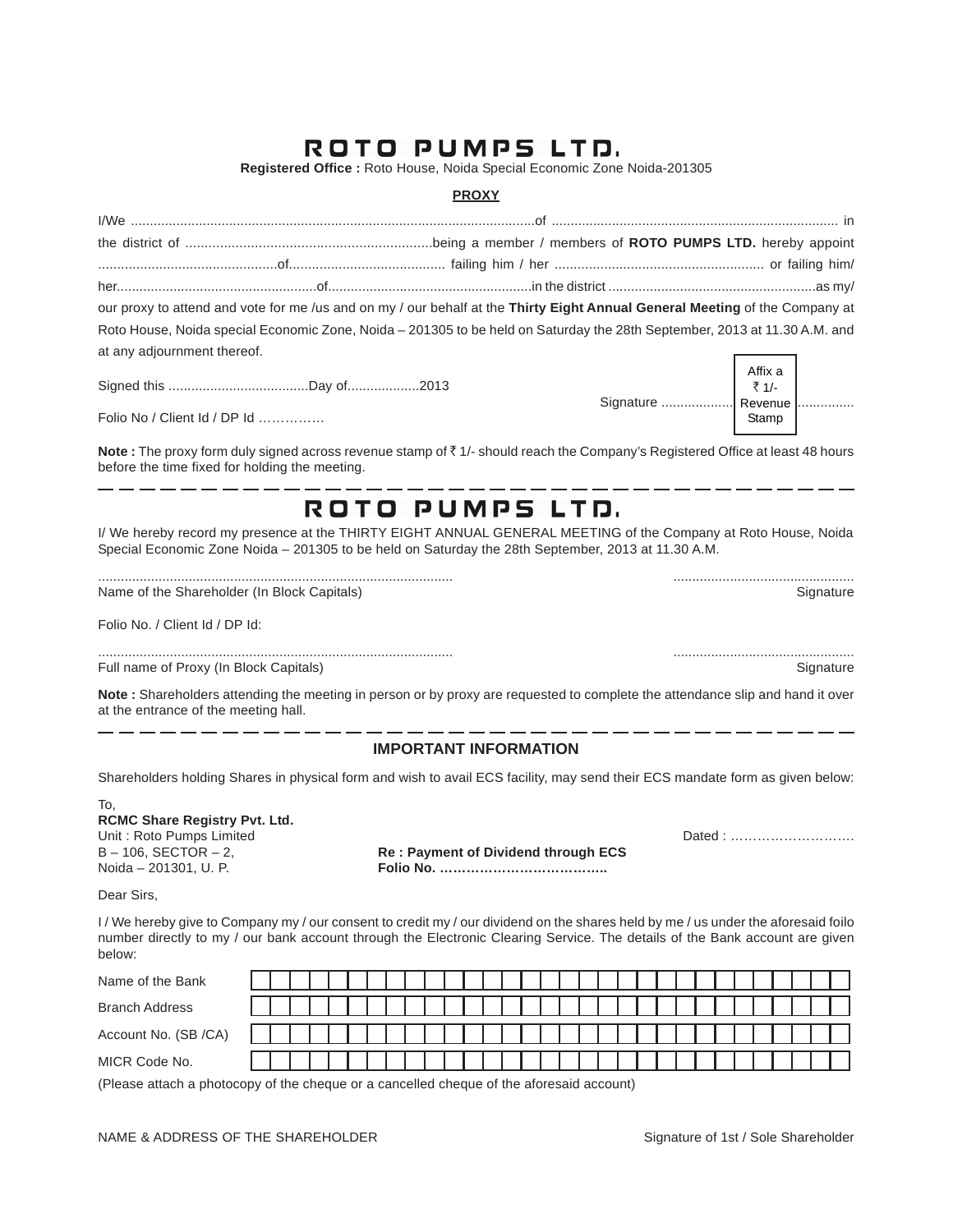# ROTO PUMPS LTD.

**Registered Office :** Roto House, Noida Special Economic Zone Noida-201305

## PROXY

I/We ..........................................................................................................of ........................................................................... in the district of ................................................................being a member / members of **ROTO PUMPS LTD.** hereby appoint ...............................................of......................................... failing him / her ....................................................... or failing him/ her.....................................................of.....................................................in the district ......................................................as my/ our proxy to attend and vote for me /us and on my / our behalf at the **Thirty Eight Annual General Meeting** of the Company at Roto House, Noida special Economic Zone, Noida – 201305 to be held on Saturday the 28th September, 2013 at 11.30 A.M. and at any adjournment thereof.

Signed this .....................................Day of..................2013

Signature ................... [Affix a ₹ 1/- Revenue Stamp] ..............

Folio No / Client Id / DP Id ……………

**Note :** The proxy form duly signed across revenue stamp of ₹ 1/- should reach the Company's Registered Office at least 48 hours before the time fixed for holding the meeting.

---

# ROTO PUMPS LTD.

I/ We hereby record my presence at the THIRTY EIGHT ANNUAL GENERAL MEETING of the Company at Roto House, Noida Special Economic Zone Noida – 201305 to be held on Saturday the 28th September, 2013 at 11.30 A.M.

.............................................................................................. ................................................

Name of the Shareholder (In Block Capitals) Signature

Folio No. / Client Id / DP Id:

.............................................................................................. ................................................

Full name of Proxy (In Block Capitals) Signature

**Note :** Shareholders attending the meeting in person or by proxy are requested to complete the attendance slip and hand it over at the entrance of the meeting hall.

---

## IMPORTANT INFORMATION

Shareholders holding Shares in physical form and wish to avail ECS facility, may send their ECS mandate form as given below:

To,
**RCMC Share Registry Pvt. Ltd.**
Unit : Roto Pumps Limited
B – 106, SECTOR – 2,
Noida – 201301, U. P.

Dated : ……………………….

**Re : Payment of Dividend through ECS**
**Folio No. ………………………………..**

Dear Sirs,

I / We hereby give to Company my / our consent to credit my / our dividend on the shares held by me / us under the aforesaid foilo number directly to my / our bank account through the Electronic Clearing Service. The details of the Bank account are given below:

| | |
|---|---|
| Name of the Bank | |
| Branch Address | |
| Account No. (SB /CA) | |
| MICR Code No. | |

(Please attach a photocopy of the cheque or a cancelled cheque of the aforesaid account)

NAME & ADDRESS OF THE SHAREHOLDER Signature of 1st / Sole Shareholder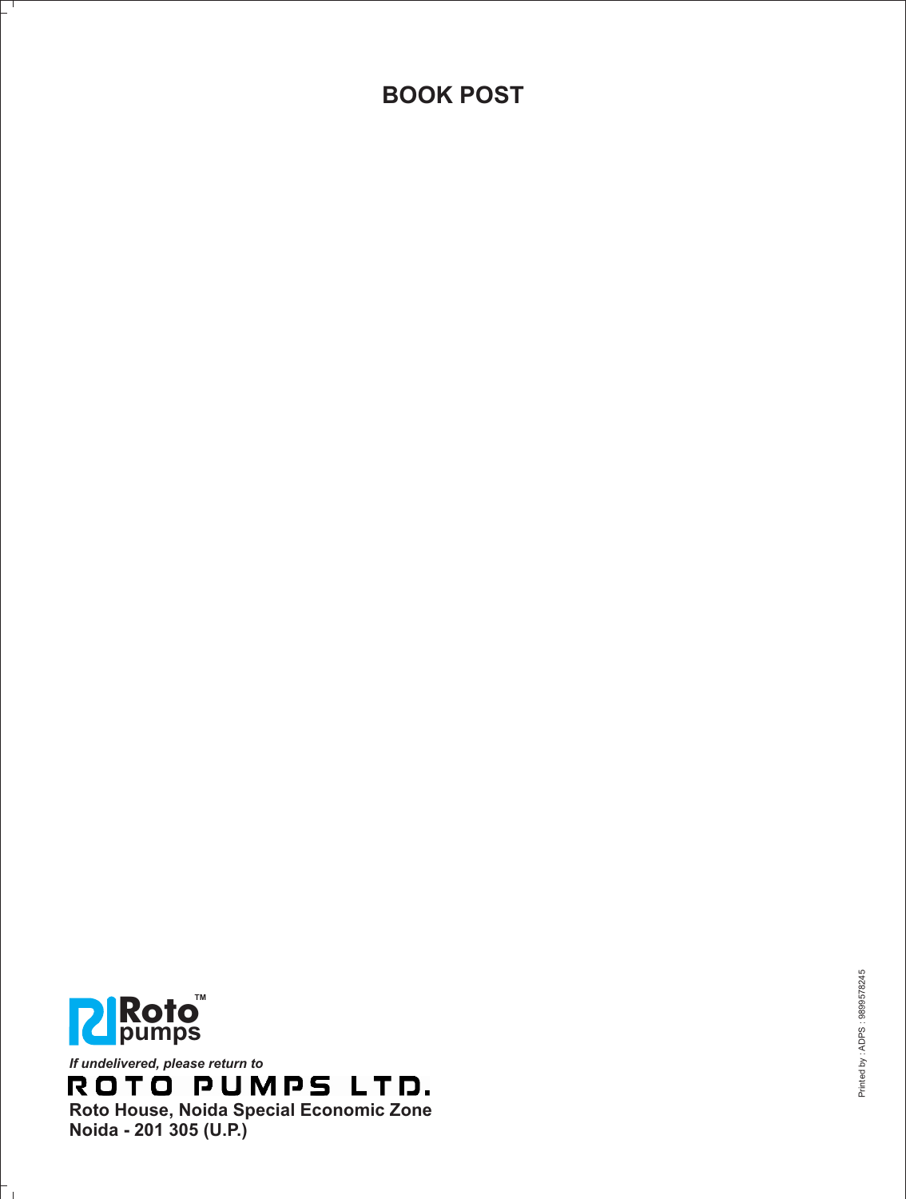**BOOK POST**

Roto™ pumps

*If undelivered, please return to*

**ROTO PUMPS LTD.**

**Roto House, Noida Special Economic Zone**
**Noida - 201 305 (U.P.)**

Printed by : ADPS : 9899578245